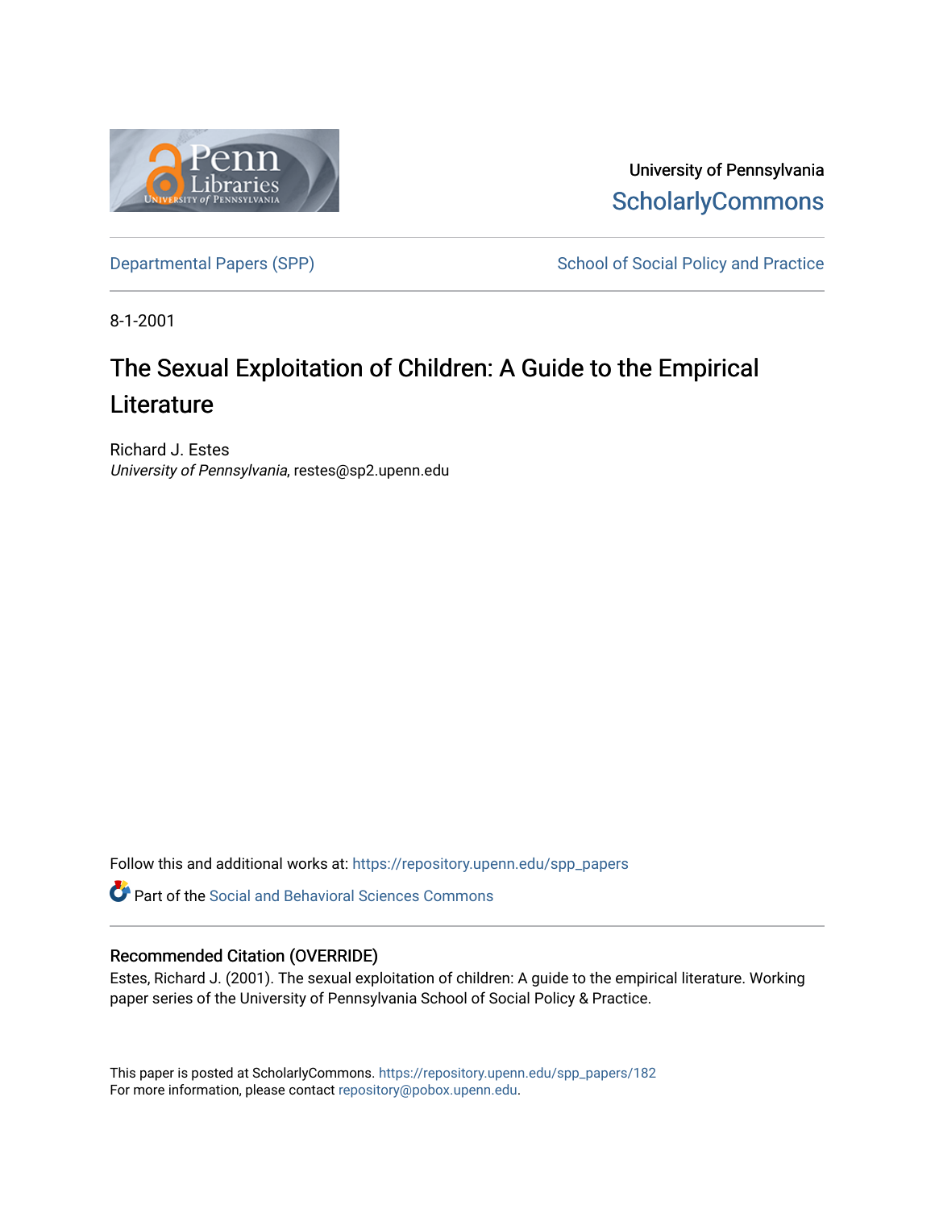University of Pennsylvania
ScholarlyCommons

Departmental Papers (SPP) | School of Social Policy and Practice

8-1-2001

# The Sexual Exploitation of Children: A Guide to the Empirical Literature

Richard J. Estes
*University of Pennsylvania*, restes@sp2.upenn.edu

Follow this and additional works at: https://repository.upenn.edu/spp_papers

Part of the Social and Behavioral Sciences Commons

## Recommended Citation (OVERRIDE)

Estes, Richard J. (2001). The sexual exploitation of children: A guide to the empirical literature. Working paper series of the University of Pennsylvania School of Social Policy & Practice.

This paper is posted at ScholarlyCommons. https://repository.upenn.edu/spp_papers/182
For more information, please contact repository@pobox.upenn.edu.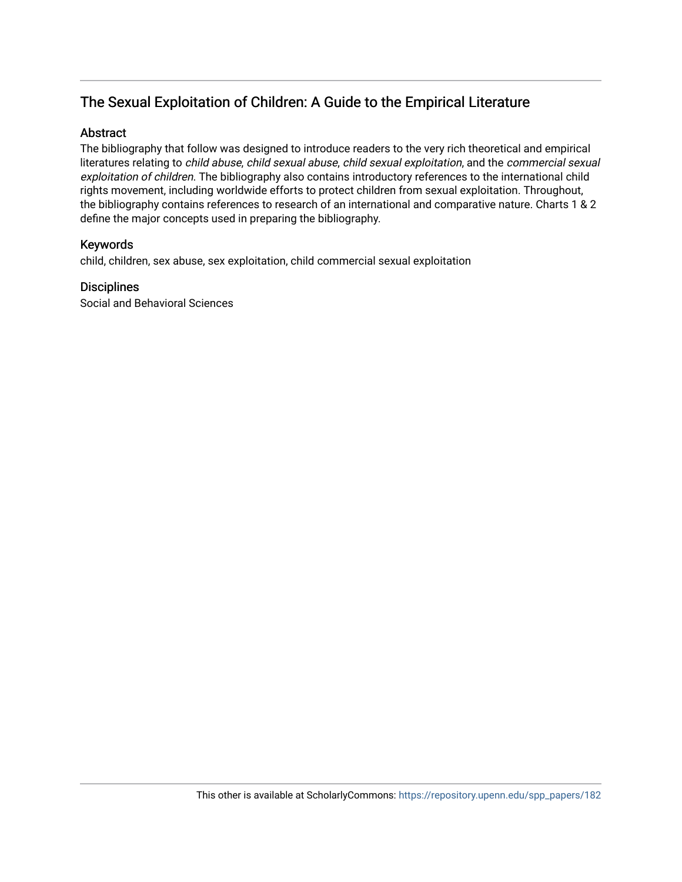## The Sexual Exploitation of Children: A Guide to the Empirical Literature

### Abstract

The bibliography that follow was designed to introduce readers to the very rich theoretical and empirical literatures relating to *child abuse*, *child sexual abuse*, *child sexual exploitation*, and the *commercial sexual exploitation of children*. The bibliography also contains introductory references to the international child rights movement, including worldwide efforts to protect children from sexual exploitation. Throughout, the bibliography contains references to research of an international and comparative nature. Charts 1 & 2 define the major concepts used in preparing the bibliography.

### Keywords

child, children, sex abuse, sex exploitation, child commercial sexual exploitation

### Disciplines

Social and Behavioral Sciences

This other is available at ScholarlyCommons: https://repository.upenn.edu/spp_papers/182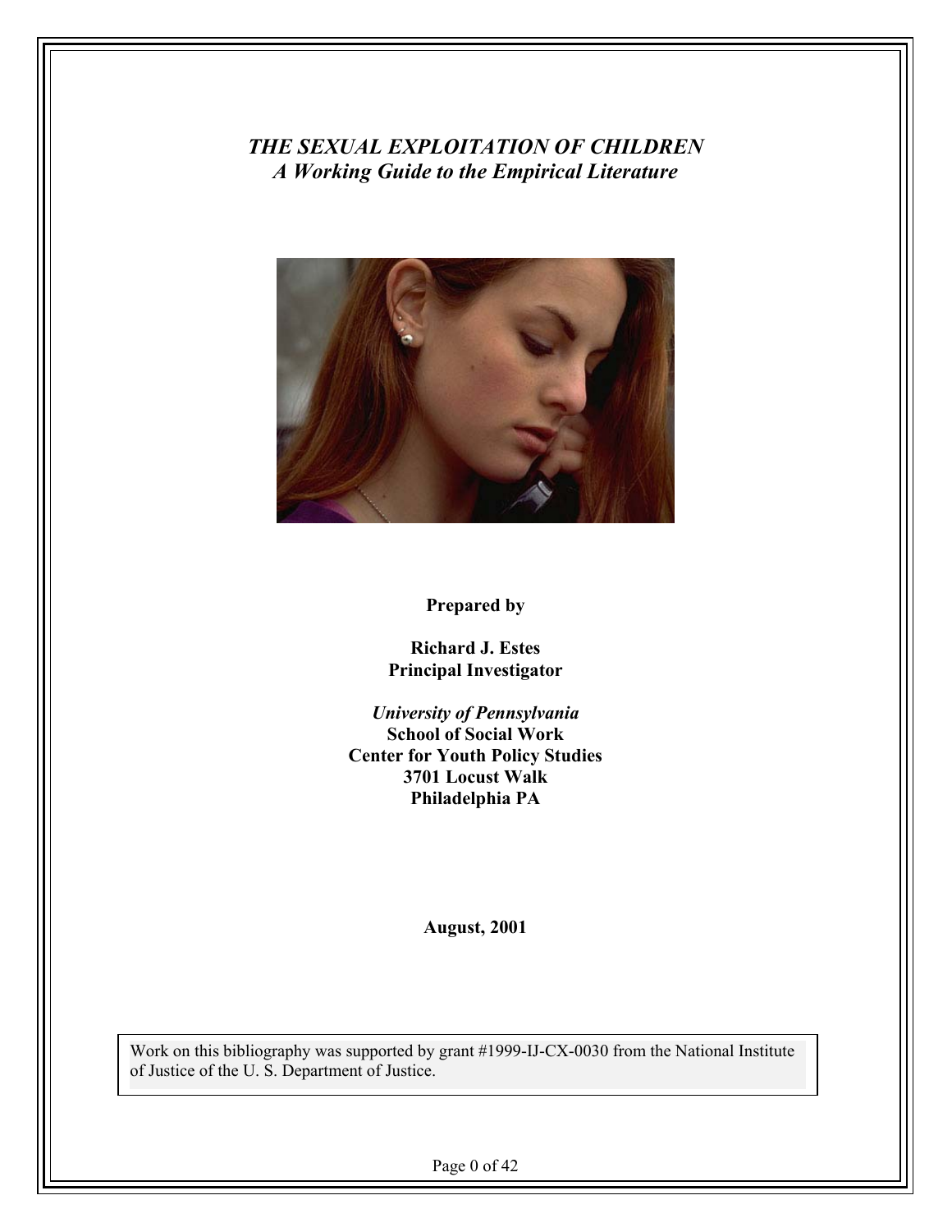# *THE SEXUAL EXPLOITATION OF CHILDREN*
## *A Working Guide to the Empirical Literature*

**Prepared by**

**Richard J. Estes**
**Principal Investigator**

***University of Pennsylvania***
**School of Social Work**
**Center for Youth Policy Studies**
**3701 Locust Walk**
**Philadelphia PA**

**August, 2001**

Work on this bibliography was supported by grant #1999-IJ-CX-0030 from the National Institute of Justice of the U. S. Department of Justice.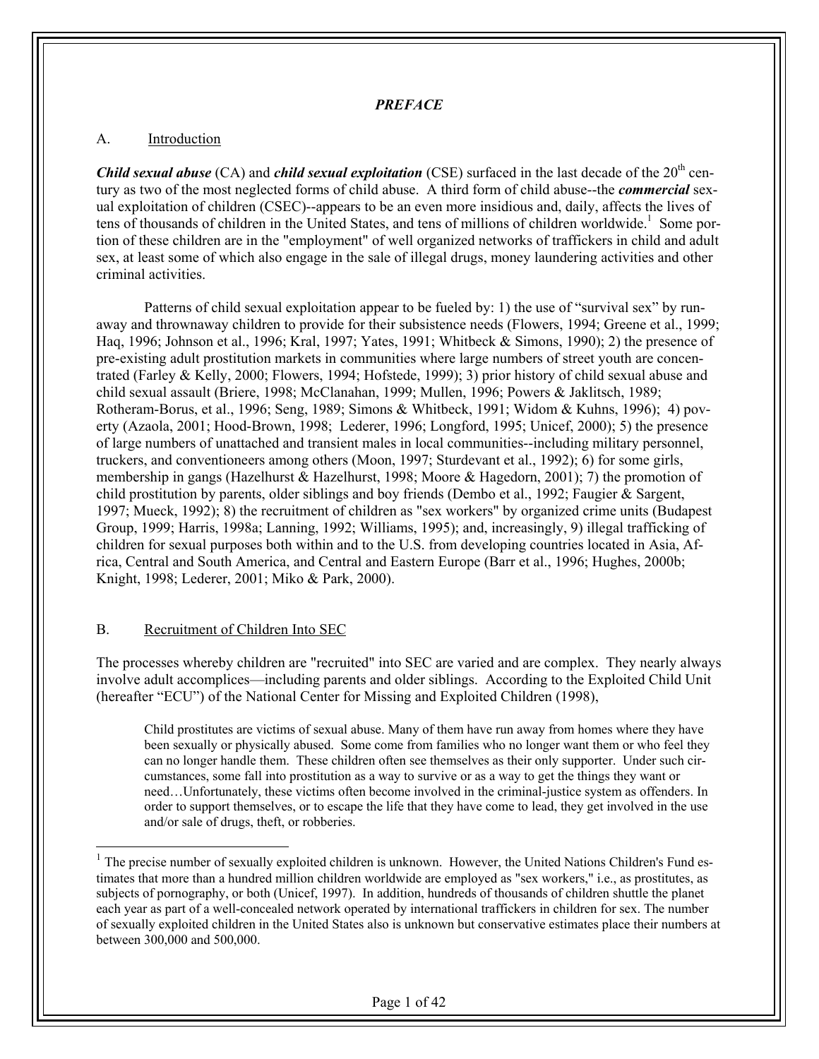## *PREFACE*

A. Introduction

***Child sexual abuse*** (CA) and ***child sexual exploitation*** (CSE) surfaced in the last decade of the 20th century as two of the most neglected forms of child abuse. A third form of child abuse--the ***commercial*** sexual exploitation of children (CSEC)--appears to be an even more insidious and, daily, affects the lives of tens of thousands of children in the United States, and tens of millions of children worldwide.[1] Some portion of these children are in the "employment" of well organized networks of traffickers in child and adult sex, at least some of which also engage in the sale of illegal drugs, money laundering activities and other criminal activities.

Patterns of child sexual exploitation appear to be fueled by: 1) the use of "survival sex" by runaway and thrownaway children to provide for their subsistence needs (Flowers, 1994; Greene et al., 1999; Haq, 1996; Johnson et al., 1996; Kral, 1997; Yates, 1991; Whitbeck & Simons, 1990); 2) the presence of pre-existing adult prostitution markets in communities where large numbers of street youth are concentrated (Farley & Kelly, 2000; Flowers, 1994; Hofstede, 1999); 3) prior history of child sexual abuse and child sexual assault (Briere, 1998; McClanahan, 1999; Mullen, 1996; Powers & Jaklitsch, 1989; Rotheram-Borus, et al., 1996; Seng, 1989; Simons & Whitbeck, 1991; Widom & Kuhns, 1996); 4) poverty (Azaola, 2001; Hood-Brown, 1998; Lederer, 1996; Longford, 1995; Unicef, 2000); 5) the presence of large numbers of unattached and transient males in local communities--including military personnel, truckers, and conventioneers among others (Moon, 1997; Sturdevant et al., 1992); 6) for some girls, membership in gangs (Hazelhurst & Hazelhurst, 1998; Moore & Hagedorn, 2001); 7) the promotion of child prostitution by parents, older siblings and boy friends (Dembo et al., 1992; Faugier & Sargent, 1997; Mueck, 1992); 8) the recruitment of children as "sex workers" by organized crime units (Budapest Group, 1999; Harris, 1998a; Lanning, 1992; Williams, 1995); and, increasingly, 9) illegal trafficking of children for sexual purposes both within and to the U.S. from developing countries located in Asia, Africa, Central and South America, and Central and Eastern Europe (Barr et al., 1996; Hughes, 2000b; Knight, 1998; Lederer, 2001; Miko & Park, 2000).

B. Recruitment of Children Into SEC

The processes whereby children are "recruited" into SEC are varied and are complex. They nearly always involve adult accomplices—including parents and older siblings. According to the Exploited Child Unit (hereafter "ECU") of the National Center for Missing and Exploited Children (1998),

> Child prostitutes are victims of sexual abuse. Many of them have run away from homes where they have been sexually or physically abused. Some come from families who no longer want them or who feel they can no longer handle them. These children often see themselves as their only supporter. Under such circumstances, some fall into prostitution as a way to survive or as a way to get the things they want or need…Unfortunately, these victims often become involved in the criminal-justice system as offenders. In order to support themselves, or to escape the life that they have come to lead, they get involved in the use and/or sale of drugs, theft, or robberies.

[1] The precise number of sexually exploited children is unknown. However, the United Nations Children's Fund estimates that more than a hundred million children worldwide are employed as "sex workers," i.e., as prostitutes, as subjects of pornography, or both (Unicef, 1997). In addition, hundreds of thousands of children shuttle the planet each year as part of a well-concealed network operated by international traffickers in children for sex. The number of sexually exploited children in the United States also is unknown but conservative estimates place their numbers at between 300,000 and 500,000.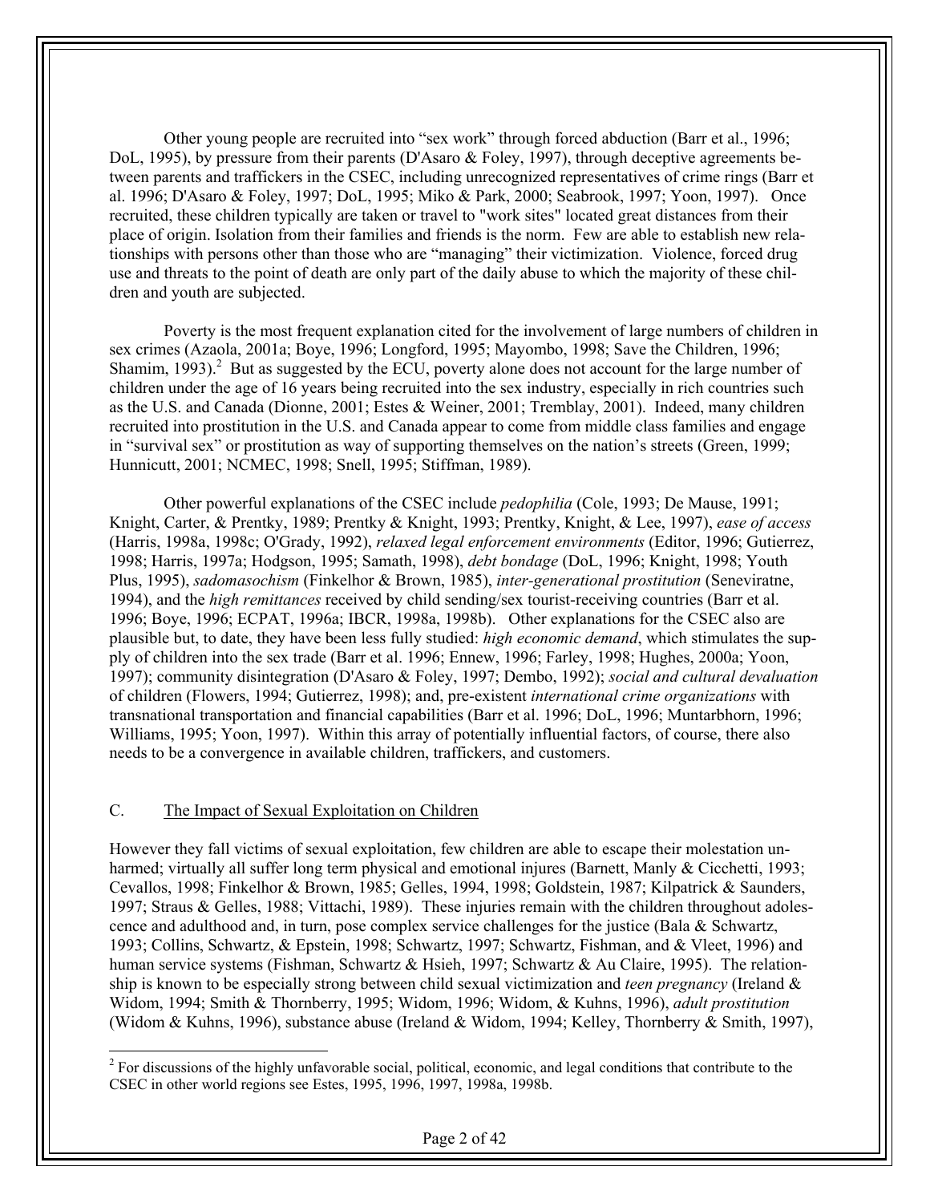Other young people are recruited into "sex work" through forced abduction (Barr et al., 1996; DoL, 1995), by pressure from their parents (D'Asaro & Foley, 1997), through deceptive agreements between parents and traffickers in the CSEC, including unrecognized representatives of crime rings (Barr et al. 1996; D'Asaro & Foley, 1997; DoL, 1995; Miko & Park, 2000; Seabrook, 1997; Yoon, 1997). Once recruited, these children typically are taken or travel to "work sites" located great distances from their place of origin. Isolation from their families and friends is the norm. Few are able to establish new relationships with persons other than those who are "managing" their victimization. Violence, forced drug use and threats to the point of death are only part of the daily abuse to which the majority of these children and youth are subjected.

Poverty is the most frequent explanation cited for the involvement of large numbers of children in sex crimes (Azaola, 2001a; Boye, 1996; Longford, 1995; Mayombo, 1998; Save the Children, 1996; Shamim, 1993).[2] But as suggested by the ECU, poverty alone does not account for the large number of children under the age of 16 years being recruited into the sex industry, especially in rich countries such as the U.S. and Canada (Dionne, 2001; Estes & Weiner, 2001; Tremblay, 2001). Indeed, many children recruited into prostitution in the U.S. and Canada appear to come from middle class families and engage in "survival sex" or prostitution as way of supporting themselves on the nation's streets (Green, 1999; Hunnicutt, 2001; NCMEC, 1998; Snell, 1995; Stiffman, 1989).

Other powerful explanations of the CSEC include *pedophilia* (Cole, 1993; De Mause, 1991; Knight, Carter, & Prentky, 1989; Prentky & Knight, 1993; Prentky, Knight, & Lee, 1997), *ease of access* (Harris, 1998a, 1998c; O'Grady, 1992), *relaxed legal enforcement environments* (Editor, 1996; Gutierrez, 1998; Harris, 1997a; Hodgson, 1995; Samath, 1998), *debt bondage* (DoL, 1996; Knight, 1998; Youth Plus, 1995), *sadomasochism* (Finkelhor & Brown, 1985), *inter-generational prostitution* (Seneviratne, 1994), and the *high remittances* received by child sending/sex tourist-receiving countries (Barr et al. 1996; Boye, 1996; ECPAT, 1996a; IBCR, 1998a, 1998b). Other explanations for the CSEC also are plausible but, to date, they have been less fully studied: *high economic demand*, which stimulates the supply of children into the sex trade (Barr et al. 1996; Ennew, 1996; Farley, 1998; Hughes, 2000a; Yoon, 1997); community disintegration (D'Asaro & Foley, 1997; Dembo, 1992); *social and cultural devaluation* of children (Flowers, 1994; Gutierrez, 1998); and, pre-existent *international crime organizations* with transnational transportation and financial capabilities (Barr et al. 1996; DoL, 1996; Muntarbhorn, 1996; Williams, 1995; Yoon, 1997). Within this array of potentially influential factors, of course, there also needs to be a convergence in available children, traffickers, and customers.

## C. The Impact of Sexual Exploitation on Children

However they fall victims of sexual exploitation, few children are able to escape their molestation unharmed; virtually all suffer long term physical and emotional injures (Barnett, Manly & Cicchetti, 1993; Cevallos, 1998; Finkelhor & Brown, 1985; Gelles, 1994, 1998; Goldstein, 1987; Kilpatrick & Saunders, 1997; Straus & Gelles, 1988; Vittachi, 1989). These injuries remain with the children throughout adolescence and adulthood and, in turn, pose complex service challenges for the justice (Bala & Schwartz, 1993; Collins, Schwartz, & Epstein, 1998; Schwartz, 1997; Schwartz, Fishman, and & Vleet, 1996) and human service systems (Fishman, Schwartz & Hsieh, 1997; Schwartz & Au Claire, 1995). The relationship is known to be especially strong between child sexual victimization and *teen pregnancy* (Ireland & Widom, 1994; Smith & Thornberry, 1995; Widom, 1996; Widom, & Kuhns, 1996), *adult prostitution* (Widom & Kuhns, 1996), substance abuse (Ireland & Widom, 1994; Kelley, Thornberry & Smith, 1997),

---

[2] For discussions of the highly unfavorable social, political, economic, and legal conditions that contribute to the CSEC in other world regions see Estes, 1995, 1996, 1997, 1998a, 1998b.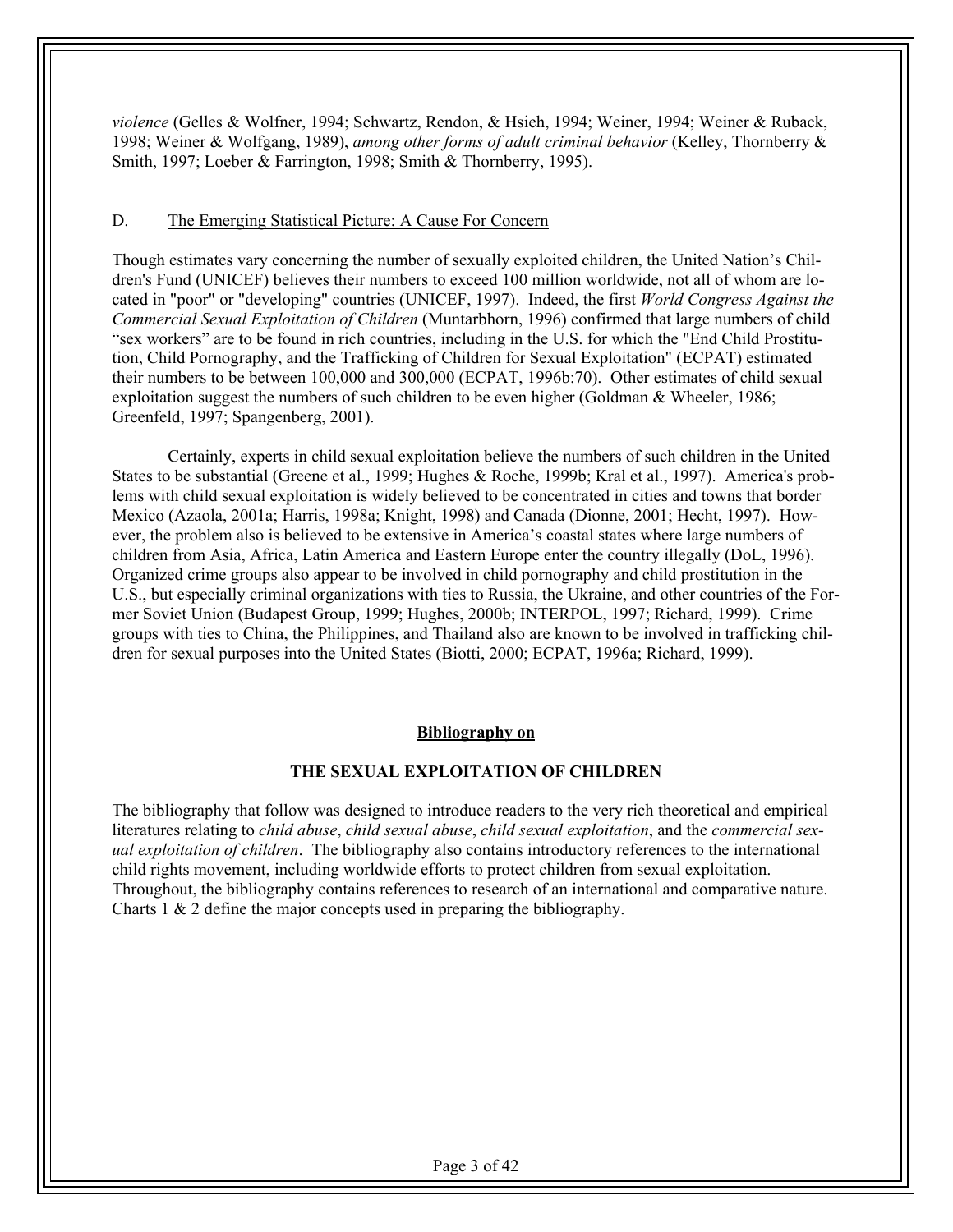*violence* (Gelles & Wolfner, 1994; Schwartz, Rendon, & Hsieh, 1994; Weiner, 1994; Weiner & Ruback, 1998; Weiner & Wolfgang, 1989), *among other forms of adult criminal behavior* (Kelley, Thornberry & Smith, 1997; Loeber & Farrington, 1998; Smith & Thornberry, 1995).

### D. The Emerging Statistical Picture: A Cause For Concern

Though estimates vary concerning the number of sexually exploited children, the United Nation's Children's Fund (UNICEF) believes their numbers to exceed 100 million worldwide, not all of whom are located in "poor" or "developing" countries (UNICEF, 1997). Indeed, the first *World Congress Against the Commercial Sexual Exploitation of Children* (Muntarbhorn, 1996) confirmed that large numbers of child "sex workers" are to be found in rich countries, including in the U.S. for which the "End Child Prostitution, Child Pornography, and the Trafficking of Children for Sexual Exploitation" (ECPAT) estimated their numbers to be between 100,000 and 300,000 (ECPAT, 1996b:70). Other estimates of child sexual exploitation suggest the numbers of such children to be even higher (Goldman & Wheeler, 1986; Greenfeld, 1997; Spangenberg, 2001).

Certainly, experts in child sexual exploitation believe the numbers of such children in the United States to be substantial (Greene et al., 1999; Hughes & Roche, 1999b; Kral et al., 1997). America's problems with child sexual exploitation is widely believed to be concentrated in cities and towns that border Mexico (Azaola, 2001a; Harris, 1998a; Knight, 1998) and Canada (Dionne, 2001; Hecht, 1997). However, the problem also is believed to be extensive in America's coastal states where large numbers of children from Asia, Africa, Latin America and Eastern Europe enter the country illegally (DoL, 1996). Organized crime groups also appear to be involved in child pornography and child prostitution in the U.S., but especially criminal organizations with ties to Russia, the Ukraine, and other countries of the Former Soviet Union (Budapest Group, 1999; Hughes, 2000b; INTERPOL, 1997; Richard, 1999). Crime groups with ties to China, the Philippines, and Thailand also are known to be involved in trafficking children for sexual purposes into the United States (Biotti, 2000; ECPAT, 1996a; Richard, 1999).

## Bibliography on

## THE SEXUAL EXPLOITATION OF CHILDREN

The bibliography that follow was designed to introduce readers to the very rich theoretical and empirical literatures relating to *child abuse*, *child sexual abuse*, *child sexual exploitation*, and the *commercial sexual exploitation of children*. The bibliography also contains introductory references to the international child rights movement, including worldwide efforts to protect children from sexual exploitation. Throughout, the bibliography contains references to research of an international and comparative nature. Charts 1 & 2 define the major concepts used in preparing the bibliography.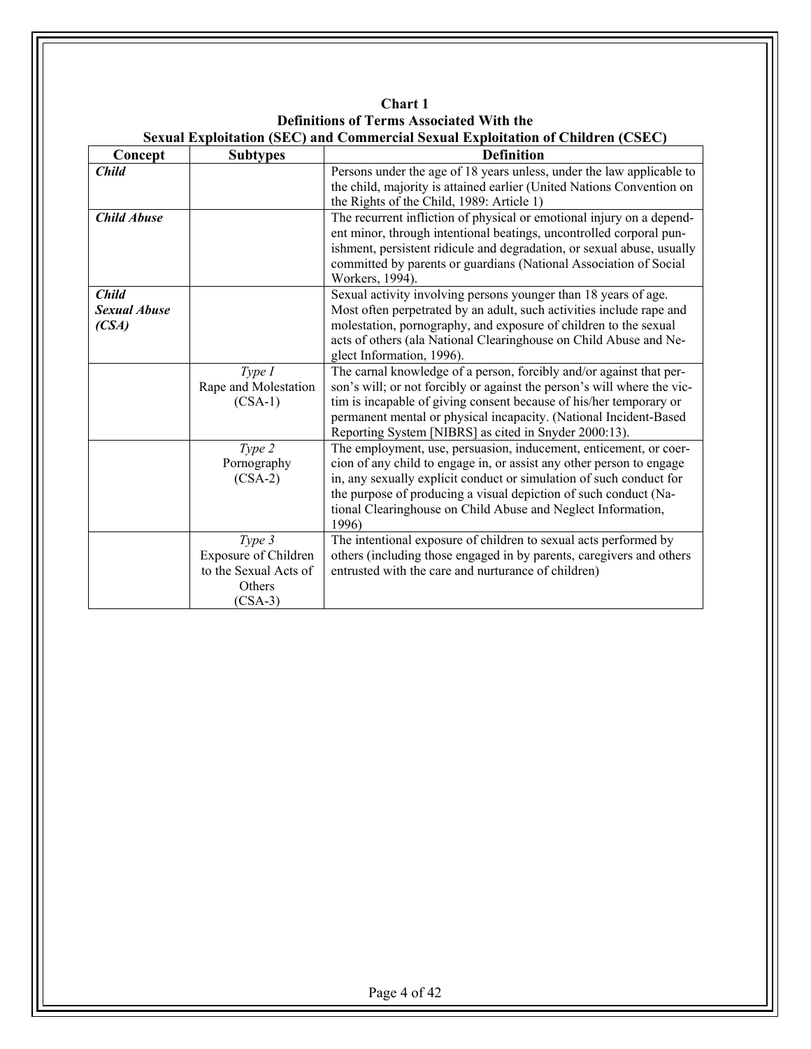**Chart 1**
**Definitions of Terms Associated With the**
**Sexual Exploitation (SEC) and Commercial Sexual Exploitation of Children (CSEC)**

| Concept | Subtypes | Definition |
|---|---|---|
| ***Child*** | | Persons under the age of 18 years unless, under the law applicable to the child, majority is attained earlier (United Nations Convention on the Rights of the Child, 1989: Article 1) |
| ***Child Abuse*** | | The recurrent infliction of physical or emotional injury on a dependent minor, through intentional beatings, uncontrolled corporal punishment, persistent ridicule and degradation, or sexual abuse, usually committed by parents or guardians (National Association of Social Workers, 1994). |
| ***Child Sexual Abuse (CSA)*** | | Sexual activity involving persons younger than 18 years of age. Most often perpetrated by an adult, such activities include rape and molestation, pornography, and exposure of children to the sexual acts of others (ala National Clearinghouse on Child Abuse and Neglect Information, 1996). |
| | *Type I* Rape and Molestation (CSA-1) | The carnal knowledge of a person, forcibly and/or against that person's will; or not forcibly or against the person's will where the victim is incapable of giving consent because of his/her temporary or permanent mental or physical incapacity. (National Incident-Based Reporting System [NIBRS] as cited in Snyder 2000:13). |
| | *Type 2* Pornography (CSA-2) | The employment, use, persuasion, inducement, enticement, or coercion of any child to engage in, or assist any other person to engage in, any sexually explicit conduct or simulation of such conduct for the purpose of producing a visual depiction of such conduct (National Clearinghouse on Child Abuse and Neglect Information, 1996) |
| | *Type 3* Exposure of Children to the Sexual Acts of Others (CSA-3) | The intentional exposure of children to sexual acts performed by others (including those engaged in by parents, caregivers and others entrusted with the care and nurturance of children) |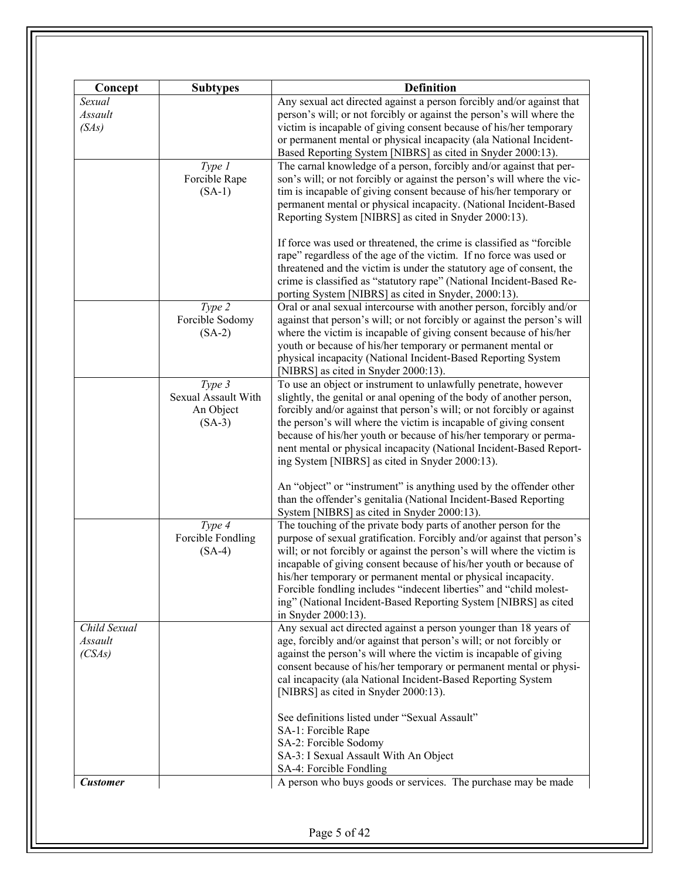| Concept | Subtypes | Definition |
|---|---|---|
| *Sexual Assault (SAs)* | | Any sexual act directed against a person forcibly and/or against that person's will; or not forcibly or against the person's will where the victim is incapable of giving consent because of his/her temporary or permanent mental or physical incapacity (ala National Incident-Based Reporting System [NIBRS] as cited in Snyder 2000:13). |
| | *Type 1* Forcible Rape (SA-1) | The carnal knowledge of a person, forcibly and/or against that person's will; or not forcibly or against the person's will where the victim is incapable of giving consent because of his/her temporary or permanent mental or physical incapacity. (National Incident-Based Reporting System [NIBRS] as cited in Snyder 2000:13).<br><br>If force was used or threatened, the crime is classified as "forcible rape" regardless of the age of the victim. If no force was used or threatened and the victim is under the statutory age of consent, the crime is classified as "statutory rape" (National Incident-Based Reporting System [NIBRS] as cited in Snyder, 2000:13). |
| | *Type 2* Forcible Sodomy (SA-2) | Oral or anal sexual intercourse with another person, forcibly and/or against that person's will; or not forcibly or against the person's will where the victim is incapable of giving consent because of his/her youth or because of his/her temporary or permanent mental or physical incapacity (National Incident-Based Reporting System [NIBRS] as cited in Snyder 2000:13). |
| | *Type 3* Sexual Assault With An Object (SA-3) | To use an object or instrument to unlawfully penetrate, however slightly, the genital or anal opening of the body of another person, forcibly and/or against that person's will; or not forcibly or against the person's will where the victim is incapable of giving consent because of his/her youth or because of his/her temporary or permanent mental or physical incapacity (National Incident-Based Reporting System [NIBRS] as cited in Snyder 2000:13).<br><br>An "object" or "instrument" is anything used by the offender other than the offender's genitalia (National Incident-Based Reporting System [NIBRS] as cited in Snyder 2000:13). |
| | *Type 4* Forcible Fondling (SA-4) | The touching of the private body parts of another person for the purpose of sexual gratification. Forcibly and/or against that person's will; or not forcibly or against the person's will where the victim is incapable of giving consent because of his/her youth or because of his/her temporary or permanent mental or physical incapacity. Forcible fondling includes "indecent liberties" and "child molesting" (National Incident-Based Reporting System [NIBRS] as cited in Snyder 2000:13). |
| *Child Sexual Assault (CSAs)* | | Any sexual act directed against a person younger than 18 years of age, forcibly and/or against that person's will; or not forcibly or against the person's will where the victim is incapable of giving consent because of his/her temporary or permanent mental or physical incapacity (ala National Incident-Based Reporting System [NIBRS] as cited in Snyder 2000:13).<br><br>See definitions listed under "Sexual Assault"<br>SA-1: Forcible Rape<br>SA-2: Forcible Sodomy<br>SA-3: I Sexual Assault With An Object<br>SA-4: Forcible Fondling |
| ***Customer*** | | A person who buys goods or services. The purchase may be made |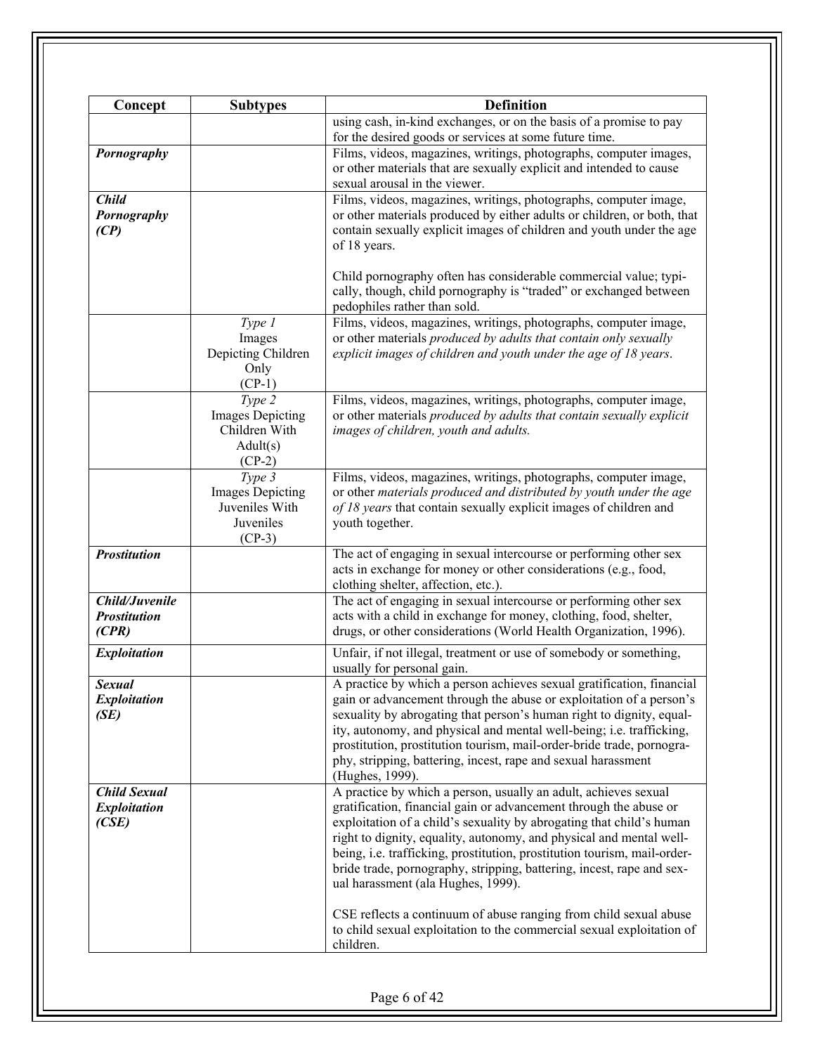| Concept | Subtypes | Definition |
|---|---|---|
| | | using cash, in-kind exchanges, or on the basis of a promise to pay for the desired goods or services at some future time. |
| ***Pornography*** | | Films, videos, magazines, writings, photographs, computer images, or other materials that are sexually explicit and intended to cause sexual arousal in the viewer. |
| ***Child Pornography (CP)*** | | Films, videos, magazines, writings, photographs, computer image, or other materials produced by either adults or children, or both, that contain sexually explicit images of children and youth under the age of 18 years.<br><br>Child pornography often has considerable commercial value; typically, though, child pornography is "traded" or exchanged between pedophiles rather than sold. |
| | *Type 1* Images Depicting Children Only (CP-1) | Films, videos, magazines, writings, photographs, computer image, or other materials *produced by adults that contain only sexually explicit images of children and youth under the age of 18 years*. |
| | *Type 2* Images Depicting Children With Adult(s) (CP-2) | Films, videos, magazines, writings, photographs, computer image, or other materials *produced by adults that contain sexually explicit images of children, youth and adults.* |
| | *Type 3* Images Depicting Juveniles With Juveniles (CP-3) | Films, videos, magazines, writings, photographs, computer image, or other *materials produced and distributed by youth under the age of 18 years* that contain sexually explicit images of children and youth together. |
| ***Prostitution*** | | The act of engaging in sexual intercourse or performing other sex acts in exchange for money or other considerations (e.g., food, clothing shelter, affection, etc.). |
| ***Child/Juvenile Prostitution (CPR)*** | | The act of engaging in sexual intercourse or performing other sex acts with a child in exchange for money, clothing, food, shelter, drugs, or other considerations (World Health Organization, 1996). |
| ***Exploitation*** | | Unfair, if not illegal, treatment or use of somebody or something, usually for personal gain. |
| ***Sexual Exploitation (SE)*** | | A practice by which a person achieves sexual gratification, financial gain or advancement through the abuse or exploitation of a person's sexuality by abrogating that person's human right to dignity, equality, autonomy, and physical and mental well-being; i.e. trafficking, prostitution, prostitution tourism, mail-order-bride trade, pornography, stripping, battering, incest, rape and sexual harassment (Hughes, 1999). |
| ***Child Sexual Exploitation (CSE)*** | | A practice by which a person, usually an adult, achieves sexual gratification, financial gain or advancement through the abuse or exploitation of a child's sexuality by abrogating that child's human right to dignity, equality, autonomy, and physical and mental well-being, i.e. trafficking, prostitution, prostitution tourism, mail-order-bride trade, pornography, stripping, battering, incest, rape and sexual harassment (ala Hughes, 1999).<br><br>CSE reflects a continuum of abuse ranging from child sexual abuse to child sexual exploitation to the commercial sexual exploitation of children. |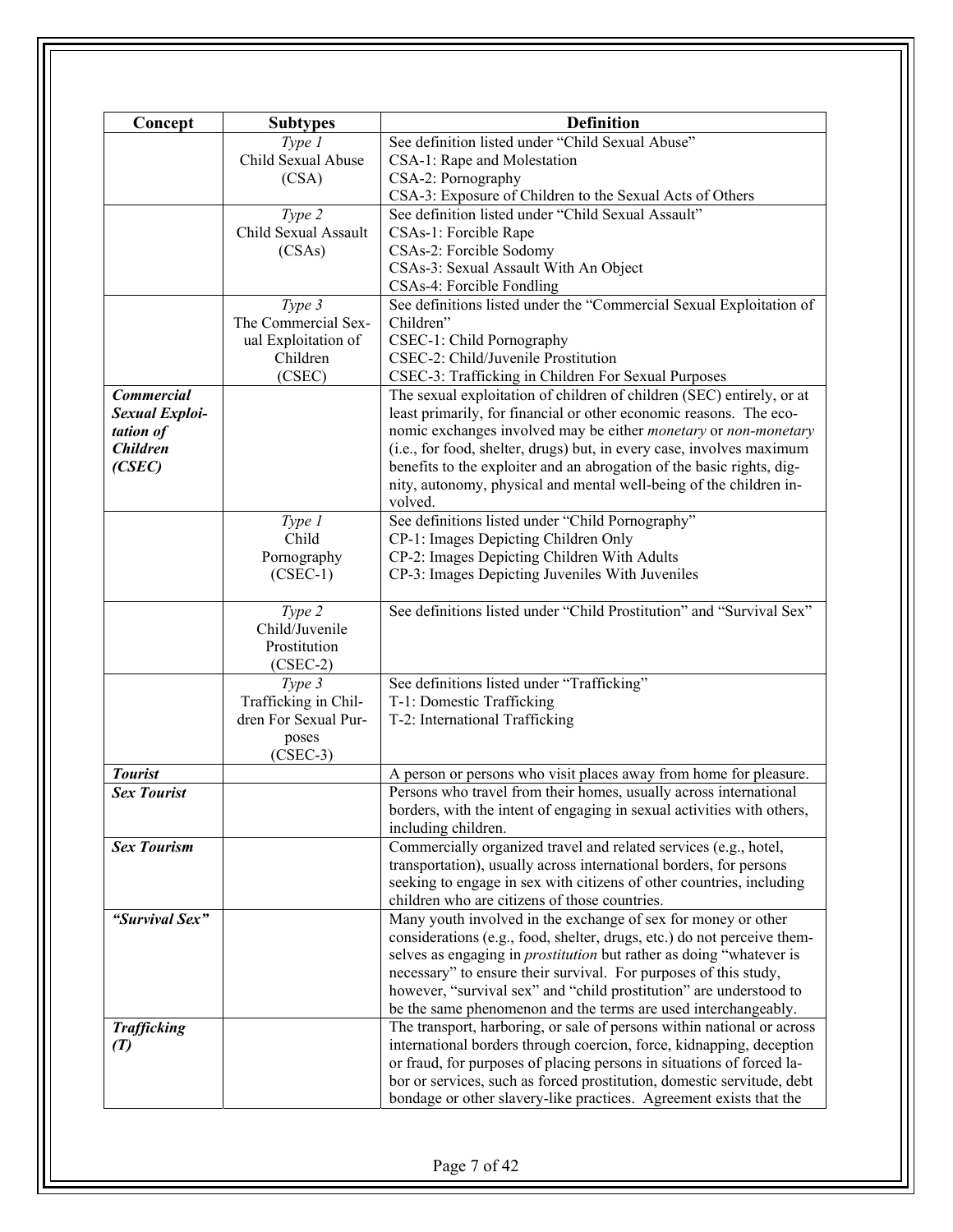| Concept | Subtypes | Definition |
|---|---|---|
| | *Type 1* Child Sexual Abuse (CSA) | See definition listed under "Child Sexual Abuse"<br>CSA-1: Rape and Molestation<br>CSA-2: Pornography<br>CSA-3: Exposure of Children to the Sexual Acts of Others |
| | *Type 2* Child Sexual Assault (CSAs) | See definition listed under "Child Sexual Assault"<br>CSAs-1: Forcible Rape<br>CSAs-2: Forcible Sodomy<br>CSAs-3: Sexual Assault With An Object<br>CSAs-4: Forcible Fondling |
| | *Type 3* The Commercial Sexual Exploitation of Children (CSEC) | See definitions listed under the "Commercial Sexual Exploitation of Children"<br>CSEC-1: Child Pornography<br>CSEC-2: Child/Juvenile Prostitution<br>CSEC-3: Trafficking in Children For Sexual Purposes |
| ***Commercial Sexual Exploitation of Children (CSEC)*** | | The sexual exploitation of children of children (SEC) entirely, or at least primarily, for financial or other economic reasons. The economic exchanges involved may be either *monetary* or *non-monetary* (i.e., for food, shelter, drugs) but, in every case, involves maximum benefits to the exploiter and an abrogation of the basic rights, dignity, autonomy, physical and mental well-being of the children involved. |
| | *Type 1* Child Pornography (CSEC-1) | See definitions listed under "Child Pornography"<br>CP-1: Images Depicting Children Only<br>CP-2: Images Depicting Children With Adults<br>CP-3: Images Depicting Juveniles With Juveniles |
| | *Type 2* Child/Juvenile Prostitution (CSEC-2) | See definitions listed under "Child Prostitution" and "Survival Sex" |
| | *Type 3* Trafficking in Children For Sexual Purposes (CSEC-3) | See definitions listed under "Trafficking"<br>T-1: Domestic Trafficking<br>T-2: International Trafficking |
| ***Tourist*** | | A person or persons who visit places away from home for pleasure. |
| ***Sex Tourist*** | | Persons who travel from their homes, usually across international borders, with the intent of engaging in sexual activities with others, including children. |
| ***Sex Tourism*** | | Commercially organized travel and related services (e.g., hotel, transportation), usually across international borders, for persons seeking to engage in sex with citizens of other countries, including children who are citizens of those countries. |
| ***"Survival Sex"*** | | Many youth involved in the exchange of sex for money or other considerations (e.g., food, shelter, drugs, etc.) do not perceive themselves as engaging in *prostitution* but rather as doing "whatever is necessary" to ensure their survival. For purposes of this study, however, "survival sex" and "child prostitution" are understood to be the same phenomenon and the terms are used interchangeably. |
| ***Trafficking (T)*** | | The transport, harboring, or sale of persons within national or across international borders through coercion, force, kidnapping, deception or fraud, for purposes of placing persons in situations of forced labor or services, such as forced prostitution, domestic servitude, debt bondage or other slavery-like practices. Agreement exists that the |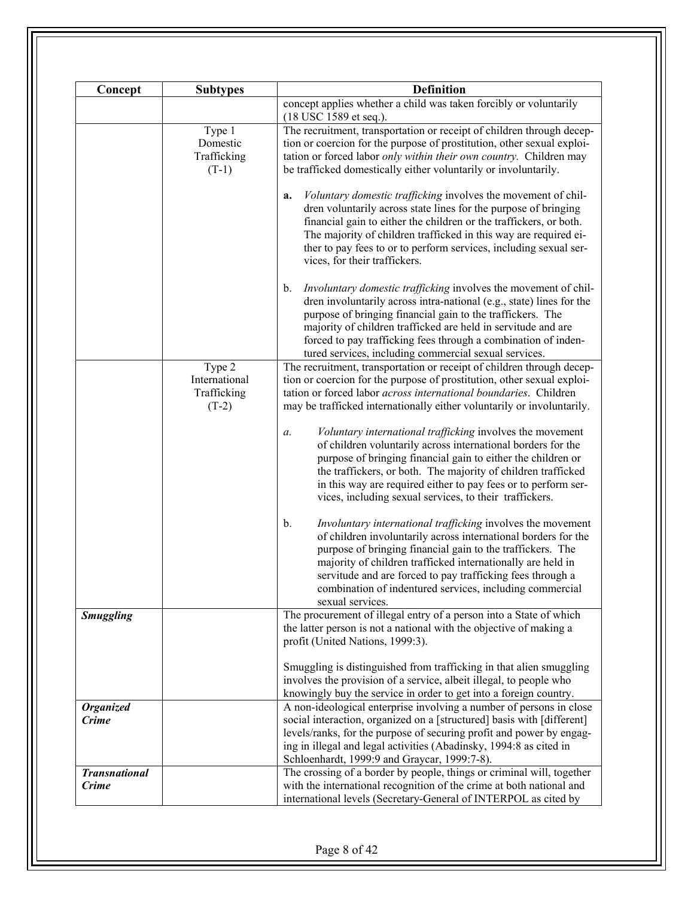| Concept | Subtypes | Definition |
|---|---|---|
| | | concept applies whether a child was taken forcibly or voluntarily (18 USC 1589 et seq.). |
| | Type 1 Domestic Trafficking (T-1) | The recruitment, transportation or receipt of children through deception or coercion for the purpose of prostitution, other sexual exploitation or forced labor *only within their own country.* Children may be trafficked domestically either voluntarily or involuntarily.<br><br>**a.** *Voluntary domestic trafficking* involves the movement of children voluntarily across state lines for the purpose of bringing financial gain to either the children or the traffickers, or both. The majority of children trafficked in this way are required either to pay fees to or to perform services, including sexual services, for their traffickers.<br><br>b. *Involuntary domestic trafficking* involves the movement of children involuntarily across intra-national (e.g., state) lines for the purpose of bringing financial gain to the traffickers. The majority of children trafficked are held in servitude and are forced to pay trafficking fees through a combination of indentured services, including commercial sexual services. |
| | Type 2 International Trafficking (T-2) | The recruitment, transportation or receipt of children through deception or coercion for the purpose of prostitution, other sexual exploitation or forced labor *across international boundaries*. Children may be trafficked internationally either voluntarily or involuntarily.<br><br>*a.* *Voluntary international trafficking* involves the movement of children voluntarily across international borders for the purpose of bringing financial gain to either the children or the traffickers, or both. The majority of children trafficked in this way are required either to pay fees or to perform services, including sexual services, to their traffickers.<br><br>b. *Involuntary international trafficking* involves the movement of children involuntarily across international borders for the purpose of bringing financial gain to the traffickers. The majority of children trafficked internationally are held in servitude and are forced to pay trafficking fees through a combination of indentured services, including commercial sexual services. |
| ***Smuggling*** | | The procurement of illegal entry of a person into a State of which the latter person is not a national with the objective of making a profit (United Nations, 1999:3).<br><br>Smuggling is distinguished from trafficking in that alien smuggling involves the provision of a service, albeit illegal, to people who knowingly buy the service in order to get into a foreign country. |
| ***Organized Crime*** | | A non-ideological enterprise involving a number of persons in close social interaction, organized on a [structured] basis with [different] levels/ranks, for the purpose of securing profit and power by engaging in illegal and legal activities (Abadinsky, 1994:8 as cited in Schloenhardt, 1999:9 and Graycar, 1999:7-8). |
| ***Transnational Crime*** | | The crossing of a border by people, things or criminal will, together with the international recognition of the crime at both national and international levels (Secretary-General of INTERPOL as cited by |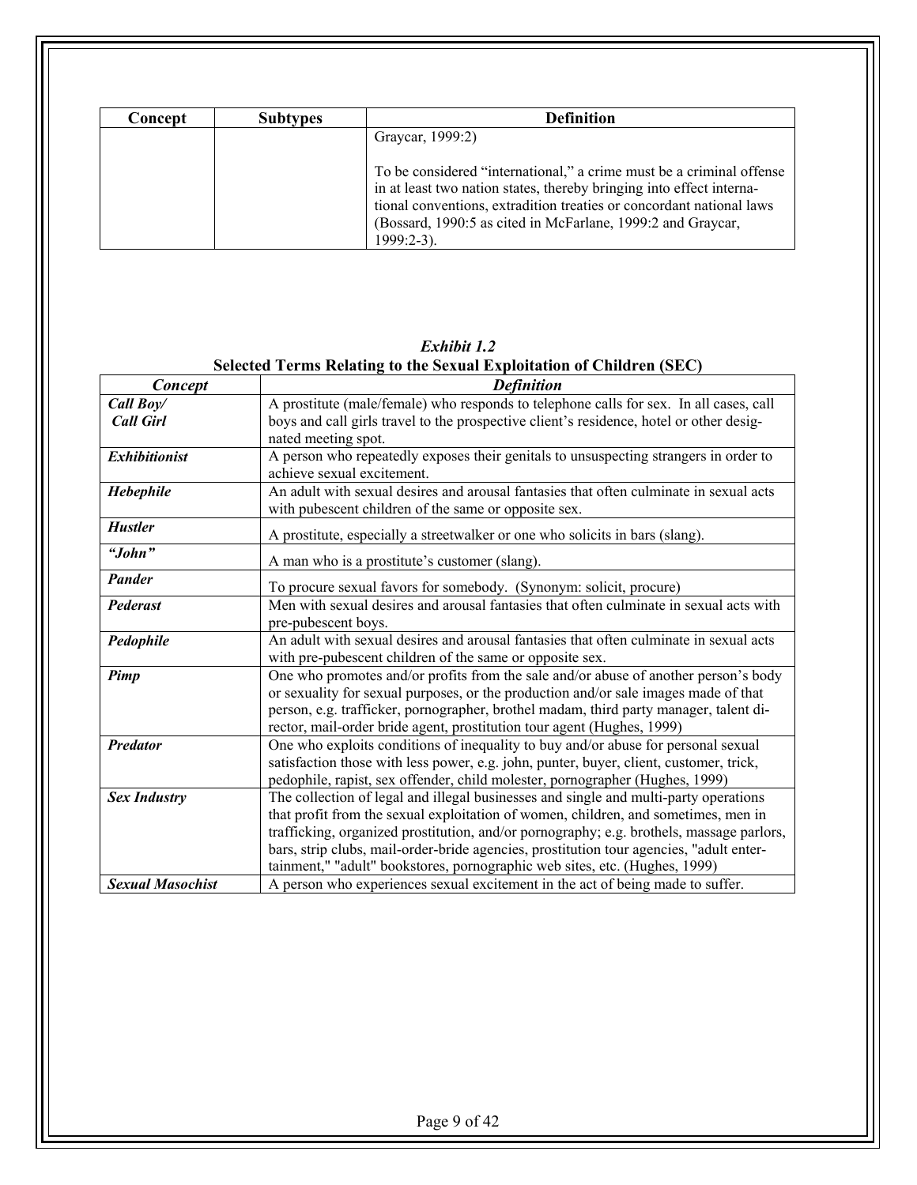| Concept | Subtypes | Definition |
|---|---|---|
| | | Graycar, 1999:2)<br><br>To be considered "international," a crime must be a criminal offense in at least two nation states, thereby bringing into effect international conventions, extradition treaties or concordant national laws (Bossard, 1990:5 as cited in McFarlane, 1999:2 and Graycar, 1999:2-3). |

### *Exhibit 1.2*
### Selected Terms Relating to the Sexual Exploitation of Children (SEC)

| ***Concept*** | ***Definition*** |
|---|---|
| ***Call Boy/ Call Girl*** | A prostitute (male/female) who responds to telephone calls for sex. In all cases, call boys and call girls travel to the prospective client's residence, hotel or other designated meeting spot. |
| ***Exhibitionist*** | A person who repeatedly exposes their genitals to unsuspecting strangers in order to achieve sexual excitement. |
| ***Hebephile*** | An adult with sexual desires and arousal fantasies that often culminate in sexual acts with pubescent children of the same or opposite sex. |
| ***Hustler*** | A prostitute, especially a streetwalker or one who solicits in bars (slang). |
| ***"John"*** | A man who is a prostitute's customer (slang). |
| ***Pander*** | To procure sexual favors for somebody. (Synonym: solicit, procure) |
| ***Pederast*** | Men with sexual desires and arousal fantasies that often culminate in sexual acts with pre-pubescent boys. |
| ***Pedophile*** | An adult with sexual desires and arousal fantasies that often culminate in sexual acts with pre-pubescent children of the same or opposite sex. |
| ***Pimp*** | One who promotes and/or profits from the sale and/or abuse of another person's body or sexuality for sexual purposes, or the production and/or sale images made of that person, e.g. trafficker, pornographer, brothel madam, third party manager, talent director, mail-order bride agent, prostitution tour agent (Hughes, 1999) |
| ***Predator*** | One who exploits conditions of inequality to buy and/or abuse for personal sexual satisfaction those with less power, e.g. john, punter, buyer, client, customer, trick, pedophile, rapist, sex offender, child molester, pornographer (Hughes, 1999) |
| ***Sex Industry*** | The collection of legal and illegal businesses and single and multi-party operations that profit from the sexual exploitation of women, children, and sometimes, men in trafficking, organized prostitution, and/or pornography; e.g. brothels, massage parlors, bars, strip clubs, mail-order-bride agencies, prostitution tour agencies, "adult entertainment," "adult" bookstores, pornographic web sites, etc. (Hughes, 1999) |
| ***Sexual Masochist*** | A person who experiences sexual excitement in the act of being made to suffer. |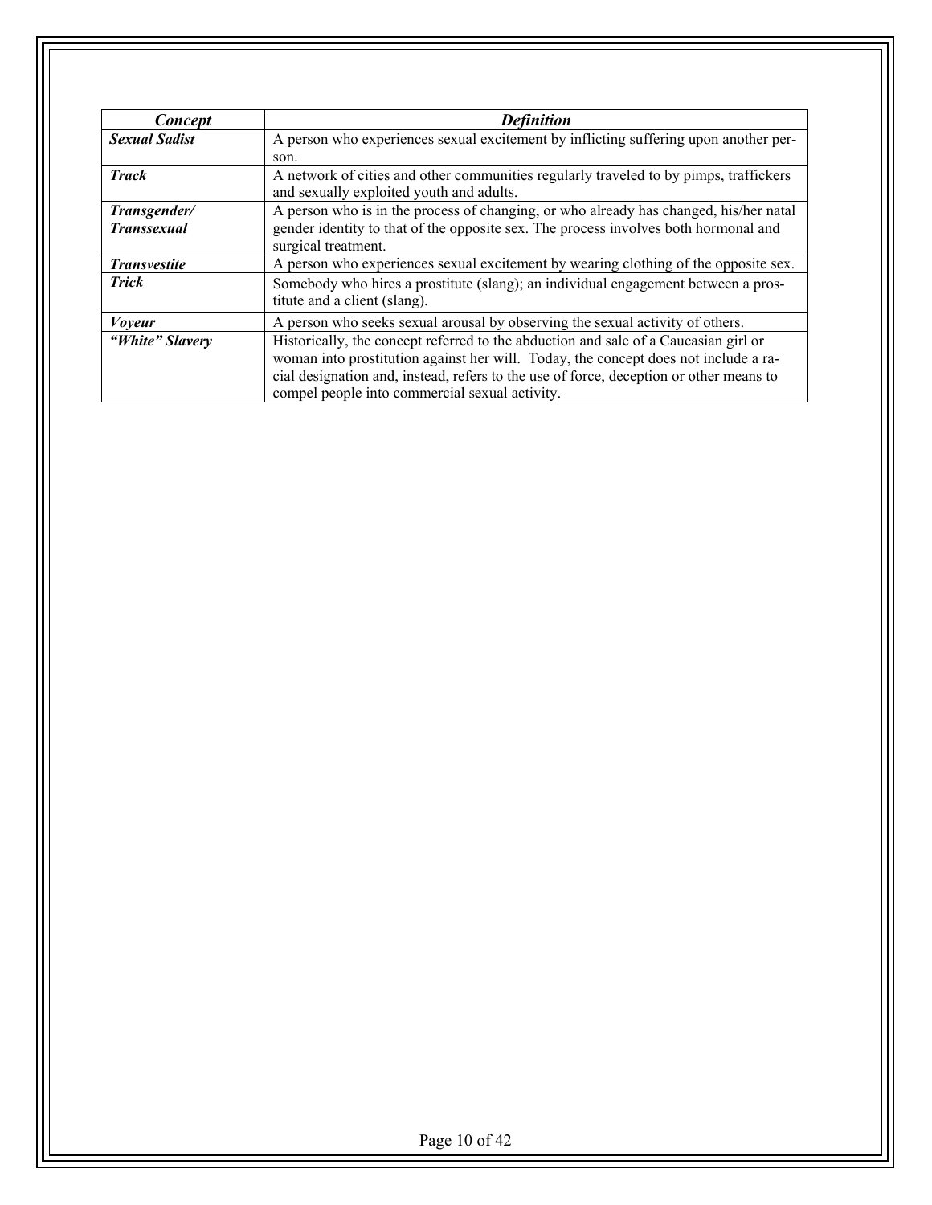| ***Concept*** | ***Definition*** |
| --- | --- |
| ***Sexual Sadist*** | A person who experiences sexual excitement by inflicting suffering upon another person. |
| ***Track*** | A network of cities and other communities regularly traveled to by pimps, traffickers and sexually exploited youth and adults. |
| ***Transgender/ Transsexual*** | A person who is in the process of changing, or who already has changed, his/her natal gender identity to that of the opposite sex. The process involves both hormonal and surgical treatment. |
| ***Transvestite*** | A person who experiences sexual excitement by wearing clothing of the opposite sex. |
| ***Trick*** | Somebody who hires a prostitute (slang); an individual engagement between a prostitute and a client (slang). |
| ***Voyeur*** | A person who seeks sexual arousal by observing the sexual activity of others. |
| ***"White" Slavery*** | Historically, the concept referred to the abduction and sale of a Caucasian girl or woman into prostitution against her will. Today, the concept does not include a racial designation and, instead, refers to the use of force, deception or other means to compel people into commercial sexual activity. |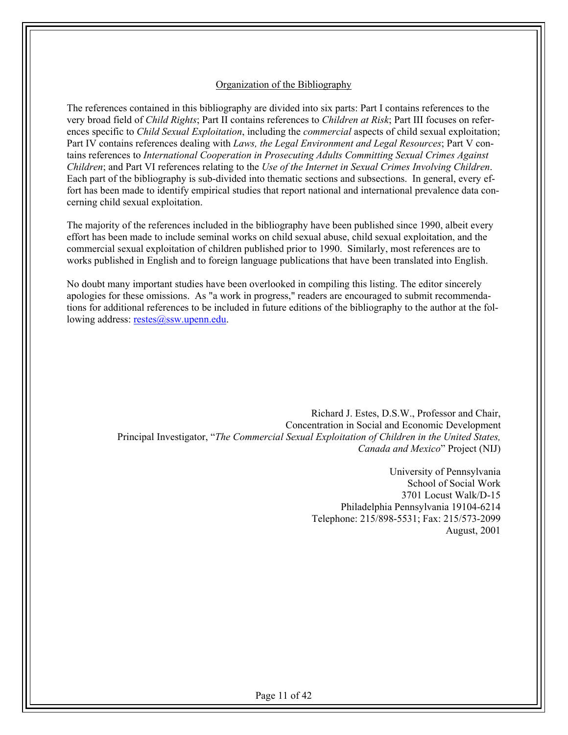## Organization of the Bibliography

The references contained in this bibliography are divided into six parts: Part I contains references to the very broad field of *Child Rights*; Part II contains references to *Children at Risk*; Part III focuses on references specific to *Child Sexual Exploitation*, including the *commercial* aspects of child sexual exploitation; Part IV contains references dealing with *Laws, the Legal Environment and Legal Resources*; Part V contains references to *International Cooperation in Prosecuting Adults Committing Sexual Crimes Against Children*; and Part VI references relating to the *Use of the Internet in Sexual Crimes Involving Children*. Each part of the bibliography is sub-divided into thematic sections and subsections. In general, every effort has been made to identify empirical studies that report national and international prevalence data concerning child sexual exploitation.

The majority of the references included in the bibliography have been published since 1990, albeit every effort has been made to include seminal works on child sexual abuse, child sexual exploitation, and the commercial sexual exploitation of children published prior to 1990. Similarly, most references are to works published in English and to foreign language publications that have been translated into English.

No doubt many important studies have been overlooked in compiling this listing. The editor sincerely apologies for these omissions. As "a work in progress," readers are encouraged to submit recommendations for additional references to be included in future editions of the bibliography to the author at the following address: restes@ssw.upenn.edu.

Richard J. Estes, D.S.W., Professor and Chair,
Concentration in Social and Economic Development
Principal Investigator, "*The Commercial Sexual Exploitation of Children in the United States, Canada and Mexico*" Project (NIJ)

University of Pennsylvania
School of Social Work
3701 Locust Walk/D-15
Philadelphia Pennsylvania 19104-6214
Telephone: 215/898-5531; Fax: 215/573-2099
August, 2001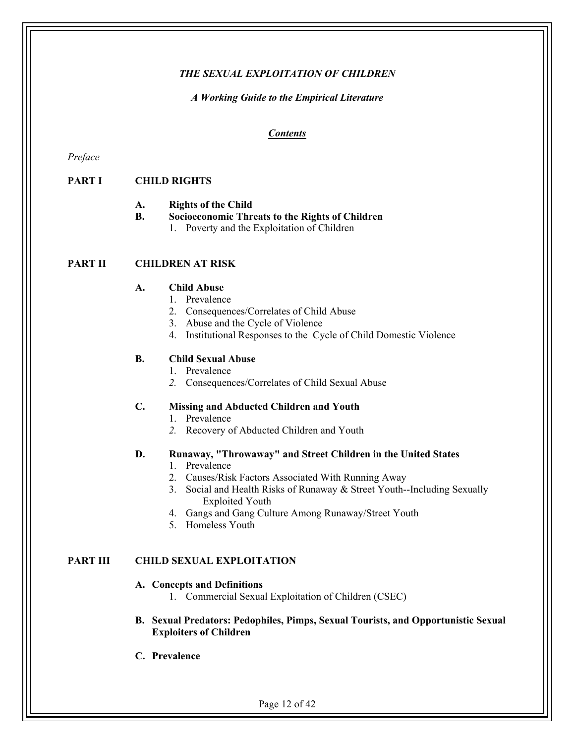*THE SEXUAL EXPLOITATION OF CHILDREN*

*A Working Guide to the Empirical Literature*

***Contents***

*Preface*

**PART I CHILD RIGHTS**

- **A. Rights of the Child**
- **B. Socioeconomic Threats to the Rights of Children**
  1. Poverty and the Exploitation of Children

**PART II CHILDREN AT RISK**

- **A. Child Abuse**
  1. Prevalence
  2. Consequences/Correlates of Child Abuse
  3. Abuse and the Cycle of Violence
  4. Institutional Responses to the Cycle of Child Domestic Violence

- **B. Child Sexual Abuse**
  1. Prevalence
  2. Consequences/Correlates of Child Sexual Abuse

- **C. Missing and Abducted Children and Youth**
  1. Prevalence
  2. Recovery of Abducted Children and Youth

- **D. Runaway, "Throwaway" and Street Children in the United States**
  1. Prevalence
  2. Causes/Risk Factors Associated With Running Away
  3. Social and Health Risks of Runaway & Street Youth--Including Sexually Exploited Youth
  4. Gangs and Gang Culture Among Runaway/Street Youth
  5. Homeless Youth

**PART III CHILD SEXUAL EXPLOITATION**

- **A. Concepts and Definitions**
  1. Commercial Sexual Exploitation of Children (CSEC)

- **B. Sexual Predators: Pedophiles, Pimps, Sexual Tourists, and Opportunistic Sexual Exploiters of Children**

- **C. Prevalence**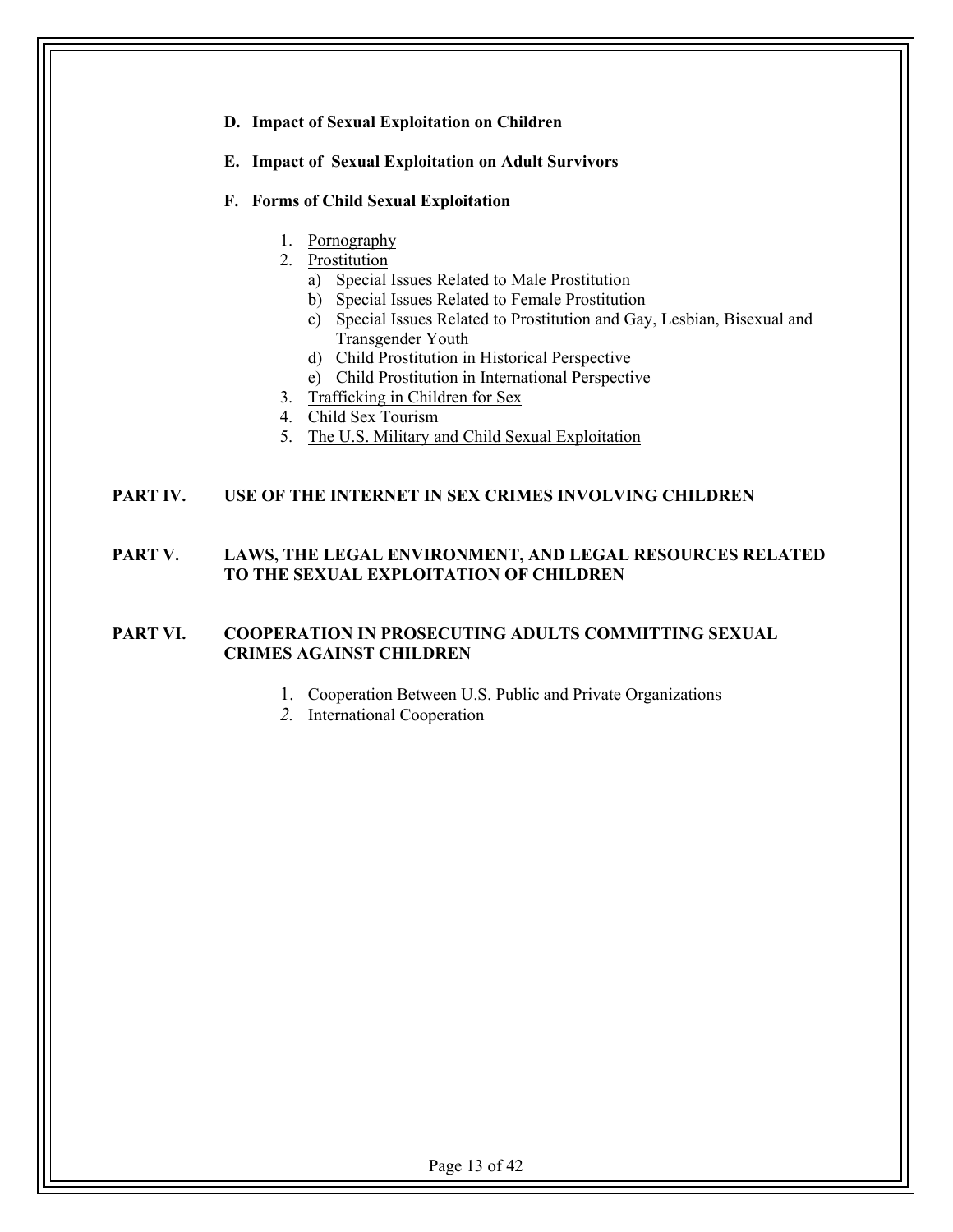**D. Impact of Sexual Exploitation on Children**

**E. Impact of Sexual Exploitation on Adult Survivors**

**F. Forms of Child Sexual Exploitation**

1. Pornography
2. Prostitution
   a) Special Issues Related to Male Prostitution
   b) Special Issues Related to Female Prostitution
   c) Special Issues Related to Prostitution and Gay, Lesbian, Bisexual and Transgender Youth
   d) Child Prostitution in Historical Perspective
   e) Child Prostitution in International Perspective
3. Trafficking in Children for Sex
4. Child Sex Tourism
5. The U.S. Military and Child Sexual Exploitation

**PART IV. USE OF THE INTERNET IN SEX CRIMES INVOLVING CHILDREN**

**PART V. LAWS, THE LEGAL ENVIRONMENT, AND LEGAL RESOURCES RELATED TO THE SEXUAL EXPLOITATION OF CHILDREN**

**PART VI. COOPERATION IN PROSECUTING ADULTS COMMITTING SEXUAL CRIMES AGAINST CHILDREN**

1. Cooperation Between U.S. Public and Private Organizations
2. International Cooperation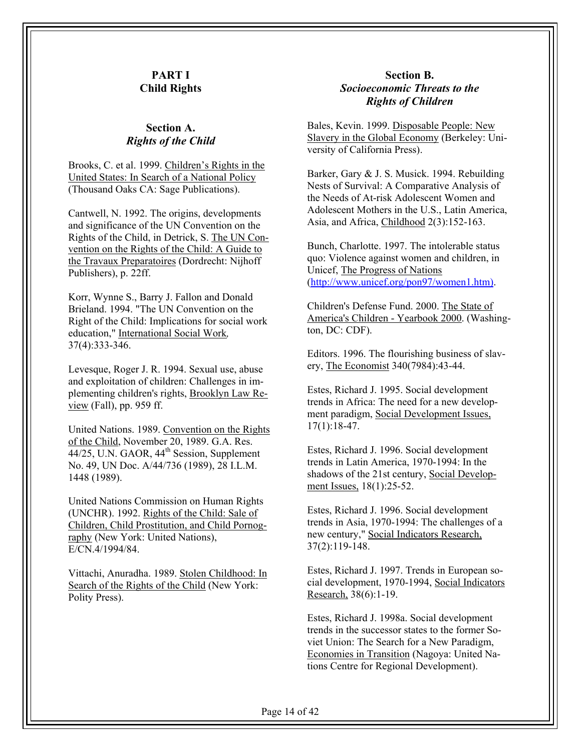## PART I
## Child Rights

### Section A.
### *Rights of the Child*

Brooks, C. et al. 1999. Children's Rights in the United States: In Search of a National Policy (Thousand Oaks CA: Sage Publications).

Cantwell, N. 1992. The origins, developments and significance of the UN Convention on the Rights of the Child, in Detrick, S. The UN Convention on the Rights of the Child: A Guide to the Travaux Preparatoires (Dordrecht: Nijhoff Publishers), p. 22ff.

Korr, Wynne S., Barry J. Fallon and Donald Brieland. 1994. "The UN Convention on the Right of the Child: Implications for social work education," International Social Work, 37(4):333-346.

Levesque, Roger J. R. 1994. Sexual use, abuse and exploitation of children: Challenges in implementing children's rights, Brooklyn Law Review (Fall), pp. 959 ff.

United Nations. 1989. Convention on the Rights of the Child, November 20, 1989. G.A. Res. 44/25, U.N. GAOR, 44th Session, Supplement No. 49, UN Doc. A/44/736 (1989), 28 I.L.M. 1448 (1989).

United Nations Commission on Human Rights (UNCHR). 1992. Rights of the Child: Sale of Children, Child Prostitution, and Child Pornography (New York: United Nations), E/CN.4/1994/84.

Vittachi, Anuradha. 1989. Stolen Childhood: In Search of the Rights of the Child (New York: Polity Press).

### Section B.
### *Socioeconomic Threats to the Rights of Children*

Bales, Kevin. 1999. Disposable People: New Slavery in the Global Economy (Berkeley: University of California Press).

Barker, Gary & J. S. Musick. 1994. Rebuilding Nests of Survival: A Comparative Analysis of the Needs of At-risk Adolescent Women and Adolescent Mothers in the U.S., Latin America, Asia, and Africa, Childhood 2(3):152-163.

Bunch, Charlotte. 1997. The intolerable status quo: Violence against women and children, in Unicef, The Progress of Nations (http://www.unicef.org/pon97/women1.htm).

Children's Defense Fund. 2000. The State of America's Children - Yearbook 2000. (Washington, DC: CDF).

Editors. 1996. The flourishing business of slavery, The Economist 340(7984):43-44.

Estes, Richard J. 1995. Social development trends in Africa: The need for a new development paradigm, Social Development Issues, 17(1):18-47.

Estes, Richard J. 1996. Social development trends in Latin America, 1970-1994: In the shadows of the 21st century, Social Development Issues, 18(1):25-52.

Estes, Richard J. 1996. Social development trends in Asia, 1970-1994: The challenges of a new century," Social Indicators Research, 37(2):119-148.

Estes, Richard J. 1997. Trends in European social development, 1970-1994, Social Indicators Research, 38(6):1-19.

Estes, Richard J. 1998a. Social development trends in the successor states to the former Soviet Union: The Search for a New Paradigm, Economies in Transition (Nagoya: United Nations Centre for Regional Development).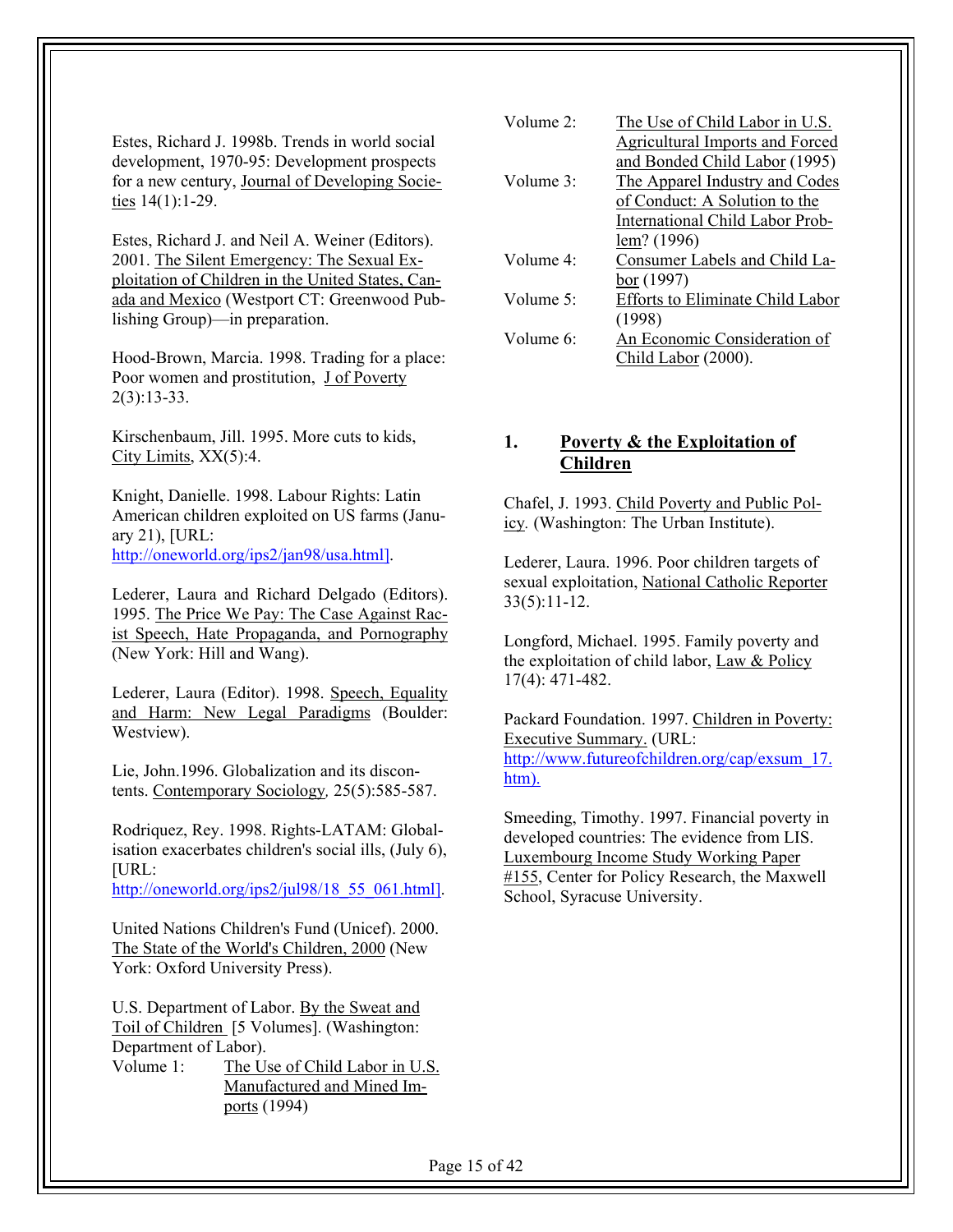Estes, Richard J. 1998b. Trends in world social development, 1970-95: Development prospects for a new century, Journal of Developing Societies 14(1):1-29.

Estes, Richard J. and Neil A. Weiner (Editors). 2001. The Silent Emergency: The Sexual Exploitation of Children in the United States, Canada and Mexico (Westport CT: Greenwood Publishing Group)—in preparation.

Hood-Brown, Marcia. 1998. Trading for a place: Poor women and prostitution, J of Poverty 2(3):13-33.

Kirschenbaum, Jill. 1995. More cuts to kids, City Limits, XX(5):4.

Knight, Danielle. 1998. Labour Rights: Latin American children exploited on US farms (January 21), [URL: http://oneworld.org/ips2/jan98/usa.html].

Lederer, Laura and Richard Delgado (Editors). 1995. The Price We Pay: The Case Against Racist Speech, Hate Propaganda, and Pornography (New York: Hill and Wang).

Lederer, Laura (Editor). 1998. Speech, Equality and Harm: New Legal Paradigms (Boulder: Westview).

Lie, John.1996. Globalization and its discontents. Contemporary Sociology, 25(5):585-587.

Rodriquez, Rey. 1998. Rights-LATAM: Globalisation exacerbates children's social ills, (July 6), [URL: http://oneworld.org/ips2/jul98/18_55_061.html].

United Nations Children's Fund (Unicef). 2000. The State of the World's Children, 2000 (New York: Oxford University Press).

U.S. Department of Labor. By the Sweat and Toil of Children [5 Volumes]. (Washington: Department of Labor).

- Volume 1: The Use of Child Labor in U.S. Manufactured and Mined Imports (1994)
- Volume 2: The Use of Child Labor in U.S. Agricultural Imports and Forced and Bonded Child Labor (1995)
- Volume 3: The Apparel Industry and Codes of Conduct: A Solution to the International Child Labor Problem? (1996)
- Volume 4: Consumer Labels and Child Labor (1997)
- Volume 5: Efforts to Eliminate Child Labor (1998)
- Volume 6: An Economic Consideration of Child Labor (2000).

## 1. Poverty & the Exploitation of Children

Chafel, J. 1993. Child Poverty and Public Policy. (Washington: The Urban Institute).

Lederer, Laura. 1996. Poor children targets of sexual exploitation, National Catholic Reporter 33(5):11-12.

Longford, Michael. 1995. Family poverty and the exploitation of child labor, Law & Policy 17(4): 471-482.

Packard Foundation. 1997. Children in Poverty: Executive Summary. (URL: http://www.futureofchildren.org/cap/exsum_17.htm).

Smeeding, Timothy. 1997. Financial poverty in developed countries: The evidence from LIS. Luxembourg Income Study Working Paper #155, Center for Policy Research, the Maxwell School, Syracuse University.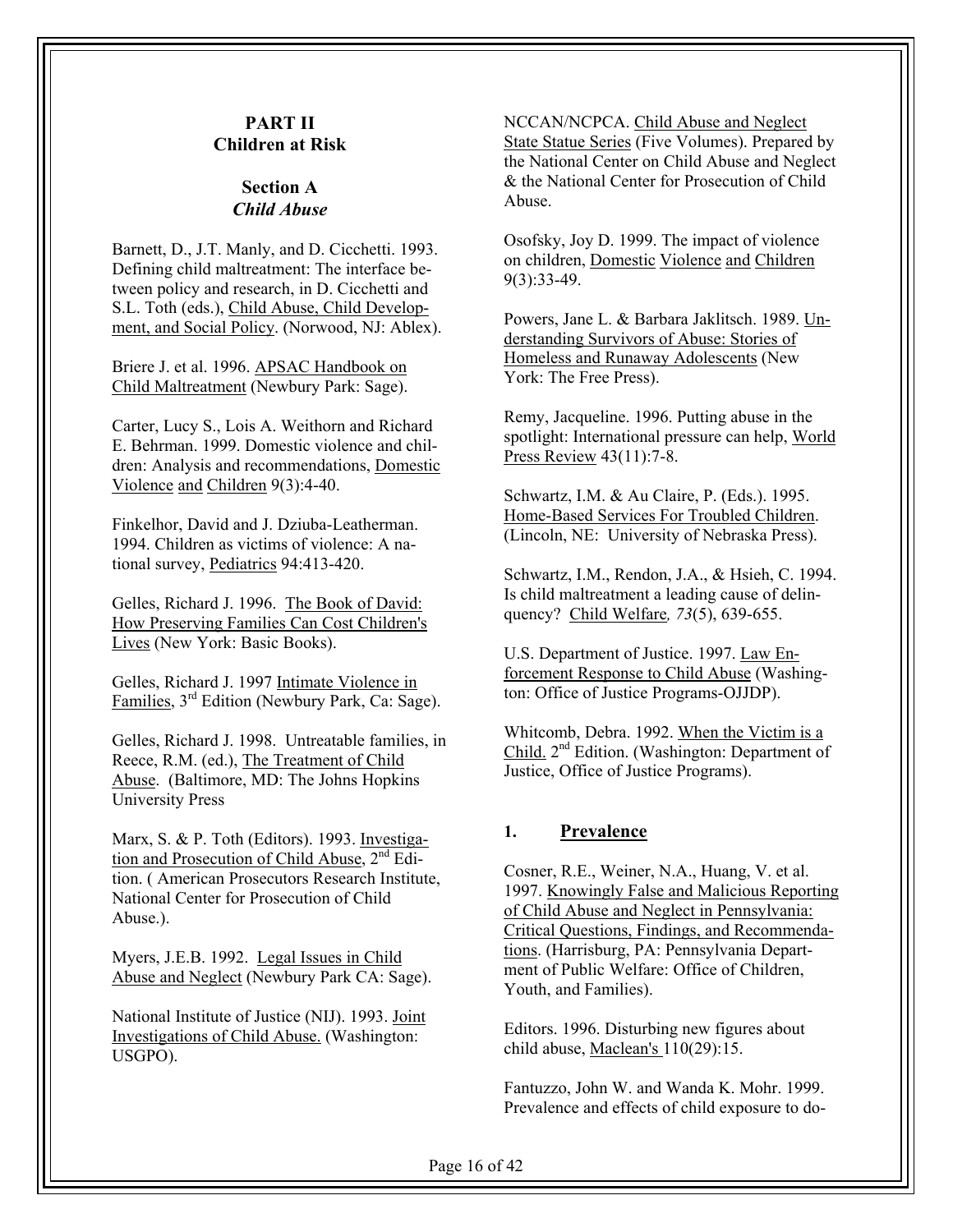## PART II
## Children at Risk

### Section A
### *Child Abuse*

Barnett, D., J.T. Manly, and D. Cicchetti. 1993. Defining child maltreatment: The interface between policy and research, in D. Cicchetti and S.L. Toth (eds.), Child Abuse, Child Development, and Social Policy. (Norwood, NJ: Ablex).

Briere J. et al. 1996. APSAC Handbook on Child Maltreatment (Newbury Park: Sage).

Carter, Lucy S., Lois A. Weithorn and Richard E. Behrman. 1999. Domestic violence and children: Analysis and recommendations, Domestic Violence and Children 9(3):4-40.

Finkelhor, David and J. Dziuba-Leatherman. 1994. Children as victims of violence: A national survey, Pediatrics 94:413-420.

Gelles, Richard J. 1996. The Book of David: How Preserving Families Can Cost Children's Lives (New York: Basic Books).

Gelles, Richard J. 1997 Intimate Violence in Families, 3rd Edition (Newbury Park, Ca: Sage).

Gelles, Richard J. 1998. Untreatable families, in Reece, R.M. (ed.), The Treatment of Child Abuse. (Baltimore, MD: The Johns Hopkins University Press

Marx, S. & P. Toth (Editors). 1993. Investigation and Prosecution of Child Abuse, 2nd Edition. ( American Prosecutors Research Institute, National Center for Prosecution of Child Abuse.).

Myers, J.E.B. 1992. Legal Issues in Child Abuse and Neglect (Newbury Park CA: Sage).

National Institute of Justice (NIJ). 1993. Joint Investigations of Child Abuse. (Washington: USGPO).

NCCAN/NCPCA. Child Abuse and Neglect State Statue Series (Five Volumes). Prepared by the National Center on Child Abuse and Neglect & the National Center for Prosecution of Child Abuse.

Osofsky, Joy D. 1999. The impact of violence on children, Domestic Violence and Children 9(3):33-49.

Powers, Jane L. & Barbara Jaklitsch. 1989. Understanding Survivors of Abuse: Stories of Homeless and Runaway Adolescents (New York: The Free Press).

Remy, Jacqueline. 1996. Putting abuse in the spotlight: International pressure can help, World Press Review 43(11):7-8.

Schwartz, I.M. & Au Claire, P. (Eds.). 1995. Home-Based Services For Troubled Children. (Lincoln, NE: University of Nebraska Press).

Schwartz, I.M., Rendon, J.A., & Hsieh, C. 1994. Is child maltreatment a leading cause of delinquency? Child Welfare*, 73*(5), 639-655.

U.S. Department of Justice. 1997. Law Enforcement Response to Child Abuse (Washington: Office of Justice Programs-OJJDP).

Whitcomb, Debra. 1992. When the Victim is a Child. 2nd Edition. (Washington: Department of Justice, Office of Justice Programs).

#### 1. Prevalence

Cosner, R.E., Weiner, N.A., Huang, V. et al. 1997. Knowingly False and Malicious Reporting of Child Abuse and Neglect in Pennsylvania: Critical Questions, Findings, and Recommendations. (Harrisburg, PA: Pennsylvania Department of Public Welfare: Office of Children, Youth, and Families).

Editors. 1996. Disturbing new figures about child abuse, Maclean's 110(29):15.

Fantuzzo, John W. and Wanda K. Mohr. 1999. Prevalence and effects of child exposure to do-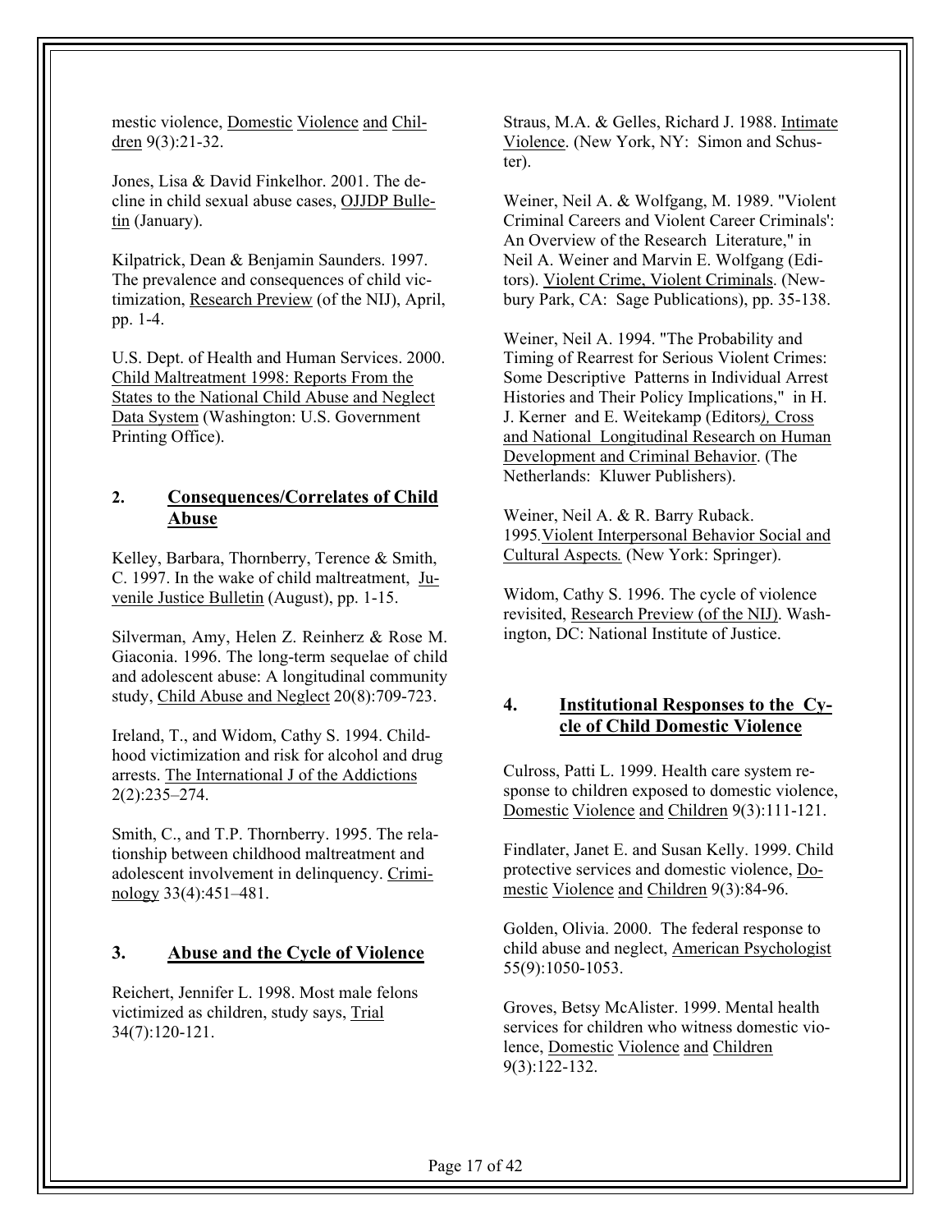mestic violence, Domestic Violence and Children 9(3):21-32.

Jones, Lisa & David Finkelhor. 2001. The decline in child sexual abuse cases, OJJDP Bulletin (January).

Kilpatrick, Dean & Benjamin Saunders. 1997. The prevalence and consequences of child victimization, Research Preview (of the NIJ), April, pp. 1-4.

U.S. Dept. of Health and Human Services. 2000. Child Maltreatment 1998: Reports From the States to the National Child Abuse and Neglect Data System (Washington: U.S. Government Printing Office).

## 2. Consequences/Correlates of Child Abuse

Kelley, Barbara, Thornberry, Terence & Smith, C. 1997. In the wake of child maltreatment, Juvenile Justice Bulletin (August), pp. 1-15.

Silverman, Amy, Helen Z. Reinherz & Rose M. Giaconia. 1996. The long-term sequelae of child and adolescent abuse: A longitudinal community study, Child Abuse and Neglect 20(8):709-723.

Ireland, T., and Widom, Cathy S. 1994. Childhood victimization and risk for alcohol and drug arrests. The International J of the Addictions 2(2):235–274.

Smith, C., and T.P. Thornberry. 1995. The relationship between childhood maltreatment and adolescent involvement in delinquency. Criminology 33(4):451–481.

## 3. Abuse and the Cycle of Violence

Reichert, Jennifer L. 1998. Most male felons victimized as children, study says, Trial 34(7):120-121.

Straus, M.A. & Gelles, Richard J. 1988. Intimate Violence. (New York, NY: Simon and Schuster).

Weiner, Neil A. & Wolfgang, M. 1989. "Violent Criminal Careers and Violent Career Criminals': An Overview of the Research Literature," in Neil A. Weiner and Marvin E. Wolfgang (Editors). Violent Crime, Violent Criminals. (Newbury Park, CA: Sage Publications), pp. 35-138.

Weiner, Neil A. 1994. "The Probability and Timing of Rearrest for Serious Violent Crimes: Some Descriptive Patterns in Individual Arrest Histories and Their Policy Implications," in H. J. Kerner and E. Weitekamp (Editors), Cross and National Longitudinal Research on Human Development and Criminal Behavior. (The Netherlands: Kluwer Publishers).

Weiner, Neil A. & R. Barry Ruback. 1995. Violent Interpersonal Behavior Social and Cultural Aspects. (New York: Springer).

Widom, Cathy S. 1996. The cycle of violence revisited, Research Preview (of the NIJ). Washington, DC: National Institute of Justice.

## 4. Institutional Responses to the Cycle of Child Domestic Violence

Culross, Patti L. 1999. Health care system response to children exposed to domestic violence, Domestic Violence and Children 9(3):111-121.

Findlater, Janet E. and Susan Kelly. 1999. Child protective services and domestic violence, Domestic Violence and Children 9(3):84-96.

Golden, Olivia. 2000. The federal response to child abuse and neglect, American Psychologist 55(9):1050-1053.

Groves, Betsy McAlister. 1999. Mental health services for children who witness domestic violence, Domestic Violence and Children 9(3):122-132.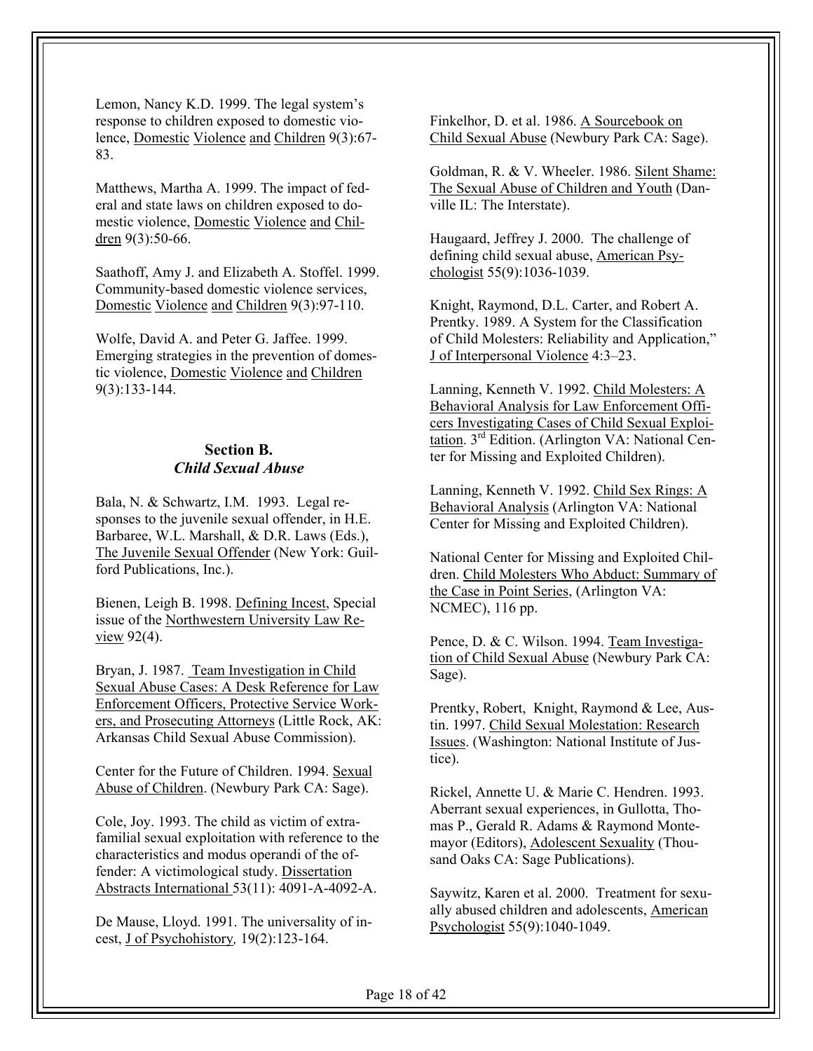Lemon, Nancy K.D. 1999. The legal system's response to children exposed to domestic violence, Domestic Violence and Children 9(3):67-83.

Matthews, Martha A. 1999. The impact of federal and state laws on children exposed to domestic violence, Domestic Violence and Children 9(3):50-66.

Saathoff, Amy J. and Elizabeth A. Stoffel. 1999. Community-based domestic violence services, Domestic Violence and Children 9(3):97-110.

Wolfe, David A. and Peter G. Jaffee. 1999. Emerging strategies in the prevention of domestic violence, Domestic Violence and Children 9(3):133-144.

## Section B.
### *Child Sexual Abuse*

Bala, N. & Schwartz, I.M. 1993. Legal responses to the juvenile sexual offender, in H.E. Barbaree, W.L. Marshall, & D.R. Laws (Eds.), The Juvenile Sexual Offender (New York: Guilford Publications, Inc.).

Bienen, Leigh B. 1998. Defining Incest, Special issue of the Northwestern University Law Review 92(4).

Bryan, J. 1987. Team Investigation in Child Sexual Abuse Cases: A Desk Reference for Law Enforcement Officers, Protective Service Workers, and Prosecuting Attorneys (Little Rock, AK: Arkansas Child Sexual Abuse Commission).

Center for the Future of Children. 1994. Sexual Abuse of Children. (Newbury Park CA: Sage).

Cole, Joy. 1993. The child as victim of extra-familial sexual exploitation with reference to the characteristics and modus operandi of the offender: A victimological study. Dissertation Abstracts International 53(11): 4091-A-4092-A.

De Mause, Lloyd. 1991. The universality of incest, J of Psychohistory, 19(2):123-164.

Finkelhor, D. et al. 1986. A Sourcebook on Child Sexual Abuse (Newbury Park CA: Sage).

Goldman, R. & V. Wheeler. 1986. Silent Shame: The Sexual Abuse of Children and Youth (Danville IL: The Interstate).

Haugaard, Jeffrey J. 2000. The challenge of defining child sexual abuse, American Psychologist 55(9):1036-1039.

Knight, Raymond, D.L. Carter, and Robert A. Prentky. 1989. A System for the Classification of Child Molesters: Reliability and Application," J of Interpersonal Violence 4:3–23.

Lanning, Kenneth V. 1992. Child Molesters: A Behavioral Analysis for Law Enforcement Officers Investigating Cases of Child Sexual Exploitation. 3rd Edition. (Arlington VA: National Center for Missing and Exploited Children).

Lanning, Kenneth V. 1992. Child Sex Rings: A Behavioral Analysis (Arlington VA: National Center for Missing and Exploited Children).

National Center for Missing and Exploited Children. Child Molesters Who Abduct: Summary of the Case in Point Series, (Arlington VA: NCMEC), 116 pp.

Pence, D. & C. Wilson. 1994. Team Investigation of Child Sexual Abuse (Newbury Park CA: Sage).

Prentky, Robert, Knight, Raymond & Lee, Austin. 1997. Child Sexual Molestation: Research Issues. (Washington: National Institute of Justice).

Rickel, Annette U. & Marie C. Hendren. 1993. Aberrant sexual experiences, in Gullotta, Thomas P., Gerald R. Adams & Raymond Montemayor (Editors), Adolescent Sexuality (Thousand Oaks CA: Sage Publications).

Saywitz, Karen et al. 2000. Treatment for sexually abused children and adolescents, American Psychologist 55(9):1040-1049.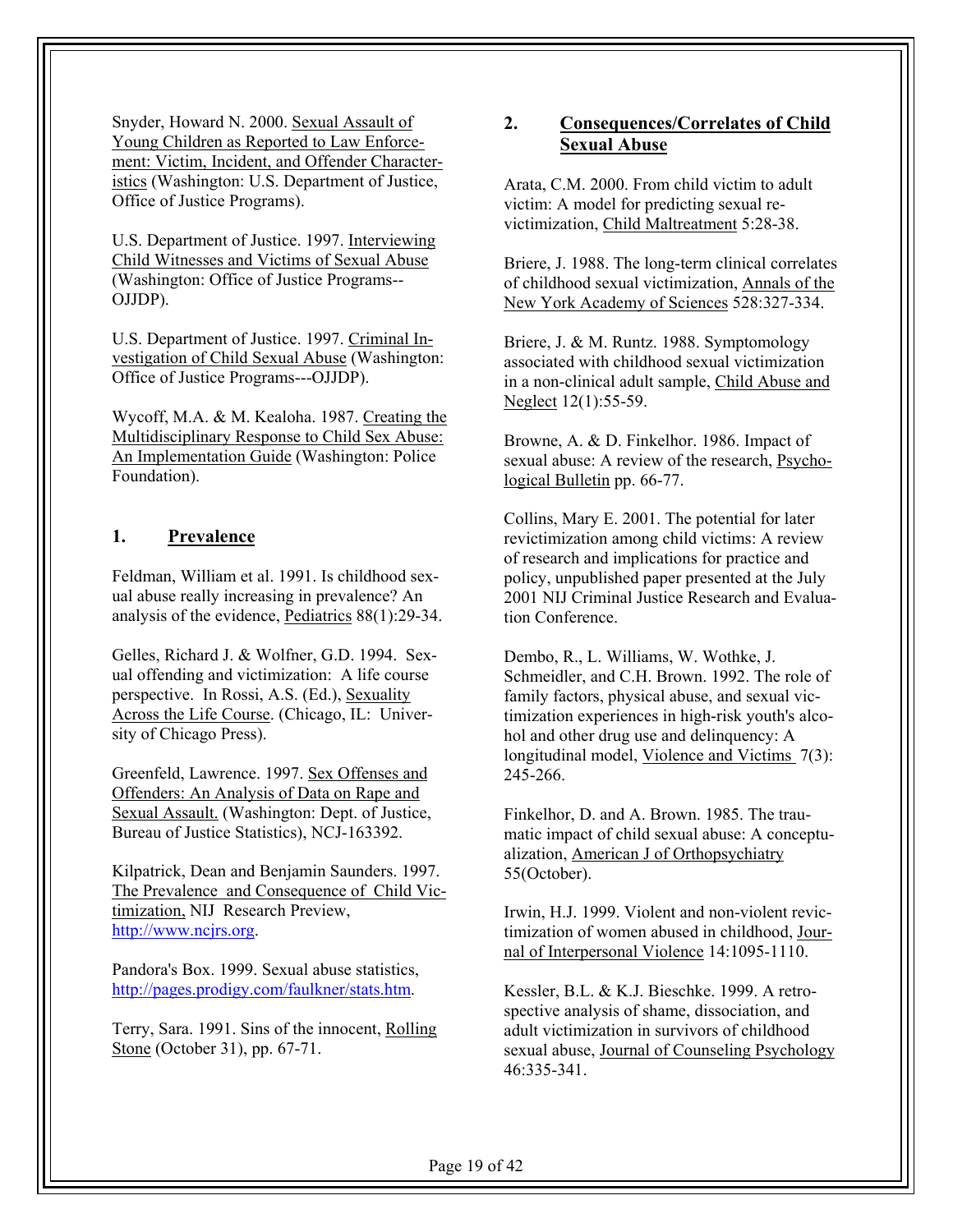Snyder, Howard N. 2000. Sexual Assault of Young Children as Reported to Law Enforcement: Victim, Incident, and Offender Characteristics (Washington: U.S. Department of Justice, Office of Justice Programs).

U.S. Department of Justice. 1997. Interviewing Child Witnesses and Victims of Sexual Abuse (Washington: Office of Justice Programs--OJJDP).

U.S. Department of Justice. 1997. Criminal Investigation of Child Sexual Abuse (Washington: Office of Justice Programs---OJJDP).

Wycoff, M.A. & M. Kealoha. 1987. Creating the Multidisciplinary Response to Child Sex Abuse: An Implementation Guide (Washington: Police Foundation).

## 1. Prevalence

Feldman, William et al. 1991. Is childhood sexual abuse really increasing in prevalence? An analysis of the evidence, Pediatrics 88(1):29-34.

Gelles, Richard J. & Wolfner, G.D. 1994. Sexual offending and victimization: A life course perspective. In Rossi, A.S. (Ed.), Sexuality Across the Life Course. (Chicago, IL: University of Chicago Press).

Greenfeld, Lawrence. 1997. Sex Offenses and Offenders: An Analysis of Data on Rape and Sexual Assault. (Washington: Dept. of Justice, Bureau of Justice Statistics), NCJ-163392.

Kilpatrick, Dean and Benjamin Saunders. 1997. The Prevalence and Consequence of Child Victimization, NIJ Research Preview, http://www.ncjrs.org.

Pandora's Box. 1999. Sexual abuse statistics, http://pages.prodigy.com/faulkner/stats.htm.

Terry, Sara. 1991. Sins of the innocent, Rolling Stone (October 31), pp. 67-71.

## 2. Consequences/Correlates of Child Sexual Abuse

Arata, C.M. 2000. From child victim to adult victim: A model for predicting sexual revictimization, Child Maltreatment 5:28-38.

Briere, J. 1988. The long-term clinical correlates of childhood sexual victimization, Annals of the New York Academy of Sciences 528:327-334.

Briere, J. & M. Runtz. 1988. Symptomology associated with childhood sexual victimization in a non-clinical adult sample, Child Abuse and Neglect 12(1):55-59.

Browne, A. & D. Finkelhor. 1986. Impact of sexual abuse: A review of the research, Psychological Bulletin pp. 66-77.

Collins, Mary E. 2001. The potential for later revictimization among child victims: A review of research and implications for practice and policy, unpublished paper presented at the July 2001 NIJ Criminal Justice Research and Evaluation Conference.

Dembo, R., L. Williams, W. Wothke, J. Schmeidler, and C.H. Brown. 1992. The role of family factors, physical abuse, and sexual victimization experiences in high-risk youth's alcohol and other drug use and delinquency: A longitudinal model, Violence and Victims 7(3): 245-266.

Finkelhor, D. and A. Brown. 1985. The traumatic impact of child sexual abuse: A conceptualization, American J of Orthopsychiatry 55(October).

Irwin, H.J. 1999. Violent and non-violent revictimization of women abused in childhood, Journal of Interpersonal Violence 14:1095-1110.

Kessler, B.L. & K.J. Bieschke. 1999. A retrospective analysis of shame, dissociation, and adult victimization in survivors of childhood sexual abuse, Journal of Counseling Psychology 46:335-341.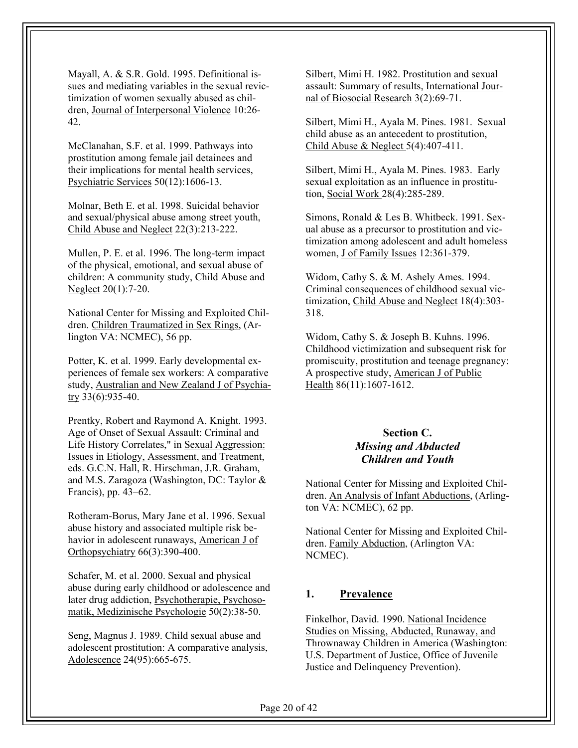Mayall, A. & S.R. Gold. 1995. Definitional issues and mediating variables in the sexual revictimization of women sexually abused as children, Journal of Interpersonal Violence 10:26-42.

McClanahan, S.F. et al. 1999. Pathways into prostitution among female jail detainees and their implications for mental health services, Psychiatric Services 50(12):1606-13.

Molnar, Beth E. et al. 1998. Suicidal behavior and sexual/physical abuse among street youth, Child Abuse and Neglect 22(3):213-222.

Mullen, P. E. et al. 1996. The long-term impact of the physical, emotional, and sexual abuse of children: A community study, Child Abuse and Neglect 20(1):7-20.

National Center for Missing and Exploited Children. Children Traumatized in Sex Rings, (Arlington VA: NCMEC), 56 pp.

Potter, K. et al. 1999. Early developmental experiences of female sex workers: A comparative study, Australian and New Zealand J of Psychiatry 33(6):935-40.

Prentky, Robert and Raymond A. Knight. 1993. Age of Onset of Sexual Assault: Criminal and Life History Correlates," in Sexual Aggression: Issues in Etiology, Assessment, and Treatment, eds. G.C.N. Hall, R. Hirschman, J.R. Graham, and M.S. Zaragoza (Washington, DC: Taylor & Francis), pp. 43–62.

Rotheram-Borus, Mary Jane et al. 1996. Sexual abuse history and associated multiple risk behavior in adolescent runaways, American J of Orthopsychiatry 66(3):390-400.

Schafer, M. et al. 2000. Sexual and physical abuse during early childhood or adolescence and later drug addiction, Psychotherapie, Psychosomatik, Medizinische Psychologie 50(2):38-50.

Seng, Magnus J. 1989. Child sexual abuse and adolescent prostitution: A comparative analysis, Adolescence 24(95):665-675.

Silbert, Mimi H. 1982. Prostitution and sexual assault: Summary of results, International Journal of Biosocial Research 3(2):69-71.

Silbert, Mimi H., Ayala M. Pines. 1981. Sexual child abuse as an antecedent to prostitution, Child Abuse & Neglect 5(4):407-411.

Silbert, Mimi H., Ayala M. Pines. 1983. Early sexual exploitation as an influence in prostitution, Social Work 28(4):285-289.

Simons, Ronald & Les B. Whitbeck. 1991. Sexual abuse as a precursor to prostitution and victimization among adolescent and adult homeless women, J of Family Issues 12:361-379.

Widom, Cathy S. & M. Ashely Ames. 1994. Criminal consequences of childhood sexual victimization, Child Abuse and Neglect 18(4):303-318.

Widom, Cathy S. & Joseph B. Kuhns. 1996. Childhood victimization and subsequent risk for promiscuity, prostitution and teenage pregnancy: A prospective study, American J of Public Health 86(11):1607-1612.

## Section C.
## *Missing and Abducted Children and Youth*

National Center for Missing and Exploited Children. An Analysis of Infant Abductions, (Arlington VA: NCMEC), 62 pp.

National Center for Missing and Exploited Children. Family Abduction, (Arlington VA: NCMEC).

### 1. Prevalence

Finkelhor, David. 1990. National Incidence Studies on Missing, Abducted, Runaway, and Thrownaway Children in America (Washington: U.S. Department of Justice, Office of Juvenile Justice and Delinquency Prevention).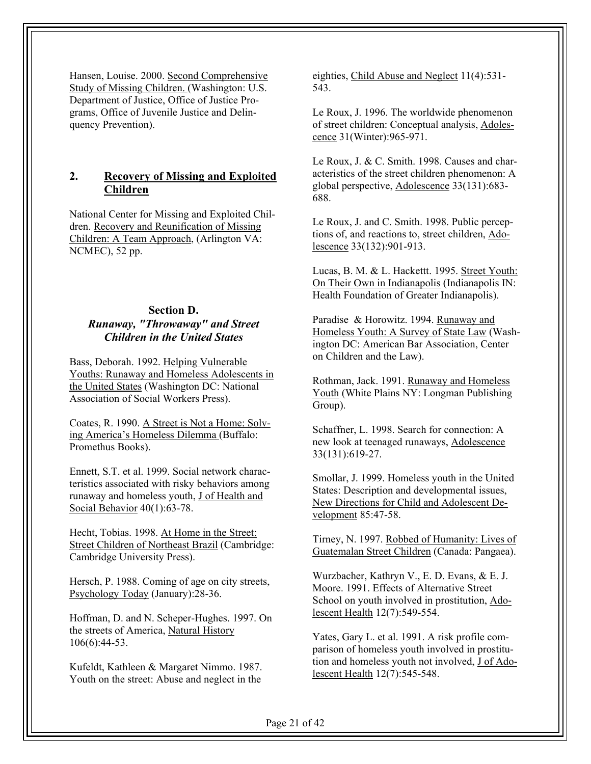Hansen, Louise. 2000. Second Comprehensive Study of Missing Children. (Washington: U.S. Department of Justice, Office of Justice Programs, Office of Juvenile Justice and Delinquency Prevention).

## 2. Recovery of Missing and Exploited Children

National Center for Missing and Exploited Children. Recovery and Reunification of Missing Children: A Team Approach, (Arlington VA: NCMEC), 52 pp.

## Section D.
### *Runaway, "Throwaway" and Street Children in the United States*

Bass, Deborah. 1992. Helping Vulnerable Youths: Runaway and Homeless Adolescents in the United States (Washington DC: National Association of Social Workers Press).

Coates, R. 1990. A Street is Not a Home: Solving America's Homeless Dilemma (Buffalo: Promethus Books).

Ennett, S.T. et al. 1999. Social network characteristics associated with risky behaviors among runaway and homeless youth, J of Health and Social Behavior 40(1):63-78.

Hecht, Tobias. 1998. At Home in the Street: Street Children of Northeast Brazil (Cambridge: Cambridge University Press).

Hersch, P. 1988. Coming of age on city streets, Psychology Today (January):28-36.

Hoffman, D. and N. Scheper-Hughes. 1997. On the streets of America, Natural History 106(6):44-53.

Kufeldt, Kathleen & Margaret Nimmo. 1987. Youth on the street: Abuse and neglect in the eighties, Child Abuse and Neglect 11(4):531-543.

Le Roux, J. 1996. The worldwide phenomenon of street children: Conceptual analysis, Adolescence 31(Winter):965-971.

Le Roux, J. & C. Smith. 1998. Causes and characteristics of the street children phenomenon: A global perspective, Adolescence 33(131):683-688.

Le Roux, J. and C. Smith. 1998. Public perceptions of, and reactions to, street children, Adolescence 33(132):901-913.

Lucas, B. M. & L. Hackettt. 1995. Street Youth: On Their Own in Indianapolis (Indianapolis IN: Health Foundation of Greater Indianapolis).

Paradise & Horowitz. 1994. Runaway and Homeless Youth: A Survey of State Law (Washington DC: American Bar Association, Center on Children and the Law).

Rothman, Jack. 1991. Runaway and Homeless Youth (White Plains NY: Longman Publishing Group).

Schaffner, L. 1998. Search for connection: A new look at teenaged runaways, Adolescence 33(131):619-27.

Smollar, J. 1999. Homeless youth in the United States: Description and developmental issues, New Directions for Child and Adolescent Development 85:47-58.

Tirney, N. 1997. Robbed of Humanity: Lives of Guatemalan Street Children (Canada: Pangaea).

Wurzbacher, Kathryn V., E. D. Evans, & E. J. Moore. 1991. Effects of Alternative Street School on youth involved in prostitution, Adolescent Health 12(7):549-554.

Yates, Gary L. et al. 1991. A risk profile comparison of homeless youth involved in prostitution and homeless youth not involved, J of Adolescent Health 12(7):545-548.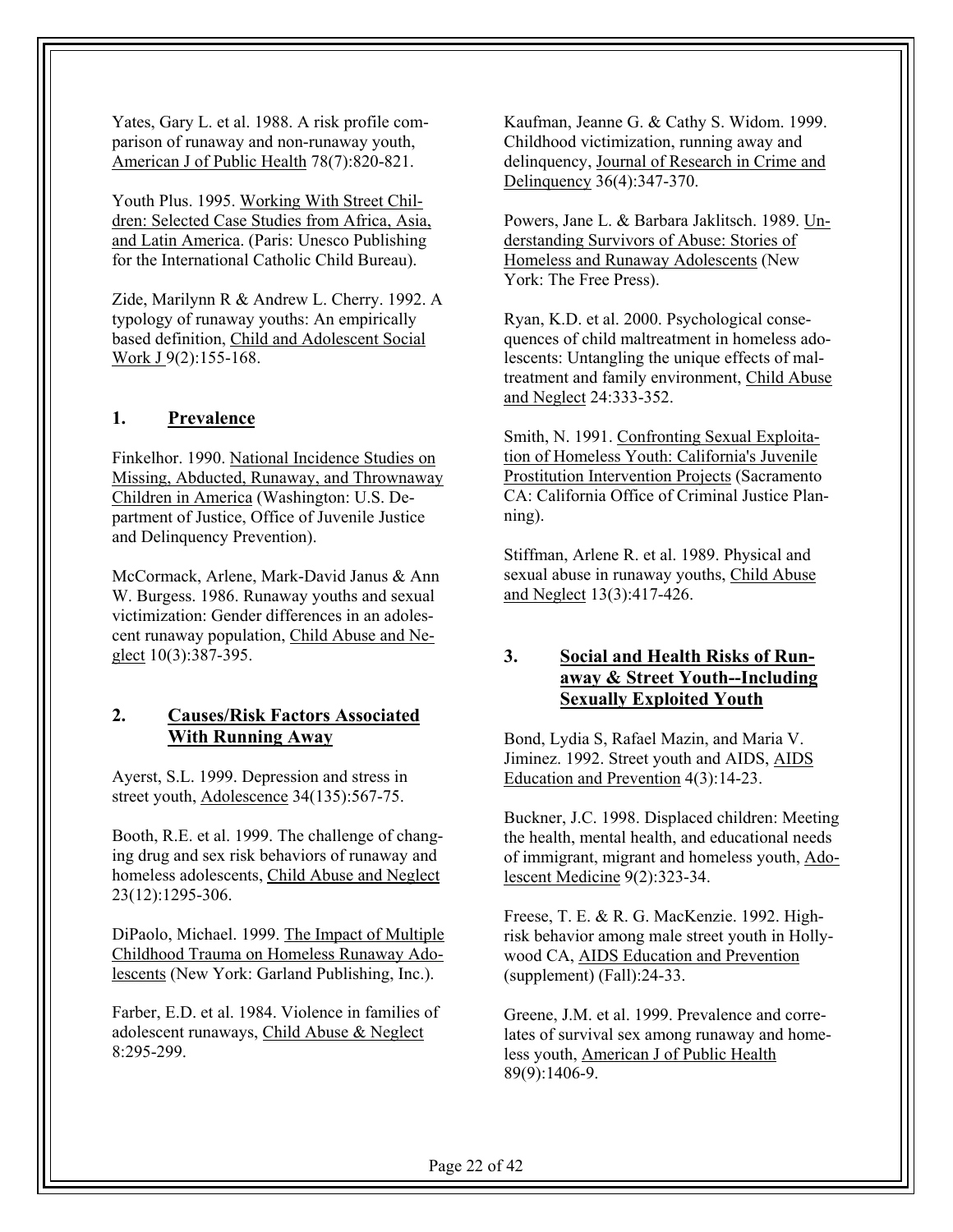Yates, Gary L. et al. 1988. A risk profile comparison of runaway and non-runaway youth, American J of Public Health 78(7):820-821.

Youth Plus. 1995. Working With Street Children: Selected Case Studies from Africa, Asia, and Latin America. (Paris: Unesco Publishing for the International Catholic Child Bureau).

Zide, Marilynn R & Andrew L. Cherry. 1992. A typology of runaway youths: An empirically based definition, Child and Adolescent Social Work J 9(2):155-168.

## 1. Prevalence

Finkelhor. 1990. National Incidence Studies on Missing, Abducted, Runaway, and Thrownaway Children in America (Washington: U.S. Department of Justice, Office of Juvenile Justice and Delinquency Prevention).

McCormack, Arlene, Mark-David Janus & Ann W. Burgess. 1986. Runaway youths and sexual victimization: Gender differences in an adolescent runaway population, Child Abuse and Neglect 10(3):387-395.

## 2. Causes/Risk Factors Associated With Running Away

Ayerst, S.L. 1999. Depression and stress in street youth, Adolescence 34(135):567-75.

Booth, R.E. et al. 1999. The challenge of changing drug and sex risk behaviors of runaway and homeless adolescents, Child Abuse and Neglect 23(12):1295-306.

DiPaolo, Michael. 1999. The Impact of Multiple Childhood Trauma on Homeless Runaway Adolescents (New York: Garland Publishing, Inc.).

Farber, E.D. et al. 1984. Violence in families of adolescent runaways, Child Abuse & Neglect 8:295-299.

Kaufman, Jeanne G. & Cathy S. Widom. 1999. Childhood victimization, running away and delinquency, Journal of Research in Crime and Delinquency 36(4):347-370.

Powers, Jane L. & Barbara Jaklitsch. 1989. Understanding Survivors of Abuse: Stories of Homeless and Runaway Adolescents (New York: The Free Press).

Ryan, K.D. et al. 2000. Psychological consequences of child maltreatment in homeless adolescents: Untangling the unique effects of maltreatment and family environment, Child Abuse and Neglect 24:333-352.

Smith, N. 1991. Confronting Sexual Exploitation of Homeless Youth: California's Juvenile Prostitution Intervention Projects (Sacramento CA: California Office of Criminal Justice Planning).

Stiffman, Arlene R. et al. 1989. Physical and sexual abuse in runaway youths, Child Abuse and Neglect 13(3):417-426.

## 3. Social and Health Risks of Runaway & Street Youth--Including Sexually Exploited Youth

Bond, Lydia S, Rafael Mazin, and Maria V. Jiminez. 1992. Street youth and AIDS, AIDS Education and Prevention 4(3):14-23.

Buckner, J.C. 1998. Displaced children: Meeting the health, mental health, and educational needs of immigrant, migrant and homeless youth, Adolescent Medicine 9(2):323-34.

Freese, T. E. & R. G. MacKenzie. 1992. High-risk behavior among male street youth in Hollywood CA, AIDS Education and Prevention (supplement) (Fall):24-33.

Greene, J.M. et al. 1999. Prevalence and correlates of survival sex among runaway and homeless youth, American J of Public Health 89(9):1406-9.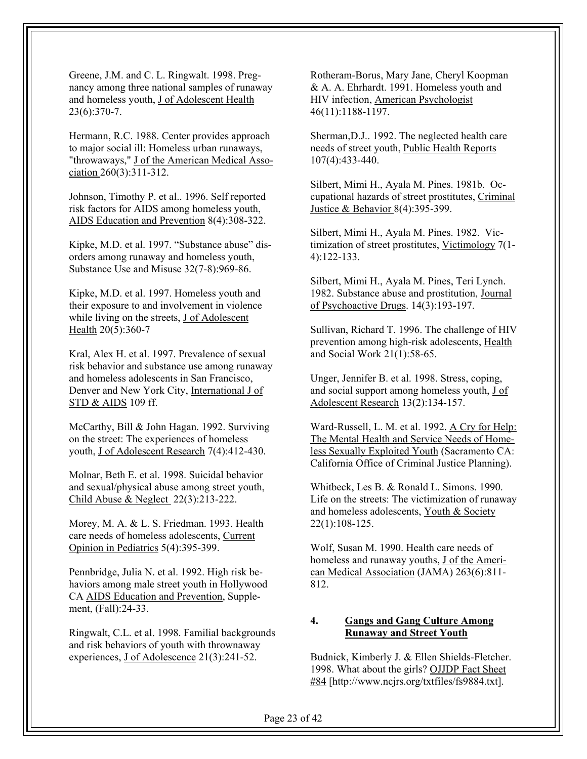Greene, J.M. and C. L. Ringwalt. 1998. Pregnancy among three national samples of runaway and homeless youth, J of Adolescent Health 23(6):370-7.

Hermann, R.C. 1988. Center provides approach to major social ill: Homeless urban runaways, "throwaways," J of the American Medical Association 260(3):311-312.

Johnson, Timothy P. et al.. 1996. Self reported risk factors for AIDS among homeless youth, AIDS Education and Prevention 8(4):308-322.

Kipke, M.D. et al. 1997. "Substance abuse" disorders among runaway and homeless youth, Substance Use and Misuse 32(7-8):969-86.

Kipke, M.D. et al. 1997. Homeless youth and their exposure to and involvement in violence while living on the streets, J of Adolescent Health 20(5):360-7

Kral, Alex H. et al. 1997. Prevalence of sexual risk behavior and substance use among runaway and homeless adolescents in San Francisco, Denver and New York City, International J of STD & AIDS 109 ff.

McCarthy, Bill & John Hagan. 1992. Surviving on the street: The experiences of homeless youth, J of Adolescent Research 7(4):412-430.

Molnar, Beth E. et al. 1998. Suicidal behavior and sexual/physical abuse among street youth, Child Abuse & Neglect 22(3):213-222.

Morey, M. A. & L. S. Friedman. 1993. Health care needs of homeless adolescents, Current Opinion in Pediatrics 5(4):395-399.

Pennbridge, Julia N. et al. 1992. High risk behaviors among male street youth in Hollywood CA AIDS Education and Prevention, Supplement, (Fall):24-33.

Ringwalt, C.L. et al. 1998. Familial backgrounds and risk behaviors of youth with thrownaway experiences, J of Adolescence 21(3):241-52.

Rotheram-Borus, Mary Jane, Cheryl Koopman & A. A. Ehrhardt. 1991. Homeless youth and HIV infection, American Psychologist 46(11):1188-1197.

Sherman,D.J.. 1992. The neglected health care needs of street youth, Public Health Reports 107(4):433-440.

Silbert, Mimi H., Ayala M. Pines. 1981b. Occupational hazards of street prostitutes, Criminal Justice & Behavior 8(4):395-399.

Silbert, Mimi H., Ayala M. Pines. 1982. Victimization of street prostitutes, Victimology 7(1-4):122-133.

Silbert, Mimi H., Ayala M. Pines, Teri Lynch. 1982. Substance abuse and prostitution, Journal of Psychoactive Drugs. 14(3):193-197.

Sullivan, Richard T. 1996. The challenge of HIV prevention among high-risk adolescents, Health and Social Work 21(1):58-65.

Unger, Jennifer B. et al. 1998. Stress, coping, and social support among homeless youth, J of Adolescent Research 13(2):134-157.

Ward-Russell, L. M. et al. 1992. A Cry for Help: The Mental Health and Service Needs of Homeless Sexually Exploited Youth (Sacramento CA: California Office of Criminal Justice Planning).

Whitbeck, Les B. & Ronald L. Simons. 1990. Life on the streets: The victimization of runaway and homeless adolescents, Youth & Society 22(1):108-125.

Wolf, Susan M. 1990. Health care needs of homeless and runaway youths, J of the American Medical Association (JAMA) 263(6):811-812.

## 4. Gangs and Gang Culture Among Runaway and Street Youth

Budnick, Kimberly J. & Ellen Shields-Fletcher. 1998. What about the girls? OJJDP Fact Sheet #84 [http://www.ncjrs.org/txtfiles/fs9884.txt].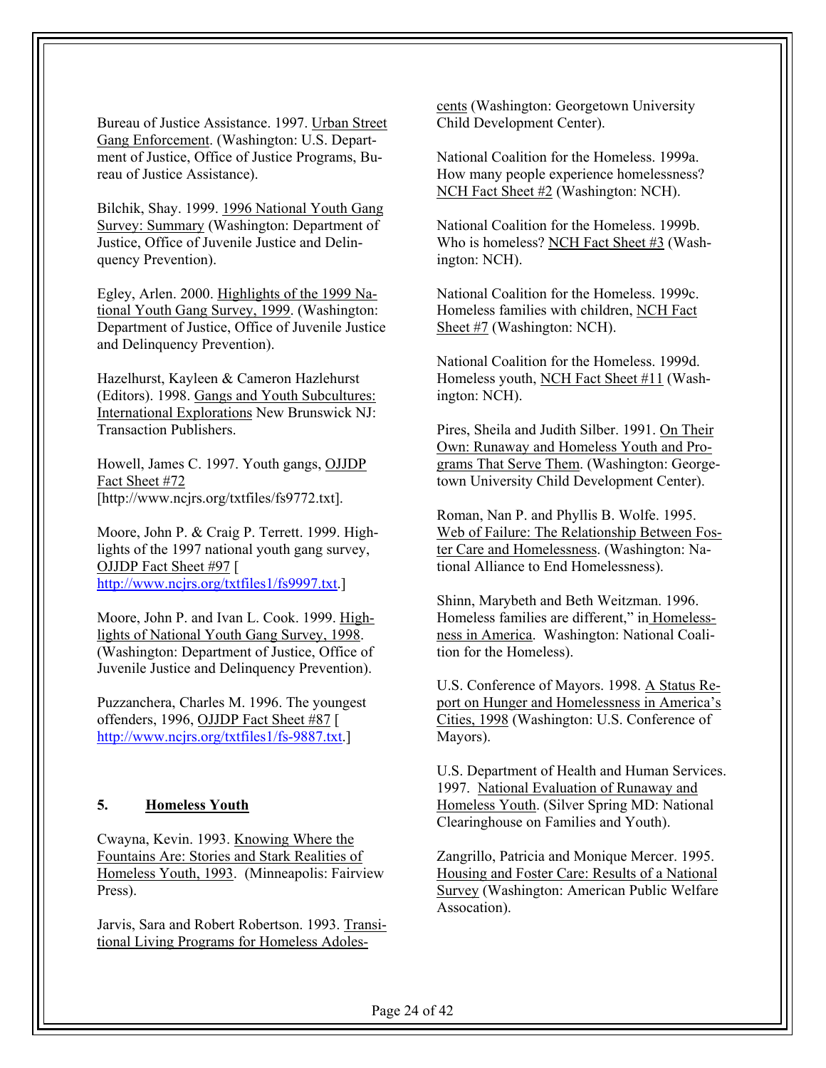Bureau of Justice Assistance. 1997. Urban Street Gang Enforcement. (Washington: U.S. Department of Justice, Office of Justice Programs, Bureau of Justice Assistance).

Bilchik, Shay. 1999. 1996 National Youth Gang Survey: Summary (Washington: Department of Justice, Office of Juvenile Justice and Delinquency Prevention).

Egley, Arlen. 2000. Highlights of the 1999 National Youth Gang Survey, 1999. (Washington: Department of Justice, Office of Juvenile Justice and Delinquency Prevention).

Hazelhurst, Kayleen & Cameron Hazlehurst (Editors). 1998. Gangs and Youth Subcultures: International Explorations New Brunswick NJ: Transaction Publishers.

Howell, James C. 1997. Youth gangs, OJJDP Fact Sheet #72 [http://www.ncjrs.org/txtfiles/fs9772.txt].

Moore, John P. & Craig P. Terrett. 1999. Highlights of the 1997 national youth gang survey, OJJDP Fact Sheet #97 [ http://www.ncjrs.org/txtfiles1/fs9997.txt.]

Moore, John P. and Ivan L. Cook. 1999. Highlights of National Youth Gang Survey, 1998. (Washington: Department of Justice, Office of Juvenile Justice and Delinquency Prevention).

Puzzanchera, Charles M. 1996. The youngest offenders, 1996, OJJDP Fact Sheet #87 [ http://www.ncjrs.org/txtfiles1/fs-9887.txt.]

## 5. Homeless Youth

Cwayna, Kevin. 1993. Knowing Where the Fountains Are: Stories and Stark Realities of Homeless Youth, 1993. (Minneapolis: Fairview Press).

Jarvis, Sara and Robert Robertson. 1993. Transitional Living Programs for Homeless Adolescents (Washington: Georgetown University Child Development Center).

National Coalition for the Homeless. 1999a. How many people experience homelessness? NCH Fact Sheet #2 (Washington: NCH).

National Coalition for the Homeless. 1999b. Who is homeless? NCH Fact Sheet #3 (Washington: NCH).

National Coalition for the Homeless. 1999c. Homeless families with children, NCH Fact Sheet #7 (Washington: NCH).

National Coalition for the Homeless. 1999d. Homeless youth, NCH Fact Sheet #11 (Washington: NCH).

Pires, Sheila and Judith Silber. 1991. On Their Own: Runaway and Homeless Youth and Programs That Serve Them. (Washington: Georgetown University Child Development Center).

Roman, Nan P. and Phyllis B. Wolfe. 1995. Web of Failure: The Relationship Between Foster Care and Homelessness. (Washington: National Alliance to End Homelessness).

Shinn, Marybeth and Beth Weitzman. 1996. Homeless families are different," in Homelessness in America. Washington: National Coalition for the Homeless).

U.S. Conference of Mayors. 1998. A Status Report on Hunger and Homelessness in America's Cities, 1998 (Washington: U.S. Conference of Mayors).

U.S. Department of Health and Human Services. 1997. National Evaluation of Runaway and Homeless Youth. (Silver Spring MD: National Clearinghouse on Families and Youth).

Zangrillo, Patricia and Monique Mercer. 1995. Housing and Foster Care: Results of a National Survey (Washington: American Public Welfare Assocation).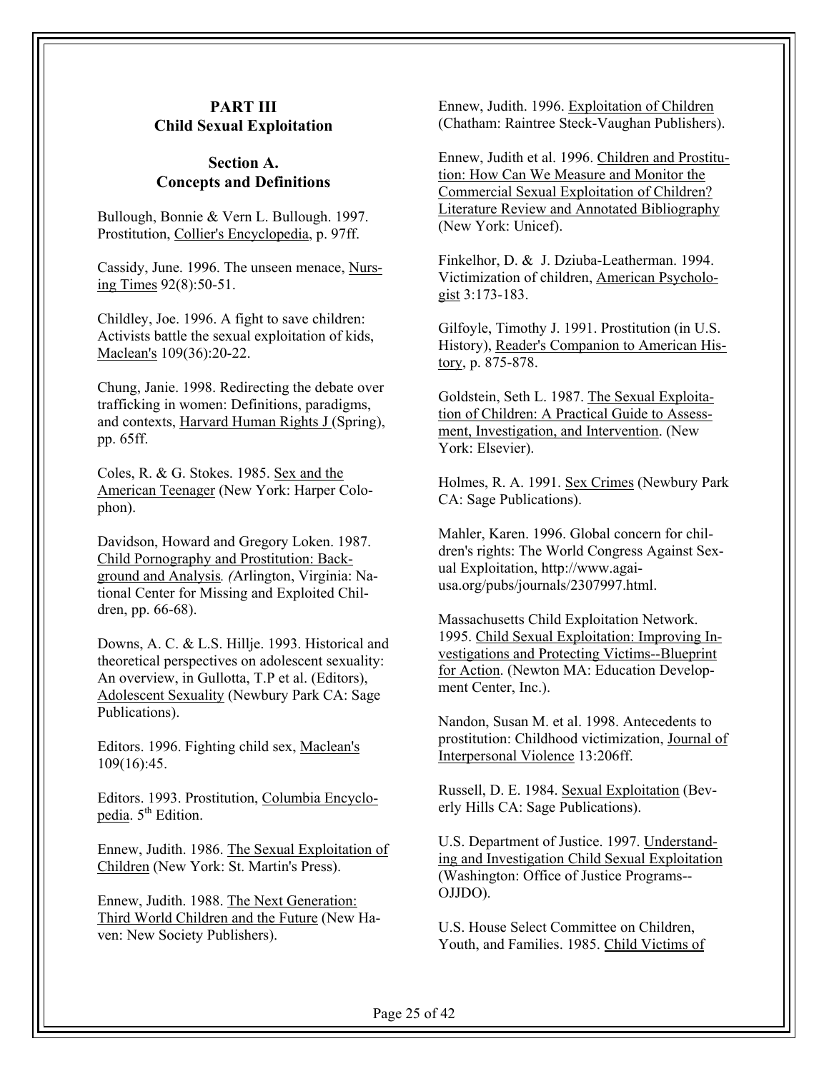## PART III
## Child Sexual Exploitation

### Section A.
### Concepts and Definitions

Bullough, Bonnie & Vern L. Bullough. 1997. Prostitution, Collier's Encyclopedia, p. 97ff.

Cassidy, June. 1996. The unseen menace, Nursing Times 92(8):50-51.

Childley, Joe. 1996. A fight to save children: Activists battle the sexual exploitation of kids, Maclean's 109(36):20-22.

Chung, Janie. 1998. Redirecting the debate over trafficking in women: Definitions, paradigms, and contexts, Harvard Human Rights J (Spring), pp. 65ff.

Coles, R. & G. Stokes. 1985. Sex and the American Teenager (New York: Harper Colophon).

Davidson, Howard and Gregory Loken. 1987. Child Pornography and Prostitution: Background and Analysis. (Arlington, Virginia: National Center for Missing and Exploited Children, pp. 66-68).

Downs, A. C. & L.S. Hillje. 1993. Historical and theoretical perspectives on adolescent sexuality: An overview, in Gullotta, T.P et al. (Editors), Adolescent Sexuality (Newbury Park CA: Sage Publications).

Editors. 1996. Fighting child sex, Maclean's 109(16):45.

Editors. 1993. Prostitution, Columbia Encyclopedia. 5th Edition.

Ennew, Judith. 1986. The Sexual Exploitation of Children (New York: St. Martin's Press).

Ennew, Judith. 1988. The Next Generation: Third World Children and the Future (New Haven: New Society Publishers).

Ennew, Judith. 1996. Exploitation of Children (Chatham: Raintree Steck-Vaughan Publishers).

Ennew, Judith et al. 1996. Children and Prostitution: How Can We Measure and Monitor the Commercial Sexual Exploitation of Children? Literature Review and Annotated Bibliography (New York: Unicef).

Finkelhor, D. & J. Dziuba-Leatherman. 1994. Victimization of children, American Psychologist 3:173-183.

Gilfoyle, Timothy J. 1991. Prostitution (in U.S. History), Reader's Companion to American History, p. 875-878.

Goldstein, Seth L. 1987. The Sexual Exploitation of Children: A Practical Guide to Assessment, Investigation, and Intervention. (New York: Elsevier).

Holmes, R. A. 1991. Sex Crimes (Newbury Park CA: Sage Publications).

Mahler, Karen. 1996. Global concern for children's rights: The World Congress Against Sexual Exploitation, http://www.agai-usa.org/pubs/journals/2307997.html.

Massachusetts Child Exploitation Network. 1995. Child Sexual Exploitation: Improving Investigations and Protecting Victims--Blueprint for Action. (Newton MA: Education Development Center, Inc.).

Nandon, Susan M. et al. 1998. Antecedents to prostitution: Childhood victimization, Journal of Interpersonal Violence 13:206ff.

Russell, D. E. 1984. Sexual Exploitation (Beverly Hills CA: Sage Publications).

U.S. Department of Justice. 1997. Understanding and Investigation Child Sexual Exploitation (Washington: Office of Justice Programs--OJJDO).

U.S. House Select Committee on Children, Youth, and Families. 1985. Child Victims of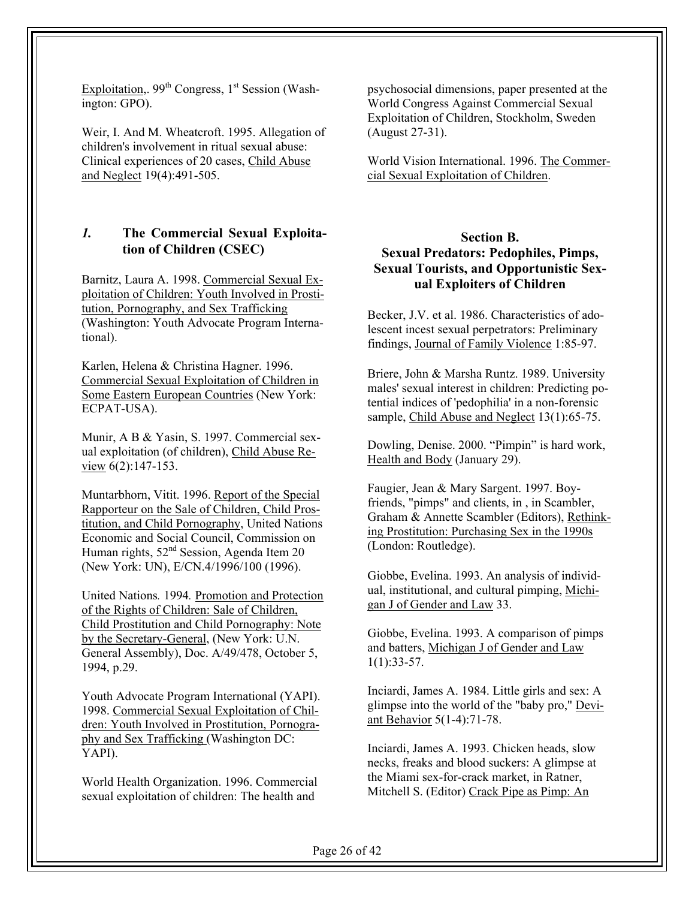Exploitation,. 99th Congress, 1st Session (Washington: GPO).

Weir, I. And M. Wheatcroft. 1995. Allegation of children's involvement in ritual sexual abuse: Clinical experiences of 20 cases, Child Abuse and Neglect 19(4):491-505.

## *1.* The Commercial Sexual Exploitation of Children (CSEC)

Barnitz, Laura A. 1998. Commercial Sexual Exploitation of Children: Youth Involved in Prostitution, Pornography, and Sex Trafficking (Washington: Youth Advocate Program International).

Karlen, Helena & Christina Hagner. 1996. Commercial Sexual Exploitation of Children in Some Eastern European Countries (New York: ECPAT-USA).

Munir, A B & Yasin, S. 1997. Commercial sexual exploitation (of children), Child Abuse Review 6(2):147-153.

Muntarbhorn, Vitit. 1996. Report of the Special Rapporteur on the Sale of Children, Child Prostitution, and Child Pornography, United Nations Economic and Social Council, Commission on Human rights, 52nd Session, Agenda Item 20 (New York: UN), E/CN.4/1996/100 (1996).

United Nations*.* 1994*.* Promotion and Protection of the Rights of Children: Sale of Children, Child Prostitution and Child Pornography: Note by the Secretary-General, (New York: U.N. General Assembly), Doc. A/49/478, October 5, 1994, p.29.

Youth Advocate Program International (YAPI). 1998. Commercial Sexual Exploitation of Children: Youth Involved in Prostitution, Pornography and Sex Trafficking (Washington DC: YAPI).

World Health Organization. 1996. Commercial sexual exploitation of children: The health and psychosocial dimensions, paper presented at the World Congress Against Commercial Sexual Exploitation of Children, Stockholm, Sweden (August 27-31).

World Vision International. 1996. The Commercial Sexual Exploitation of Children.

## Section B. Sexual Predators: Pedophiles, Pimps, Sexual Tourists, and Opportunistic Sexual Exploiters of Children

Becker, J.V. et al. 1986. Characteristics of adolescent incest sexual perpetrators: Preliminary findings, Journal of Family Violence 1:85-97.

Briere, John & Marsha Runtz. 1989. University males' sexual interest in children: Predicting potential indices of 'pedophilia' in a non-forensic sample, Child Abuse and Neglect 13(1):65-75.

Dowling, Denise. 2000. "Pimpin" is hard work, Health and Body (January 29).

Faugier, Jean & Mary Sargent. 1997. Boyfriends, "pimps" and clients, in , in Scambler, Graham & Annette Scambler (Editors), Rethinking Prostitution: Purchasing Sex in the 1990s (London: Routledge).

Giobbe, Evelina. 1993. An analysis of individual, institutional, and cultural pimping, Michigan J of Gender and Law 33.

Giobbe, Evelina. 1993. A comparison of pimps and batters, Michigan J of Gender and Law 1(1):33-57.

Inciardi, James A. 1984. Little girls and sex: A glimpse into the world of the "baby pro," Deviant Behavior 5(1-4):71-78.

Inciardi, James A. 1993. Chicken heads, slow necks, freaks and blood suckers: A glimpse at the Miami sex-for-crack market, in Ratner, Mitchell S. (Editor) Crack Pipe as Pimp: An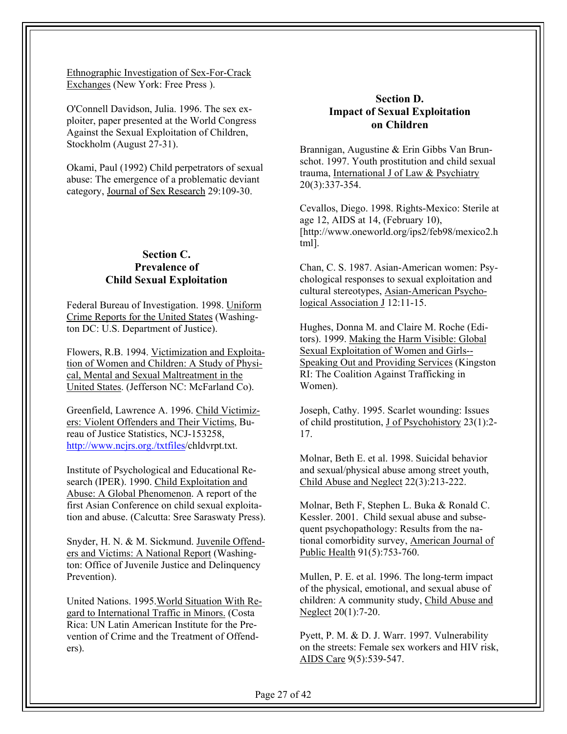Ethnographic Investigation of Sex-For-Crack Exchanges (New York: Free Press ).

O'Connell Davidson, Julia. 1996. The sex exploiter, paper presented at the World Congress Against the Sexual Exploitation of Children, Stockholm (August 27-31).

Okami, Paul (1992) Child perpetrators of sexual abuse: The emergence of a problematic deviant category, Journal of Sex Research 29:109-30.

## Section C. Prevalence of Child Sexual Exploitation

Federal Bureau of Investigation. 1998. Uniform Crime Reports for the United States (Washington DC: U.S. Department of Justice).

Flowers, R.B. 1994. Victimization and Exploitation of Women and Children: A Study of Physical, Mental and Sexual Maltreatment in the United States. (Jefferson NC: McFarland Co).

Greenfield, Lawrence A. 1996. Child Victimizers: Violent Offenders and Their Victims, Bureau of Justice Statistics, NCJ-153258, http://www.ncjrs.org./txtfiles/chldvrpt.txt.

Institute of Psychological and Educational Research (IPER). 1990. Child Exploitation and Abuse: A Global Phenomenon. A report of the first Asian Conference on child sexual exploitation and abuse. (Calcutta: Sree Saraswaty Press).

Snyder, H. N. & M. Sickmund. Juvenile Offenders and Victims: A National Report (Washington: Office of Juvenile Justice and Delinquency Prevention).

United Nations. 1995.World Situation With Regard to International Traffic in Minors. (Costa Rica: UN Latin American Institute for the Prevention of Crime and the Treatment of Offenders).

## Section D. Impact of Sexual Exploitation on Children

Brannigan, Augustine & Erin Gibbs Van Brunschot. 1997. Youth prostitution and child sexual trauma, International J of Law & Psychiatry 20(3):337-354.

Cevallos, Diego. 1998. Rights-Mexico: Sterile at age 12, AIDS at 14, (February 10), [http://www.oneworld.org/ips2/feb98/mexico2.html].

Chan, C. S. 1987. Asian-American women: Psychological responses to sexual exploitation and cultural stereotypes, Asian-American Psychological Association J 12:11-15.

Hughes, Donna M. and Claire M. Roche (Editors). 1999. Making the Harm Visible: Global Sexual Exploitation of Women and Girls--Speaking Out and Providing Services (Kingston RI: The Coalition Against Trafficking in Women).

Joseph, Cathy. 1995. Scarlet wounding: Issues of child prostitution, J of Psychohistory 23(1):2-17.

Molnar, Beth E. et al. 1998. Suicidal behavior and sexual/physical abuse among street youth, Child Abuse and Neglect 22(3):213-222.

Molnar, Beth F, Stephen L. Buka & Ronald C. Kessler. 2001. Child sexual abuse and subsequent psychopathology: Results from the national comorbidity survey, American Journal of Public Health 91(5):753-760.

Mullen, P. E. et al. 1996. The long-term impact of the physical, emotional, and sexual abuse of children: A community study, Child Abuse and Neglect 20(1):7-20.

Pyett, P. M. & D. J. Warr. 1997. Vulnerability on the streets: Female sex workers and HIV risk, AIDS Care 9(5):539-547.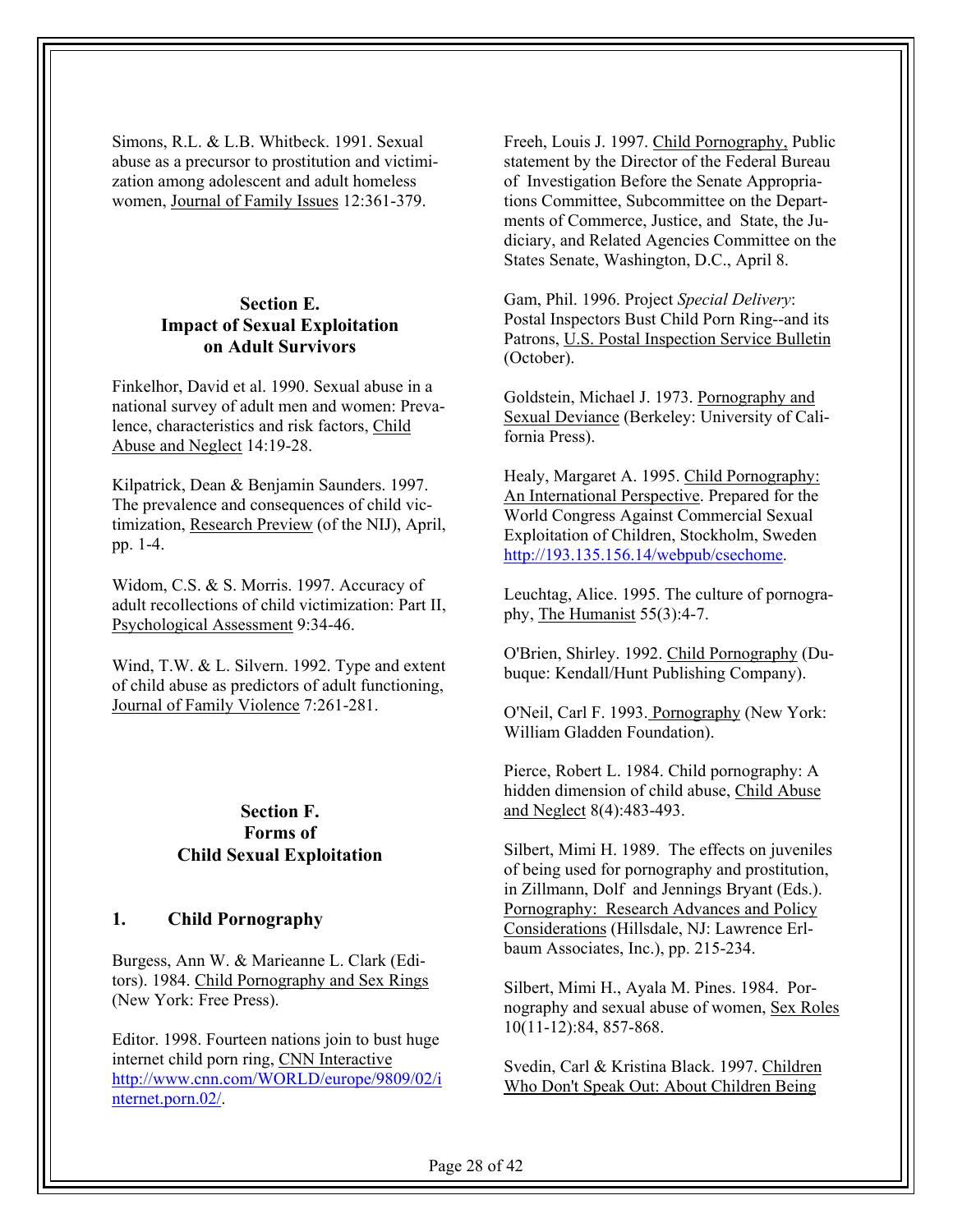Simons, R.L. & L.B. Whitbeck. 1991. Sexual abuse as a precursor to prostitution and victimization among adolescent and adult homeless women, Journal of Family Issues 12:361-379.

## Section E. Impact of Sexual Exploitation on Adult Survivors

Finkelhor, David et al. 1990. Sexual abuse in a national survey of adult men and women: Prevalence, characteristics and risk factors, Child Abuse and Neglect 14:19-28.

Kilpatrick, Dean & Benjamin Saunders. 1997. The prevalence and consequences of child victimization, Research Preview (of the NIJ), April, pp. 1-4.

Widom, C.S. & S. Morris. 1997. Accuracy of adult recollections of child victimization: Part II, Psychological Assessment 9:34-46.

Wind, T.W. & L. Silvern. 1992. Type and extent of child abuse as predictors of adult functioning, Journal of Family Violence 7:261-281.

## Section F. Forms of Child Sexual Exploitation

### 1. Child Pornography

Burgess, Ann W. & Marieanne L. Clark (Editors). 1984. Child Pornography and Sex Rings (New York: Free Press).

Editor. 1998. Fourteen nations join to bust huge internet child porn ring, CNN Interactive http://www.cnn.com/WORLD/europe/9809/02/internet.porn.02/.

Freeh, Louis J. 1997. Child Pornography, Public statement by the Director of the Federal Bureau of Investigation Before the Senate Appropriations Committee, Subcommittee on the Departments of Commerce, Justice, and State, the Judiciary, and Related Agencies Committee on the States Senate, Washington, D.C., April 8.

Gam, Phil. 1996. Project *Special Delivery*: Postal Inspectors Bust Child Porn Ring--and its Patrons, U.S. Postal Inspection Service Bulletin (October).

Goldstein, Michael J. 1973. Pornography and Sexual Deviance (Berkeley: University of California Press).

Healy, Margaret A. 1995. Child Pornography: An International Perspective. Prepared for the World Congress Against Commercial Sexual Exploitation of Children, Stockholm, Sweden http://193.135.156.14/webpub/csechome.

Leuchtag, Alice. 1995. The culture of pornography, The Humanist 55(3):4-7.

O'Brien, Shirley. 1992. Child Pornography (Dubuque: Kendall/Hunt Publishing Company).

O'Neil, Carl F. 1993. Pornography (New York: William Gladden Foundation).

Pierce, Robert L. 1984. Child pornography: A hidden dimension of child abuse, Child Abuse and Neglect 8(4):483-493.

Silbert, Mimi H. 1989. The effects on juveniles of being used for pornography and prostitution, in Zillmann, Dolf and Jennings Bryant (Eds.). Pornography: Research Advances and Policy Considerations (Hillsdale, NJ: Lawrence Erlbaum Associates, Inc.), pp. 215-234.

Silbert, Mimi H., Ayala M. Pines. 1984. Pornography and sexual abuse of women, Sex Roles 10(11-12):84, 857-868.

Svedin, Carl & Kristina Black. 1997. Children Who Don't Speak Out: About Children Being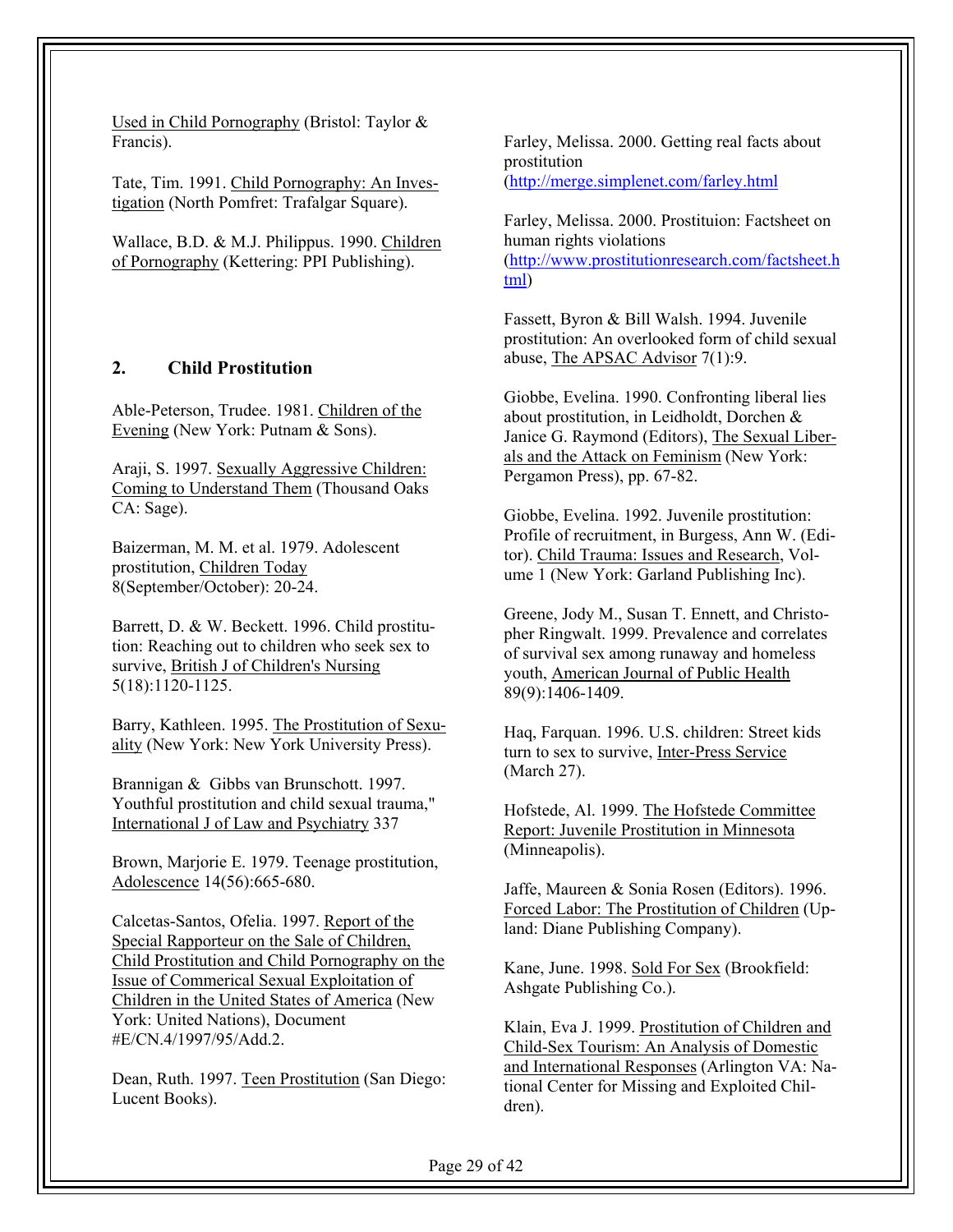Used in Child Pornography (Bristol: Taylor & Francis).

Tate, Tim. 1991. Child Pornography: An Investigation (North Pomfret: Trafalgar Square).

Wallace, B.D. & M.J. Philippus. 1990. Children of Pornography (Kettering: PPI Publishing).

## 2. Child Prostitution

Able-Peterson, Trudee. 1981. Children of the Evening (New York: Putnam & Sons).

Araji, S. 1997. Sexually Aggressive Children: Coming to Understand Them (Thousand Oaks CA: Sage).

Baizerman, M. M. et al. 1979. Adolescent prostitution, Children Today 8(September/October): 20-24.

Barrett, D. & W. Beckett. 1996. Child prostitution: Reaching out to children who seek sex to survive, British J of Children's Nursing 5(18):1120-1125.

Barry, Kathleen. 1995. The Prostitution of Sexuality (New York: New York University Press).

Brannigan & Gibbs van Brunschott. 1997. Youthful prostitution and child sexual trauma," International J of Law and Psychiatry 337

Brown, Marjorie E. 1979. Teenage prostitution, Adolescence 14(56):665-680.

Calcetas-Santos, Ofelia. 1997. Report of the Special Rapporteur on the Sale of Children, Child Prostitution and Child Pornography on the Issue of Commerical Sexual Exploitation of Children in the United States of America (New York: United Nations), Document #E/CN.4/1997/95/Add.2.

Dean, Ruth. 1997. Teen Prostitution (San Diego: Lucent Books).

Farley, Melissa. 2000. Getting real facts about prostitution (http://merge.simplenet.com/farley.html

Farley, Melissa. 2000. Prostituion: Factsheet on human rights violations (http://www.prostitutionresearch.com/factsheet.html)

Fassett, Byron & Bill Walsh. 1994. Juvenile prostitution: An overlooked form of child sexual abuse, The APSAC Advisor 7(1):9.

Giobbe, Evelina. 1990. Confronting liberal lies about prostitution, in Leidholdt, Dorchen & Janice G. Raymond (Editors), The Sexual Liberals and the Attack on Feminism (New York: Pergamon Press), pp. 67-82.

Giobbe, Evelina. 1992. Juvenile prostitution: Profile of recruitment, in Burgess, Ann W. (Editor). Child Trauma: Issues and Research, Volume 1 (New York: Garland Publishing Inc).

Greene, Jody M., Susan T. Ennett, and Christopher Ringwalt. 1999. Prevalence and correlates of survival sex among runaway and homeless youth, American Journal of Public Health 89(9):1406-1409.

Haq, Farquan. 1996. U.S. children: Street kids turn to sex to survive, Inter-Press Service (March 27).

Hofstede, Al. 1999. The Hofstede Committee Report: Juvenile Prostitution in Minnesota (Minneapolis).

Jaffe, Maureen & Sonia Rosen (Editors). 1996. Forced Labor: The Prostitution of Children (Upland: Diane Publishing Company).

Kane, June. 1998. Sold For Sex (Brookfield: Ashgate Publishing Co.).

Klain, Eva J. 1999. Prostitution of Children and Child-Sex Tourism: An Analysis of Domestic and International Responses (Arlington VA: National Center for Missing and Exploited Children).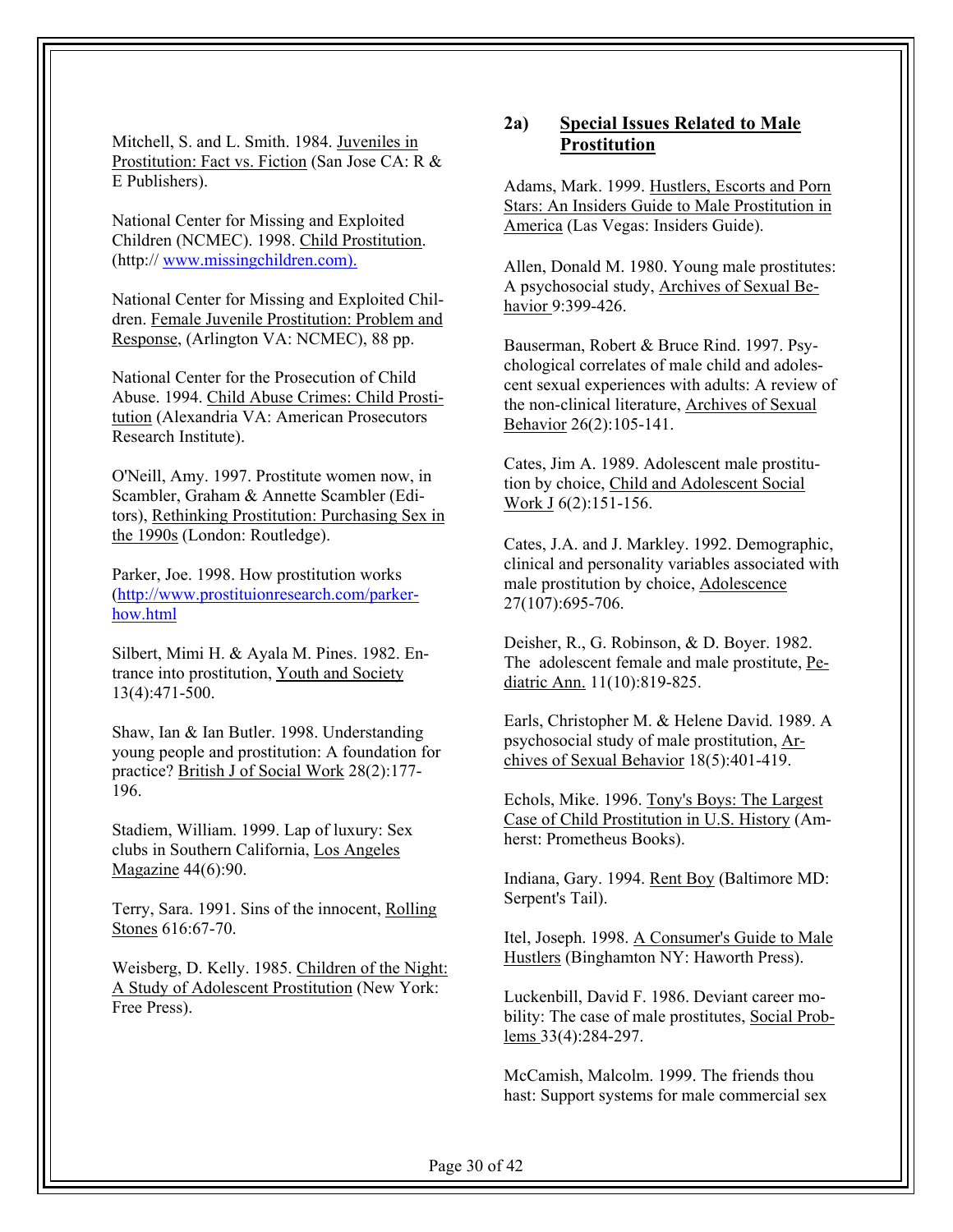Mitchell, S. and L. Smith. 1984. Juveniles in Prostitution: Fact vs. Fiction (San Jose CA: R & E Publishers).

National Center for Missing and Exploited Children (NCMEC). 1998. Child Prostitution. (http:// www.missingchildren.com).

National Center for Missing and Exploited Children. Female Juvenile Prostitution: Problem and Response, (Arlington VA: NCMEC), 88 pp.

National Center for the Prosecution of Child Abuse. 1994. Child Abuse Crimes: Child Prostitution (Alexandria VA: American Prosecutors Research Institute).

O'Neill, Amy. 1997. Prostitute women now, in Scambler, Graham & Annette Scambler (Editors), Rethinking Prostitution: Purchasing Sex in the 1990s (London: Routledge).

Parker, Joe. 1998. How prostitution works (http://www.prostituionresearch.com/parker-how.html

Silbert, Mimi H. & Ayala M. Pines. 1982. Entrance into prostitution, Youth and Society 13(4):471-500.

Shaw, Ian & Ian Butler. 1998. Understanding young people and prostitution: A foundation for practice? British J of Social Work 28(2):177-196.

Stadiem, William. 1999. Lap of luxury: Sex clubs in Southern California, Los Angeles Magazine 44(6):90.

Terry, Sara. 1991. Sins of the innocent, Rolling Stones 616:67-70.

Weisberg, D. Kelly. 1985. Children of the Night: A Study of Adolescent Prostitution (New York: Free Press).

## 2a) Special Issues Related to Male Prostitution

Adams, Mark. 1999. Hustlers, Escorts and Porn Stars: An Insiders Guide to Male Prostitution in America (Las Vegas: Insiders Guide).

Allen, Donald M. 1980. Young male prostitutes: A psychosocial study, Archives of Sexual Behavior 9:399-426.

Bauserman, Robert & Bruce Rind. 1997. Psychological correlates of male child and adolescent sexual experiences with adults: A review of the non-clinical literature, Archives of Sexual Behavior 26(2):105-141.

Cates, Jim A. 1989. Adolescent male prostitution by choice, Child and Adolescent Social Work J 6(2):151-156.

Cates, J.A. and J. Markley. 1992. Demographic, clinical and personality variables associated with male prostitution by choice, Adolescence 27(107):695-706.

Deisher, R., G. Robinson, & D. Boyer. 1982. The adolescent female and male prostitute, Pediatric Ann. 11(10):819-825.

Earls, Christopher M. & Helene David. 1989. A psychosocial study of male prostitution, Archives of Sexual Behavior 18(5):401-419.

Echols, Mike. 1996. Tony's Boys: The Largest Case of Child Prostitution in U.S. History (Amherst: Prometheus Books).

Indiana, Gary. 1994. Rent Boy (Baltimore MD: Serpent's Tail).

Itel, Joseph. 1998. A Consumer's Guide to Male Hustlers (Binghamton NY: Haworth Press).

Luckenbill, David F. 1986. Deviant career mobility: The case of male prostitutes, Social Problems 33(4):284-297.

McCamish, Malcolm. 1999. The friends thou hast: Support systems for male commercial sex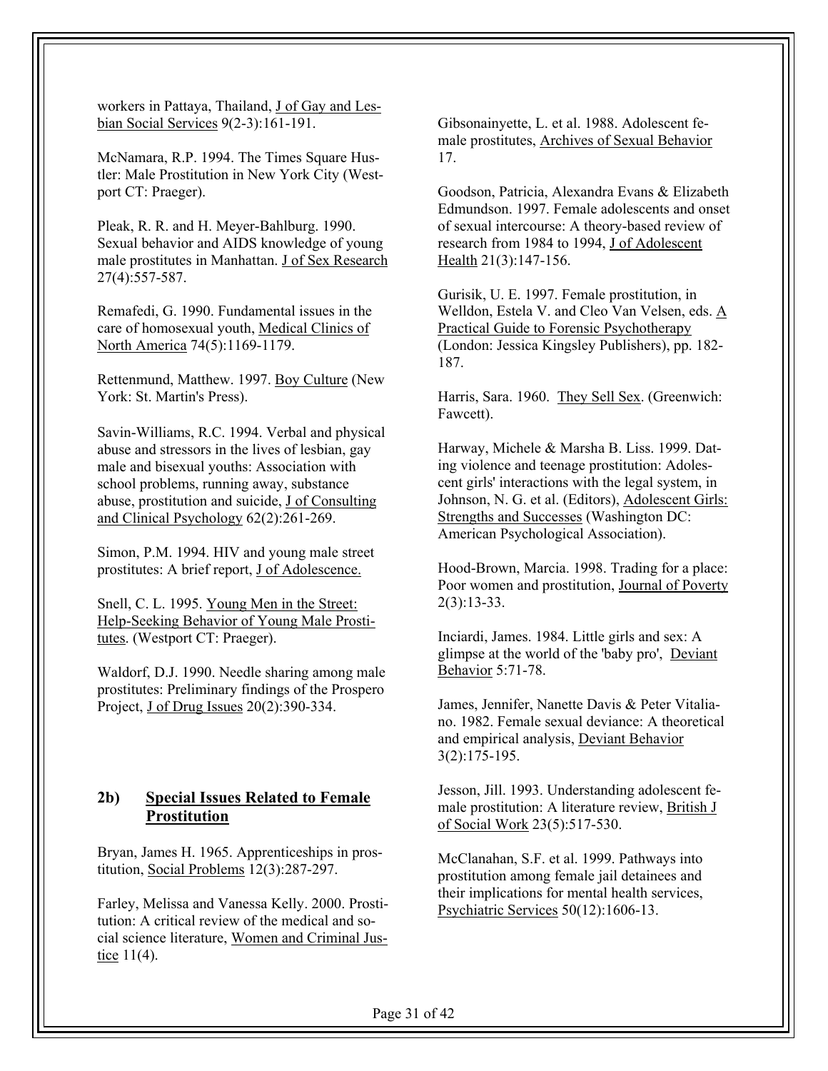workers in Pattaya, Thailand, J of Gay and Lesbian Social Services 9(2-3):161-191.

McNamara, R.P. 1994. The Times Square Hustler: Male Prostitution in New York City (Westport CT: Praeger).

Pleak, R. R. and H. Meyer-Bahlburg. 1990. Sexual behavior and AIDS knowledge of young male prostitutes in Manhattan. J of Sex Research 27(4):557-587.

Remafedi, G. 1990. Fundamental issues in the care of homosexual youth, Medical Clinics of North America 74(5):1169-1179.

Rettenmund, Matthew. 1997. Boy Culture (New York: St. Martin's Press).

Savin-Williams, R.C. 1994. Verbal and physical abuse and stressors in the lives of lesbian, gay male and bisexual youths: Association with school problems, running away, substance abuse, prostitution and suicide, J of Consulting and Clinical Psychology 62(2):261-269.

Simon, P.M. 1994. HIV and young male street prostitutes: A brief report, J of Adolescence.

Snell, C. L. 1995. Young Men in the Street: Help-Seeking Behavior of Young Male Prostitutes. (Westport CT: Praeger).

Waldorf, D.J. 1990. Needle sharing among male prostitutes: Preliminary findings of the Prospero Project, J of Drug Issues 20(2):390-334.

## 2b) Special Issues Related to Female Prostitution

Bryan, James H. 1965. Apprenticeships in prostitution, Social Problems 12(3):287-297.

Farley, Melissa and Vanessa Kelly. 2000. Prostitution: A critical review of the medical and social science literature, Women and Criminal Justice 11(4).

Gibsonainyette, L. et al. 1988. Adolescent female prostitutes, Archives of Sexual Behavior 17.

Goodson, Patricia, Alexandra Evans & Elizabeth Edmundson. 1997. Female adolescents and onset of sexual intercourse: A theory-based review of research from 1984 to 1994, J of Adolescent Health 21(3):147-156.

Gurisik, U. E. 1997. Female prostitution, in Welldon, Estela V. and Cleo Van Velsen, eds. A Practical Guide to Forensic Psychotherapy (London: Jessica Kingsley Publishers), pp. 182-187.

Harris, Sara. 1960. They Sell Sex. (Greenwich: Fawcett).

Harway, Michele & Marsha B. Liss. 1999. Dating violence and teenage prostitution: Adolescent girls' interactions with the legal system, in Johnson, N. G. et al. (Editors), Adolescent Girls: Strengths and Successes (Washington DC: American Psychological Association).

Hood-Brown, Marcia. 1998. Trading for a place: Poor women and prostitution, Journal of Poverty 2(3):13-33.

Inciardi, James. 1984. Little girls and sex: A glimpse at the world of the 'baby pro', Deviant Behavior 5:71-78.

James, Jennifer, Nanette Davis & Peter Vitaliano. 1982. Female sexual deviance: A theoretical and empirical analysis, Deviant Behavior 3(2):175-195.

Jesson, Jill. 1993. Understanding adolescent female prostitution: A literature review, British J of Social Work 23(5):517-530.

McClanahan, S.F. et al. 1999. Pathways into prostitution among female jail detainees and their implications for mental health services, Psychiatric Services 50(12):1606-13.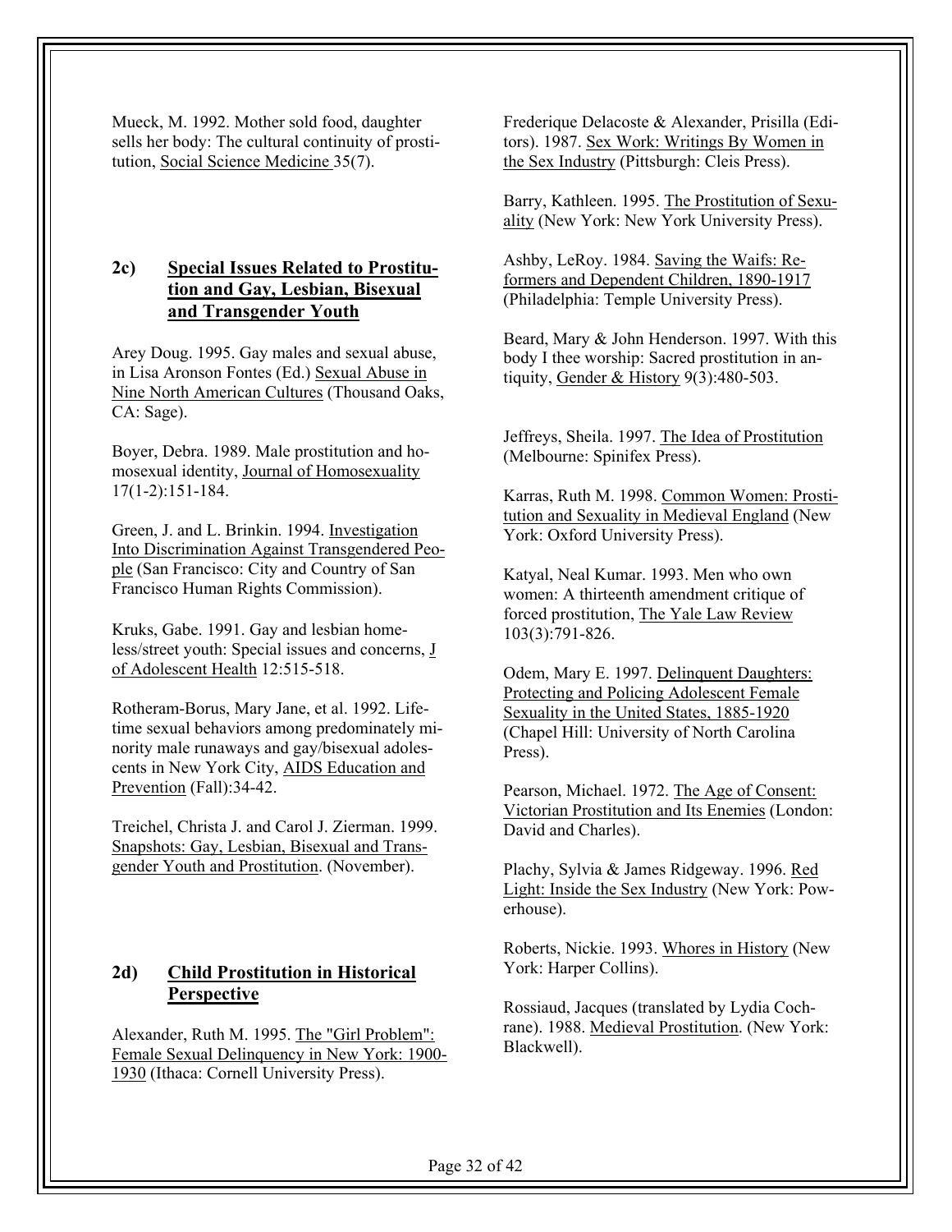Mueck, M. 1992. Mother sold food, daughter sells her body: The cultural continuity of prostitution, Social Science Medicine 35(7).

### 2c) Special Issues Related to Prostitution and Gay, Lesbian, Bisexual and Transgender Youth

Arey Doug. 1995. Gay males and sexual abuse, in Lisa Aronson Fontes (Ed.) Sexual Abuse in Nine North American Cultures (Thousand Oaks, CA: Sage).

Boyer, Debra. 1989. Male prostitution and homosexual identity, Journal of Homosexuality 17(1-2):151-184.

Green, J. and L. Brinkin. 1994. Investigation Into Discrimination Against Transgendered People (San Francisco: City and Country of San Francisco Human Rights Commission).

Kruks, Gabe. 1991. Gay and lesbian homeless/street youth: Special issues and concerns, J of Adolescent Health 12:515-518.

Rotheram-Borus, Mary Jane, et al. 1992. Lifetime sexual behaviors among predominately minority male runaways and gay/bisexual adolescents in New York City, AIDS Education and Prevention (Fall):34-42.

Treichel, Christa J. and Carol J. Zierman. 1999. Snapshots: Gay, Lesbian, Bisexual and Transgender Youth and Prostitution. (November).

### 2d) Child Prostitution in Historical Perspective

Alexander, Ruth M. 1995. The "Girl Problem": Female Sexual Delinquency in New York: 1900-1930 (Ithaca: Cornell University Press).

Frederique Delacoste & Alexander, Prisilla (Editors). 1987. Sex Work: Writings By Women in the Sex Industry (Pittsburgh: Cleis Press).

Barry, Kathleen. 1995. The Prostitution of Sexuality (New York: New York University Press).

Ashby, LeRoy. 1984. Saving the Waifs: Reformers and Dependent Children, 1890-1917 (Philadelphia: Temple University Press).

Beard, Mary & John Henderson. 1997. With this body I thee worship: Sacred prostitution in antiquity, Gender & History 9(3):480-503.

Jeffreys, Sheila. 1997. The Idea of Prostitution (Melbourne: Spinifex Press).

Karras, Ruth M. 1998. Common Women: Prostitution and Sexuality in Medieval England (New York: Oxford University Press).

Katyal, Neal Kumar. 1993. Men who own women: A thirteenth amendment critique of forced prostitution, The Yale Law Review 103(3):791-826.

Odem, Mary E. 1997. Delinquent Daughters: Protecting and Policing Adolescent Female Sexuality in the United States, 1885-1920 (Chapel Hill: University of North Carolina Press).

Pearson, Michael. 1972. The Age of Consent: Victorian Prostitution and Its Enemies (London: David and Charles).

Plachy, Sylvia & James Ridgeway. 1996. Red Light: Inside the Sex Industry (New York: Powerhouse).

Roberts, Nickie. 1993. Whores in History (New York: Harper Collins).

Rossiaud, Jacques (translated by Lydia Cochrane). 1988. Medieval Prostitution. (New York: Blackwell).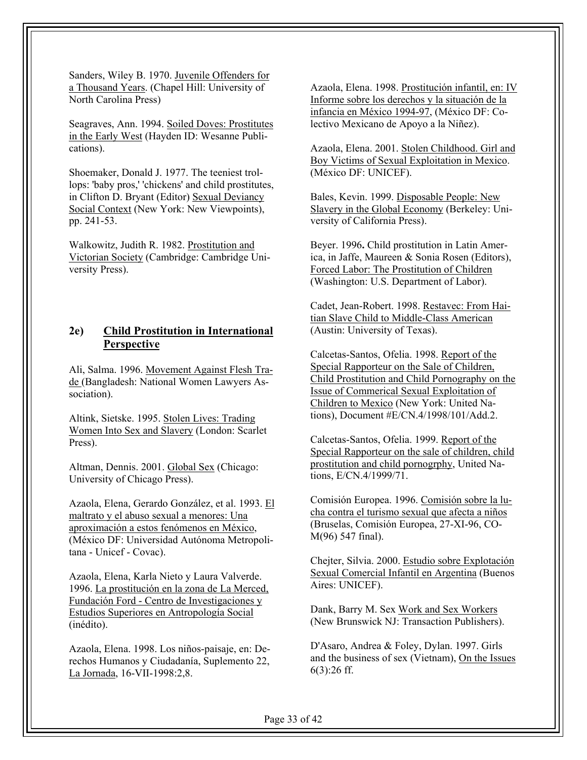Sanders, Wiley B. 1970. Juvenile Offenders for a Thousand Years. (Chapel Hill: University of North Carolina Press)

Seagraves, Ann. 1994. Soiled Doves: Prostitutes in the Early West (Hayden ID: Wesanne Publications).

Shoemaker, Donald J. 1977. The teeniest trollops: 'baby pros,' 'chickens' and child prostitutes, in Clifton D. Bryant (Editor) Sexual Deviancy Social Context (New York: New Viewpoints), pp. 241-53.

Walkowitz, Judith R. 1982. Prostitution and Victorian Society (Cambridge: Cambridge University Press).

## 2e) Child Prostitution in International Perspective

Ali, Salma. 1996. Movement Against Flesh Trade (Bangladesh: National Women Lawyers Association).

Altink, Sietske. 1995. Stolen Lives: Trading Women Into Sex and Slavery (London: Scarlet Press).

Altman, Dennis. 2001. Global Sex (Chicago: University of Chicago Press).

Azaola, Elena, Gerardo González, et al. 1993. El maltrato y el abuso sexual a menores: Una aproximación a estos fenómenos en México, (México DF: Universidad Autónoma Metropolitana - Unicef - Covac).

Azaola, Elena, Karla Nieto y Laura Valverde. 1996. La prostitución en la zona de La Merced, Fundación Ford - Centro de Investigaciones y Estudios Superiores en Antropología Social (inédito).

Azaola, Elena. 1998. Los niños-paisaje, en: Derechos Humanos y Ciudadanía, Suplemento 22, La Jornada, 16-VII-1998:2,8.

Azaola, Elena. 1998. Prostitución infantil, en: IV Informe sobre los derechos y la situación de la infancia en México 1994-97, (México DF: Colectivo Mexicano de Apoyo a la Niñez).

Azaola, Elena. 2001. Stolen Childhood. Girl and Boy Victims of Sexual Exploitation in Mexico. (México DF: UNICEF).

Bales, Kevin. 1999. Disposable People: New Slavery in the Global Economy (Berkeley: University of California Press).

Beyer. 1996. Child prostitution in Latin America, in Jaffe, Maureen & Sonia Rosen (Editors), Forced Labor: The Prostitution of Children (Washington: U.S. Department of Labor).

Cadet, Jean-Robert. 1998. Restavec: From Haitian Slave Child to Middle-Class American (Austin: University of Texas).

Calcetas-Santos, Ofelia. 1998. Report of the Special Rapporteur on the Sale of Children, Child Prostitution and Child Pornography on the Issue of Commerical Sexual Exploitation of Children to Mexico (New York: United Nations), Document #E/CN.4/1998/101/Add.2.

Calcetas-Santos, Ofelia. 1999. Report of the Special Rapporteur on the sale of children, child prostitution and child pornogrphy, United Nations, E/CN.4/1999/71.

Comisión Europea. 1996. Comisión sobre la lucha contra el turismo sexual que afecta a niños (Bruselas, Comisión Europea, 27-XI-96, COM(96) 547 final).

Chejter, Silvia. 2000. Estudio sobre Explotación Sexual Comercial Infantil en Argentina (Buenos Aires: UNICEF).

Dank, Barry M. Sex Work and Sex Workers (New Brunswick NJ: Transaction Publishers).

D'Asaro, Andrea & Foley, Dylan. 1997. Girls and the business of sex (Vietnam), On the Issues 6(3):26 ff.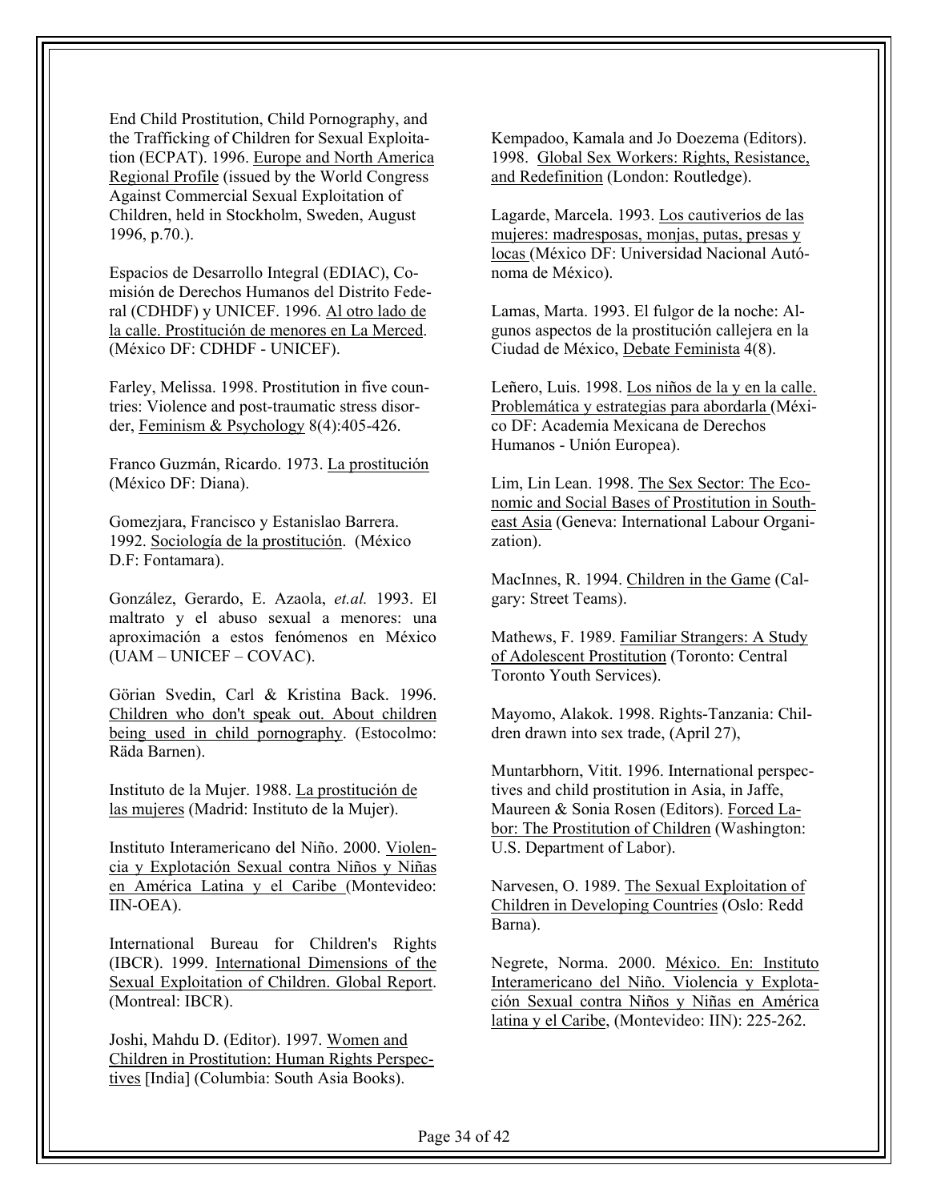End Child Prostitution, Child Pornography, and the Trafficking of Children for Sexual Exploitation (ECPAT). 1996. Europe and North America Regional Profile (issued by the World Congress Against Commercial Sexual Exploitation of Children, held in Stockholm, Sweden, August 1996, p.70.).

Espacios de Desarrollo Integral (EDIAC), Comisión de Derechos Humanos del Distrito Federal (CDHDF) y UNICEF. 1996. Al otro lado de la calle. Prostitución de menores en La Merced. (México DF: CDHDF - UNICEF).

Farley, Melissa. 1998. Prostitution in five countries: Violence and post-traumatic stress disorder, Feminism & Psychology 8(4):405-426.

Franco Guzmán, Ricardo. 1973. La prostitución (México DF: Diana).

Gomezjara, Francisco y Estanislao Barrera. 1992. Sociología de la prostitución. (México D.F: Fontamara).

González, Gerardo, E. Azaola, *et.al.* 1993. El maltrato y el abuso sexual a menores: una aproximación a estos fenómenos en México (UAM – UNICEF – COVAC).

Görian Svedin, Carl & Kristina Back. 1996. Children who don't speak out. About children being used in child pornography. (Estocolmo: Räda Barnen).

Instituto de la Mujer. 1988. La prostitución de las mujeres (Madrid: Instituto de la Mujer).

Instituto Interamericano del Niño. 2000. Violencia y Explotación Sexual contra Niños y Niñas en América Latina y el Caribe (Montevideo: IIN-OEA).

International Bureau for Children's Rights (IBCR). 1999. International Dimensions of the Sexual Exploitation of Children. Global Report. (Montreal: IBCR).

Joshi, Mahdu D. (Editor). 1997. Women and Children in Prostitution: Human Rights Perspectives [India] (Columbia: South Asia Books).

Kempadoo, Kamala and Jo Doezema (Editors). 1998. Global Sex Workers: Rights, Resistance, and Redefinition (London: Routledge).

Lagarde, Marcela. 1993. Los cautiverios de las mujeres: madresposas, monjas, putas, presas y locas (México DF: Universidad Nacional Autónoma de México).

Lamas, Marta. 1993. El fulgor de la noche: Algunos aspectos de la prostitución callejera en la Ciudad de México, Debate Feminista 4(8).

Leñero, Luis. 1998. Los niños de la y en la calle. Problemática y estrategias para abordarla (México DF: Academia Mexicana de Derechos Humanos - Unión Europea).

Lim, Lin Lean. 1998. The Sex Sector: The Economic and Social Bases of Prostitution in Southeast Asia (Geneva: International Labour Organization).

MacInnes, R. 1994. Children in the Game (Calgary: Street Teams).

Mathews, F. 1989. Familiar Strangers: A Study of Adolescent Prostitution (Toronto: Central Toronto Youth Services).

Mayomo, Alakok. 1998. Rights-Tanzania: Children drawn into sex trade, (April 27),

Muntarbhorn, Vitit. 1996. International perspectives and child prostitution in Asia, in Jaffe, Maureen & Sonia Rosen (Editors). Forced Labor: The Prostitution of Children (Washington: U.S. Department of Labor).

Narvesen, O. 1989. The Sexual Exploitation of Children in Developing Countries (Oslo: Redd Barna).

Negrete, Norma. 2000. México. En: Instituto Interamericano del Niño. Violencia y Explotación Sexual contra Niños y Niñas en América latina y el Caribe, (Montevideo: IIN): 225-262.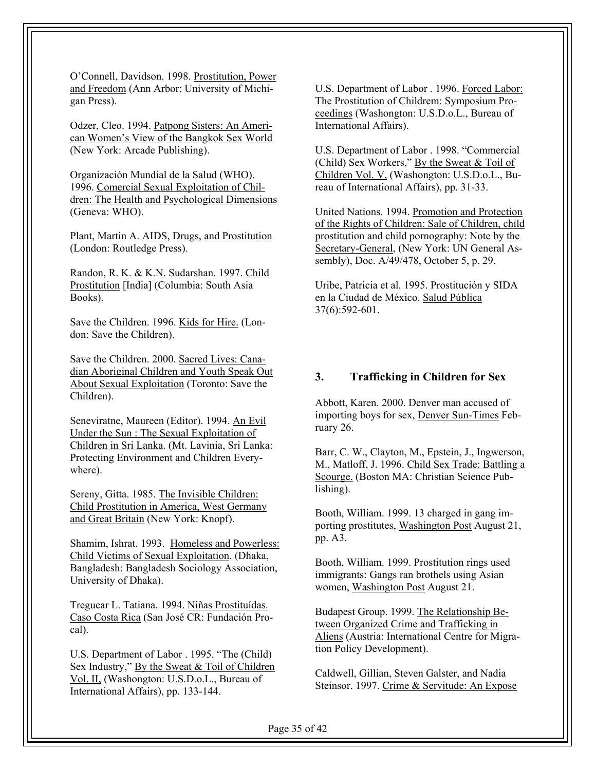O'Connell, Davidson. 1998. Prostitution, Power and Freedom (Ann Arbor: University of Michigan Press).

Odzer, Cleo. 1994. Patpong Sisters: An American Women's View of the Bangkok Sex World (New York: Arcade Publishing).

Organización Mundial de la Salud (WHO). 1996. Comercial Sexual Exploitation of Children: The Health and Psychological Dimensions (Geneva: WHO).

Plant, Martin A. AIDS, Drugs, and Prostitution (London: Routledge Press).

Randon, R. K. & K.N. Sudarshan. 1997. Child Prostitution [India] (Columbia: South Asia Books).

Save the Children. 1996. Kids for Hire. (London: Save the Children).

Save the Children. 2000. Sacred Lives: Canadian Aboriginal Children and Youth Speak Out About Sexual Exploitation (Toronto: Save the Children).

Seneviratne, Maureen (Editor). 1994. An Evil Under the Sun : The Sexual Exploitation of Children in Sri Lanka. (Mt. Lavinia, Sri Lanka: Protecting Environment and Children Everywhere).

Sereny, Gitta. 1985. The Invisible Children: Child Prostitution in America, West Germany and Great Britain (New York: Knopf).

Shamim, Ishrat. 1993. Homeless and Powerless: Child Victims of Sexual Exploitation. (Dhaka, Bangladesh: Bangladesh Sociology Association, University of Dhaka).

Treguear L. Tatiana. 1994. Niñas Prostituídas. Caso Costa Rica (San José CR: Fundación Procal).

U.S. Department of Labor . 1995. "The (Child) Sex Industry," By the Sweat & Toil of Children Vol. II, (Washongton: U.S.D.o.L., Bureau of International Affairs), pp. 133-144.

U.S. Department of Labor . 1996. Forced Labor: The Prostitution of Childrem: Symposium Proceedings (Washongton: U.S.D.o.L., Bureau of International Affairs).

U.S. Department of Labor . 1998. "Commercial (Child) Sex Workers," By the Sweat & Toil of Children Vol. V, (Washongton: U.S.D.o.L., Bureau of International Affairs), pp. 31-33.

United Nations. 1994. Promotion and Protection of the Rights of Children: Sale of Children, child prostitution and child pornography: Note by the Secretary-General, (New York: UN General Assembly), Doc. A/49/478, October 5, p. 29.

Uribe, Patricia et al. 1995. Prostitución y SIDA en la Ciudad de México. Salud Pública 37(6):592-601.

## 3. Trafficking in Children for Sex

Abbott, Karen. 2000. Denver man accused of importing boys for sex, Denver Sun-Times February 26.

Barr, C. W., Clayton, M., Epstein, J., Ingwerson, M., Matloff, J. 1996. Child Sex Trade: Battling a Scourge. (Boston MA: Christian Science Publishing).

Booth, William. 1999. 13 charged in gang importing prostitutes, Washington Post August 21, pp. A3.

Booth, William. 1999. Prostitution rings used immigrants: Gangs ran brothels using Asian women, Washington Post August 21.

Budapest Group. 1999. The Relationship Between Organized Crime and Trafficking in Aliens (Austria: International Centre for Migration Policy Development).

Caldwell, Gillian, Steven Galster, and Nadia Steinsor. 1997. Crime & Servitude: An Expose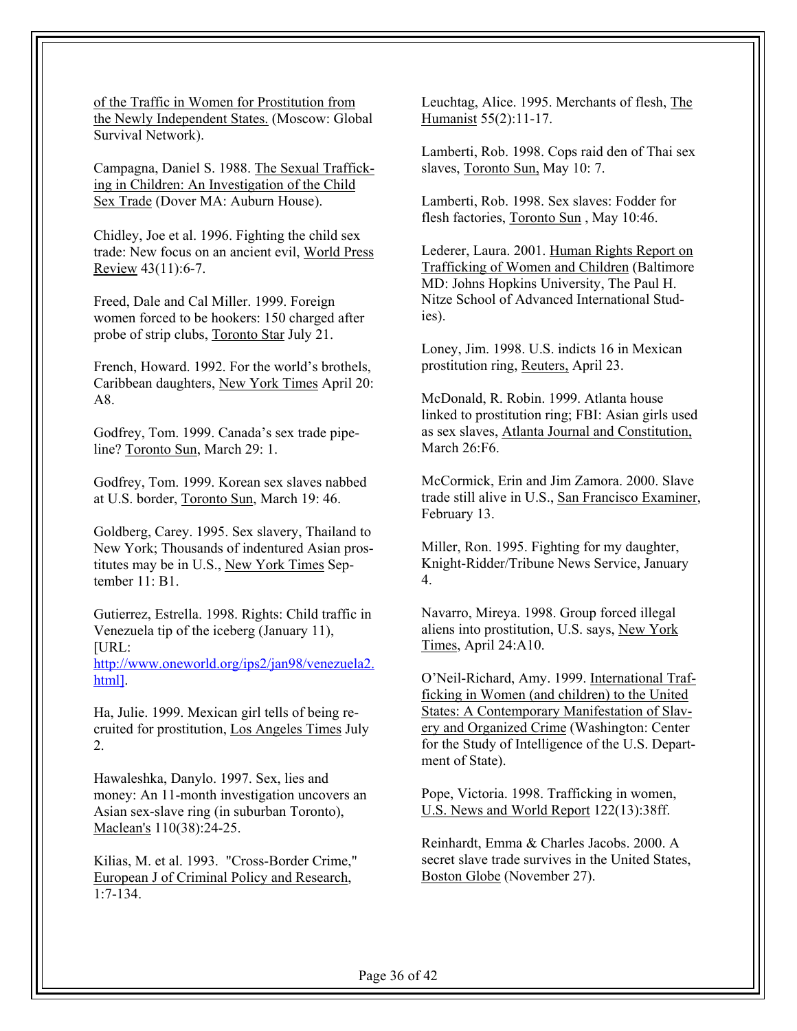of the Traffic in Women for Prostitution from the Newly Independent States. (Moscow: Global Survival Network).

Campagna, Daniel S. 1988. The Sexual Trafficking in Children: An Investigation of the Child Sex Trade (Dover MA: Auburn House).

Chidley, Joe et al. 1996. Fighting the child sex trade: New focus on an ancient evil, World Press Review 43(11):6-7.

Freed, Dale and Cal Miller. 1999. Foreign women forced to be hookers: 150 charged after probe of strip clubs, Toronto Star July 21.

French, Howard. 1992. For the world's brothels, Caribbean daughters, New York Times April 20: A8.

Godfrey, Tom. 1999. Canada's sex trade pipeline? Toronto Sun, March 29: 1.

Godfrey, Tom. 1999. Korean sex slaves nabbed at U.S. border, Toronto Sun, March 19: 46.

Goldberg, Carey. 1995. Sex slavery, Thailand to New York; Thousands of indentured Asian prostitutes may be in U.S., New York Times September 11: B1.

Gutierrez, Estrella. 1998. Rights: Child traffic in Venezuela tip of the iceberg (January 11), [URL: http://www.oneworld.org/ips2/jan98/venezuela2.html].

Ha, Julie. 1999. Mexican girl tells of being recruited for prostitution, Los Angeles Times July 2.

Hawaleshka, Danylo. 1997. Sex, lies and money: An 11-month investigation uncovers an Asian sex-slave ring (in suburban Toronto), Maclean's 110(38):24-25.

Kilias, M. et al. 1993. "Cross-Border Crime," European J of Criminal Policy and Research, 1:7-134.

Leuchtag, Alice. 1995. Merchants of flesh, The Humanist 55(2):11-17.

Lamberti, Rob. 1998. Cops raid den of Thai sex slaves, Toronto Sun, May 10: 7.

Lamberti, Rob. 1998. Sex slaves: Fodder for flesh factories, Toronto Sun , May 10:46.

Lederer, Laura. 2001. Human Rights Report on Trafficking of Women and Children (Baltimore MD: Johns Hopkins University, The Paul H. Nitze School of Advanced International Studies).

Loney, Jim. 1998. U.S. indicts 16 in Mexican prostitution ring, Reuters, April 23.

McDonald, R. Robin. 1999. Atlanta house linked to prostitution ring; FBI: Asian girls used as sex slaves, Atlanta Journal and Constitution, March 26:F6.

McCormick, Erin and Jim Zamora. 2000. Slave trade still alive in U.S., San Francisco Examiner, February 13.

Miller, Ron. 1995. Fighting for my daughter, Knight-Ridder/Tribune News Service, January 4.

Navarro, Mireya. 1998. Group forced illegal aliens into prostitution, U.S. says, New York Times, April 24:A10.

O'Neil-Richard, Amy. 1999. International Trafficking in Women (and children) to the United States: A Contemporary Manifestation of Slavery and Organized Crime (Washington: Center for the Study of Intelligence of the U.S. Department of State).

Pope, Victoria. 1998. Trafficking in women, U.S. News and World Report 122(13):38ff.

Reinhardt, Emma & Charles Jacobs. 2000. A secret slave trade survives in the United States, Boston Globe (November 27).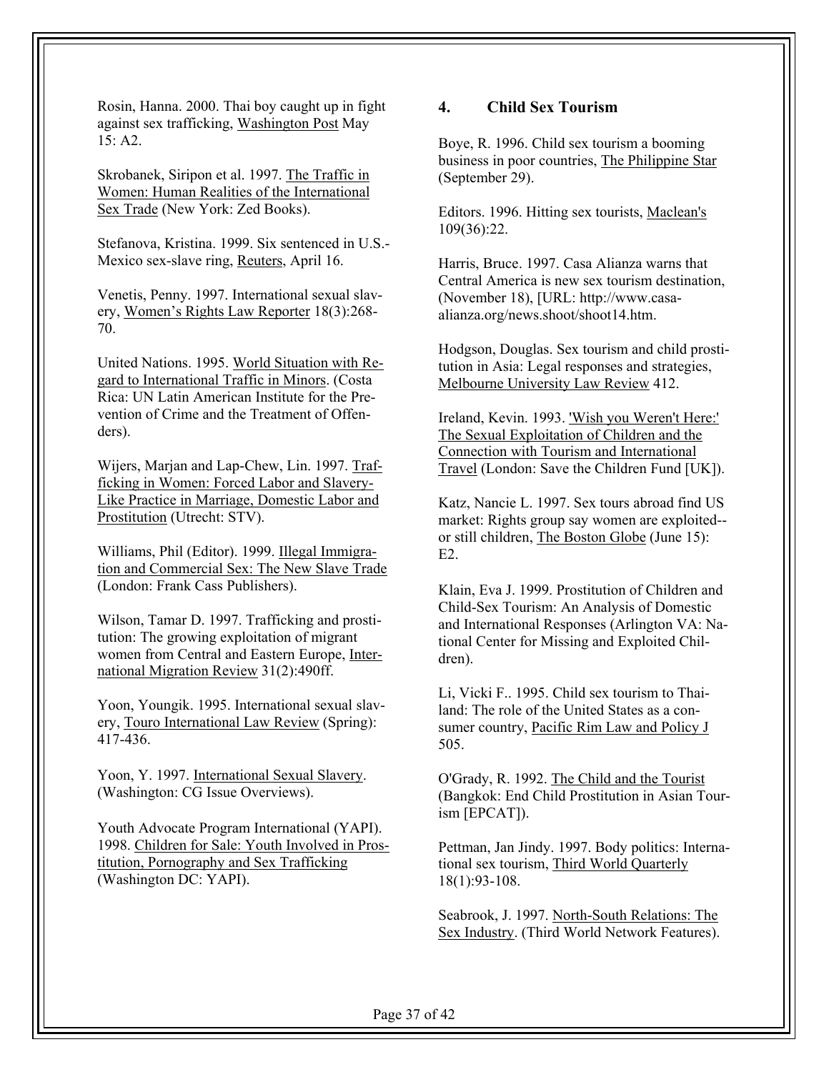Rosin, Hanna. 2000. Thai boy caught up in fight against sex trafficking, Washington Post May 15: A2.

Skrobanek, Siripon et al. 1997. The Traffic in Women: Human Realities of the International Sex Trade (New York: Zed Books).

Stefanova, Kristina. 1999. Six sentenced in U.S.-Mexico sex-slave ring, Reuters, April 16.

Venetis, Penny. 1997. International sexual slavery, Women's Rights Law Reporter 18(3):268-70.

United Nations. 1995. World Situation with Regard to International Traffic in Minors. (Costa Rica: UN Latin American Institute for the Prevention of Crime and the Treatment of Offenders).

Wijers, Marjan and Lap-Chew, Lin. 1997. Trafficking in Women: Forced Labor and Slavery-Like Practice in Marriage, Domestic Labor and Prostitution (Utrecht: STV).

Williams, Phil (Editor). 1999. Illegal Immigration and Commercial Sex: The New Slave Trade (London: Frank Cass Publishers).

Wilson, Tamar D. 1997. Trafficking and prostitution: The growing exploitation of migrant women from Central and Eastern Europe, International Migration Review 31(2):490ff.

Yoon, Youngik. 1995. International sexual slavery, Touro International Law Review (Spring): 417-436.

Yoon, Y. 1997. International Sexual Slavery. (Washington: CG Issue Overviews).

Youth Advocate Program International (YAPI). 1998. Children for Sale: Youth Involved in Prostitution, Pornography and Sex Trafficking (Washington DC: YAPI).

## 4. Child Sex Tourism

Boye, R. 1996. Child sex tourism a booming business in poor countries, The Philippine Star (September 29).

Editors. 1996. Hitting sex tourists, Maclean's 109(36):22.

Harris, Bruce. 1997. Casa Alianza warns that Central America is new sex tourism destination, (November 18), [URL: http://www.casa-alianza.org/news.shoot/shoot14.htm.

Hodgson, Douglas. Sex tourism and child prostitution in Asia: Legal responses and strategies, Melbourne University Law Review 412.

Ireland, Kevin. 1993. 'Wish you Weren't Here:' The Sexual Exploitation of Children and the Connection with Tourism and International Travel (London: Save the Children Fund [UK]).

Katz, Nancie L. 1997. Sex tours abroad find US market: Rights group say women are exploited--or still children, The Boston Globe (June 15): E2.

Klain, Eva J. 1999. Prostitution of Children and Child-Sex Tourism: An Analysis of Domestic and International Responses (Arlington VA: National Center for Missing and Exploited Children).

Li, Vicki F.. 1995. Child sex tourism to Thailand: The role of the United States as a consumer country, Pacific Rim Law and Policy J 505.

O'Grady, R. 1992. The Child and the Tourist (Bangkok: End Child Prostitution in Asian Tourism [EPCAT]).

Pettman, Jan Jindy. 1997. Body politics: International sex tourism, Third World Quarterly 18(1):93-108.

Seabrook, J. 1997. North-South Relations: The Sex Industry. (Third World Network Features).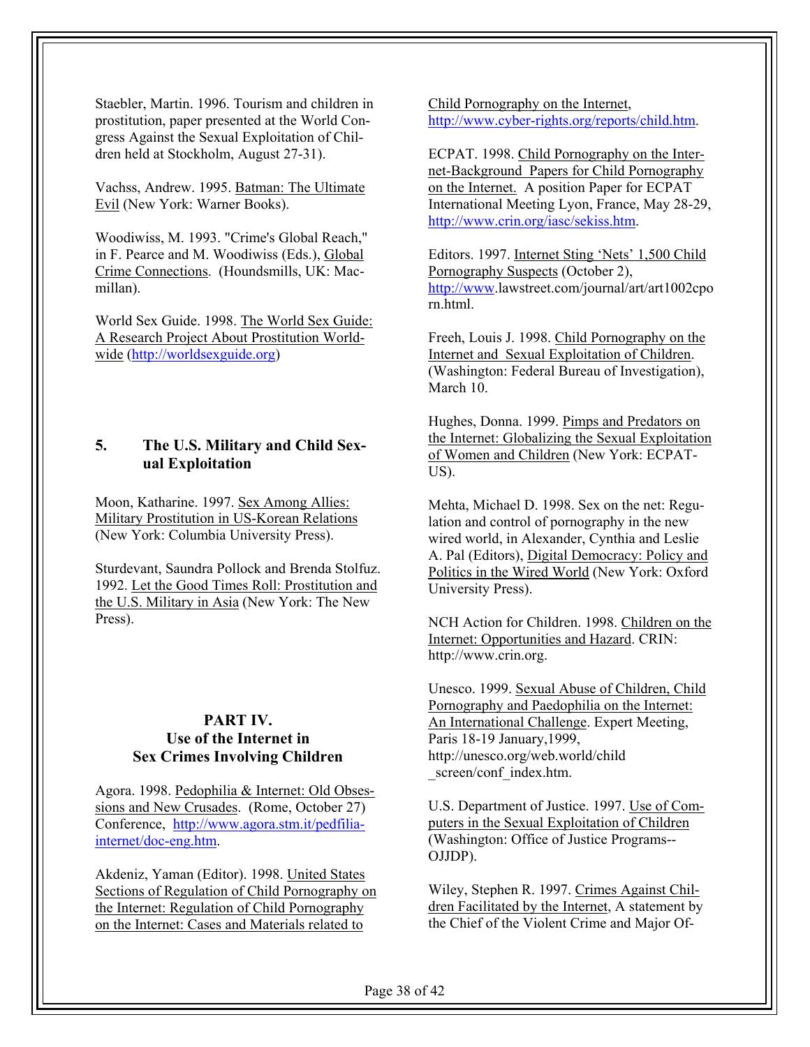Staebler, Martin. 1996. Tourism and children in prostitution, paper presented at the World Congress Against the Sexual Exploitation of Children held at Stockholm, August 27-31).

Vachss, Andrew. 1995. Batman: The Ultimate Evil (New York: Warner Books).

Woodiwiss, M. 1993. "Crime's Global Reach," in F. Pearce and M. Woodiwiss (Eds.), Global Crime Connections. (Houndsmills, UK: Macmillan).

World Sex Guide. 1998. The World Sex Guide: A Research Project About Prostitution Worldwide (http://worldsexguide.org)

### 5. The U.S. Military and Child Sexual Exploitation

Moon, Katharine. 1997. Sex Among Allies: Military Prostitution in US-Korean Relations (New York: Columbia University Press).

Sturdevant, Saundra Pollock and Brenda Stolfuz. 1992. Let the Good Times Roll: Prostitution and the U.S. Military in Asia (New York: The New Press).

## PART IV. Use of the Internet in Sex Crimes Involving Children

Agora. 1998. Pedophilia & Internet: Old Obsessions and New Crusades. (Rome, October 27) Conference, http://www.agora.stm.it/pedfilia-internet/doc-eng.htm.

Akdeniz, Yaman (Editor). 1998. United States Sections of Regulation of Child Pornography on the Internet: Regulation of Child Pornography on the Internet: Cases and Materials related to Child Pornography on the Internet, http://www.cyber-rights.org/reports/child.htm.

ECPAT. 1998. Child Pornography on the Internet-Background Papers for Child Pornography on the Internet. A position Paper for ECPAT International Meeting Lyon, France, May 28-29, http://www.crin.org/iasc/sekiss.htm.

Editors. 1997. Internet Sting 'Nets' 1,500 Child Pornography Suspects (October 2), http://www.lawstreet.com/journal/art/art1002cporn.html.

Freeh, Louis J. 1998. Child Pornography on the Internet and Sexual Exploitation of Children. (Washington: Federal Bureau of Investigation), March 10.

Hughes, Donna. 1999. Pimps and Predators on the Internet: Globalizing the Sexual Exploitation of Women and Children (New York: ECPAT-US).

Mehta, Michael D. 1998. Sex on the net: Regulation and control of pornography in the new wired world, in Alexander, Cynthia and Leslie A. Pal (Editors), Digital Democracy: Policy and Politics in the Wired World (New York: Oxford University Press).

NCH Action for Children. 1998. Children on the Internet: Opportunities and Hazard. CRIN: http://www.crin.org.

Unesco. 1999. Sexual Abuse of Children, Child Pornography and Paedophilia on the Internet: An International Challenge. Expert Meeting, Paris 18-19 January,1999, http://unesco.org/web.world/child_screen/conf_index.htm.

U.S. Department of Justice. 1997. Use of Computers in the Sexual Exploitation of Children (Washington: Office of Justice Programs--OJJDP).

Wiley, Stephen R. 1997. Crimes Against Children Facilitated by the Internet, A statement by the Chief of the Violent Crime and Major Of-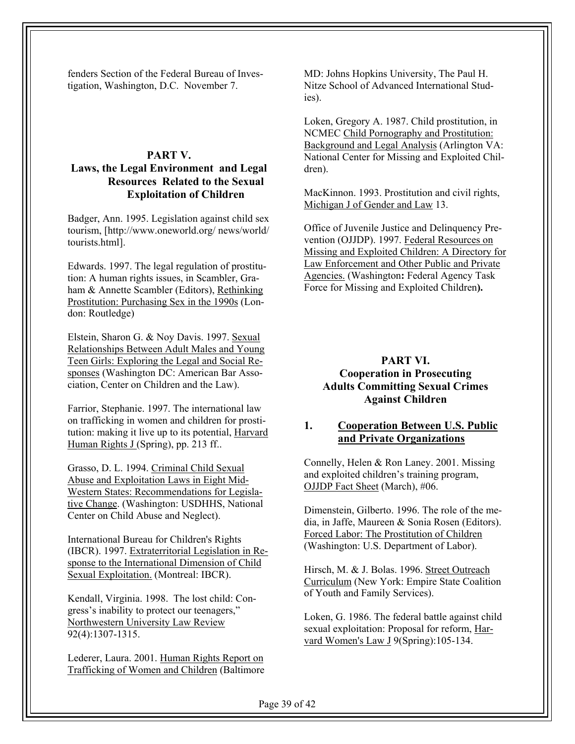fenders Section of the Federal Bureau of Investigation, Washington, D.C. November 7.

## PART V.
## Laws, the Legal Environment and Legal Resources Related to the Sexual Exploitation of Children

Badger, Ann. 1995. Legislation against child sex tourism, [http://www.oneworld.org/ news/world/ tourists.html].

Edwards. 1997. The legal regulation of prostitution: A human rights issues, in Scambler, Graham & Annette Scambler (Editors), Rethinking Prostitution: Purchasing Sex in the 1990s (London: Routledge)

Elstein, Sharon G. & Noy Davis. 1997. Sexual Relationships Between Adult Males and Young Teen Girls: Exploring the Legal and Social Responses (Washington DC: American Bar Association, Center on Children and the Law).

Farrior, Stephanie. 1997. The international law on trafficking in women and children for prostitution: making it live up to its potential, Harvard Human Rights J (Spring), pp. 213 ff..

Grasso, D. L. 1994. Criminal Child Sexual Abuse and Exploitation Laws in Eight Mid-Western States: Recommendations for Legislative Change. (Washington: USDHHS, National Center on Child Abuse and Neglect).

International Bureau for Children's Rights (IBCR). 1997. Extraterritorial Legislation in Response to the International Dimension of Child Sexual Exploitation. (Montreal: IBCR).

Kendall, Virginia. 1998. The lost child: Congress's inability to protect our teenagers," Northwestern University Law Review 92(4):1307-1315.

Lederer, Laura. 2001. Human Rights Report on Trafficking of Women and Children (Baltimore MD: Johns Hopkins University, The Paul H. Nitze School of Advanced International Studies).

Loken, Gregory A. 1987. Child prostitution, in NCMEC Child Pornography and Prostitution: Background and Legal Analysis (Arlington VA: National Center for Missing and Exploited Children).

MacKinnon. 1993. Prostitution and civil rights, Michigan J of Gender and Law 13.

Office of Juvenile Justice and Delinquency Prevention (OJJDP). 1997. Federal Resources on Missing and Exploited Children: A Directory for Law Enforcement and Other Public and Private Agencies. (Washington**:** Federal Agency Task Force for Missing and Exploited Children**).**

## PART VI.
## Cooperation in Prosecuting Adults Committing Sexual Crimes Against Children

### 1. Cooperation Between U.S. Public and Private Organizations

Connelly, Helen & Ron Laney. 2001. Missing and exploited children's training program, OJJDP Fact Sheet (March), #06.

Dimenstein, Gilberto. 1996. The role of the media, in Jaffe, Maureen & Sonia Rosen (Editors). Forced Labor: The Prostitution of Children (Washington: U.S. Department of Labor).

Hirsch, M. & J. Bolas. 1996. Street Outreach Curriculum (New York: Empire State Coalition of Youth and Family Services).

Loken, G. 1986. The federal battle against child sexual exploitation: Proposal for reform, Harvard Women's Law J 9(Spring):105-134.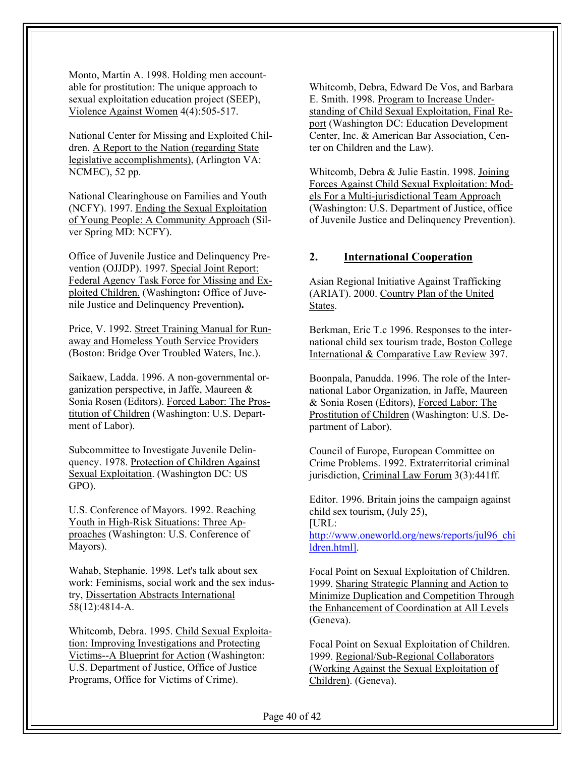Monto, Martin A. 1998. Holding men accountable for prostitution: The unique approach to sexual exploitation education project (SEEP), Violence Against Women 4(4):505-517.

National Center for Missing and Exploited Children. A Report to the Nation (regarding State legislative accomplishments), (Arlington VA: NCMEC), 52 pp.

National Clearinghouse on Families and Youth (NCFY). 1997. Ending the Sexual Exploitation of Young People: A Community Approach (Silver Spring MD: NCFY).

Office of Juvenile Justice and Delinquency Prevention (OJJDP). 1997. Special Joint Report: Federal Agency Task Force for Missing and Exploited Children. (Washington**:** Office of Juvenile Justice and Delinquency Prevention**).**

Price, V. 1992. Street Training Manual for Runaway and Homeless Youth Service Providers (Boston: Bridge Over Troubled Waters, Inc.).

Saikaew, Ladda. 1996. A non-governmental organization perspective, in Jaffe, Maureen & Sonia Rosen (Editors). Forced Labor: The Prostitution of Children (Washington: U.S. Department of Labor).

Subcommittee to Investigate Juvenile Delinquency. 1978. Protection of Children Against Sexual Exploitation. (Washington DC: US GPO).

U.S. Conference of Mayors. 1992. Reaching Youth in High-Risk Situations: Three Approaches (Washington: U.S. Conference of Mayors).

Wahab, Stephanie. 1998. Let's talk about sex work: Feminisms, social work and the sex industry, Dissertation Abstracts International 58(12):4814-A.

Whitcomb, Debra. 1995. Child Sexual Exploitation: Improving Investigations and Protecting Victims--A Blueprint for Action (Washington: U.S. Department of Justice, Office of Justice Programs, Office for Victims of Crime).

Whitcomb, Debra, Edward De Vos, and Barbara E. Smith. 1998. Program to Increase Understanding of Child Sexual Exploitation, Final Report (Washington DC: Education Development Center, Inc. & American Bar Association, Center on Children and the Law).

Whitcomb, Debra & Julie Eastin. 1998. Joining Forces Against Child Sexual Exploitation: Models For a Multi-jurisdictional Team Approach (Washington: U.S. Department of Justice, office of Juvenile Justice and Delinquency Prevention).

## 2. International Cooperation

Asian Regional Initiative Against Trafficking (ARIAT). 2000. Country Plan of the United States.

Berkman, Eric T.c 1996. Responses to the international child sex tourism trade, Boston College International & Comparative Law Review 397.

Boonpala, Panudda. 1996. The role of the International Labor Organization, in Jaffe, Maureen & Sonia Rosen (Editors), Forced Labor: The Prostitution of Children (Washington: U.S. Department of Labor).

Council of Europe, European Committee on Crime Problems. 1992. Extraterritorial criminal jurisdiction, Criminal Law Forum 3(3):441ff.

Editor. 1996. Britain joins the campaign against child sex tourism, (July 25), [URL: http://www.oneworld.org/news/reports/jul96_children.html].

Focal Point on Sexual Exploitation of Children. 1999. Sharing Strategic Planning and Action to Minimize Duplication and Competition Through the Enhancement of Coordination at All Levels (Geneva).

Focal Point on Sexual Exploitation of Children. 1999. Regional/Sub-Regional Collaborators (Working Against the Sexual Exploitation of Children). (Geneva).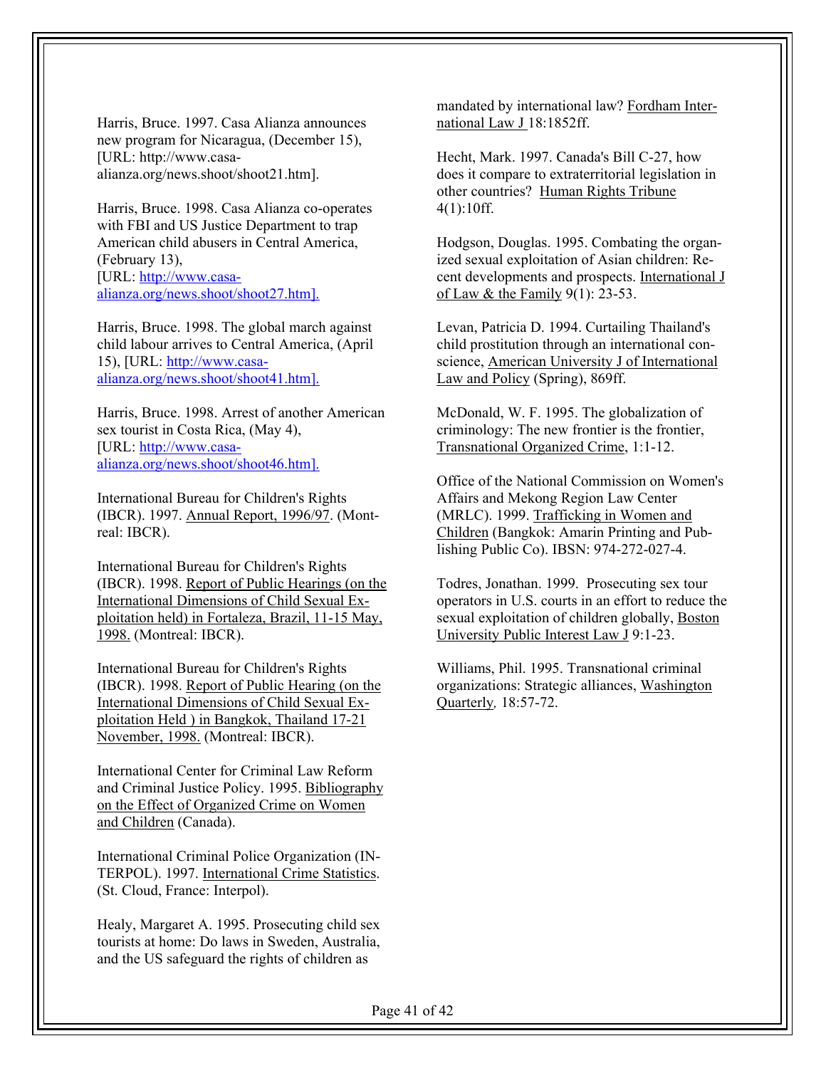Harris, Bruce. 1997. Casa Alianza announces new program for Nicaragua, (December 15), [URL: http://www.casa-alianza.org/news.shoot/shoot21.htm].

Harris, Bruce. 1998. Casa Alianza co-operates with FBI and US Justice Department to trap American child abusers in Central America, (February 13), [URL: http://www.casa-alianza.org/news.shoot/shoot27.htm].

Harris, Bruce. 1998. The global march against child labour arrives to Central America, (April 15), [URL: http://www.casa-alianza.org/news.shoot/shoot41.htm].

Harris, Bruce. 1998. Arrest of another American sex tourist in Costa Rica, (May 4), [URL: http://www.casa-alianza.org/news.shoot/shoot46.htm].

International Bureau for Children's Rights (IBCR). 1997. Annual Report, 1996/97. (Montreal: IBCR).

International Bureau for Children's Rights (IBCR). 1998. Report of Public Hearings (on the International Dimensions of Child Sexual Exploitation held) in Fortaleza, Brazil, 11-15 May, 1998. (Montreal: IBCR).

International Bureau for Children's Rights (IBCR). 1998. Report of Public Hearing (on the International Dimensions of Child Sexual Exploitation Held ) in Bangkok, Thailand 17-21 November, 1998. (Montreal: IBCR).

International Center for Criminal Law Reform and Criminal Justice Policy. 1995. Bibliography on the Effect of Organized Crime on Women and Children (Canada).

International Criminal Police Organization (INTERPOL). 1997. International Crime Statistics. (St. Cloud, France: Interpol).

Healy, Margaret A. 1995. Prosecuting child sex tourists at home: Do laws in Sweden, Australia, and the US safeguard the rights of children as mandated by international law? Fordham International Law J 18:1852ff.

Hecht, Mark. 1997. Canada's Bill C-27, how does it compare to extraterritorial legislation in other countries? Human Rights Tribune 4(1):10ff.

Hodgson, Douglas. 1995. Combating the organized sexual exploitation of Asian children: Recent developments and prospects. International J of Law & the Family 9(1): 23-53.

Levan, Patricia D. 1994. Curtailing Thailand's child prostitution through an international conscience, American University J of International Law and Policy (Spring), 869ff.

McDonald, W. F. 1995. The globalization of criminology: The new frontier is the frontier, Transnational Organized Crime, 1:1-12.

Office of the National Commission on Women's Affairs and Mekong Region Law Center (MRLC). 1999. Trafficking in Women and Children (Bangkok: Amarin Printing and Publishing Public Co). IBSN: 974-272-027-4.

Todres, Jonathan. 1999. Prosecuting sex tour operators in U.S. courts in an effort to reduce the sexual exploitation of children globally, Boston University Public Interest Law J 9:1-23.

Williams, Phil. 1995. Transnational criminal organizations: Strategic alliances, *Washington Quarterly,* 18:57-72.